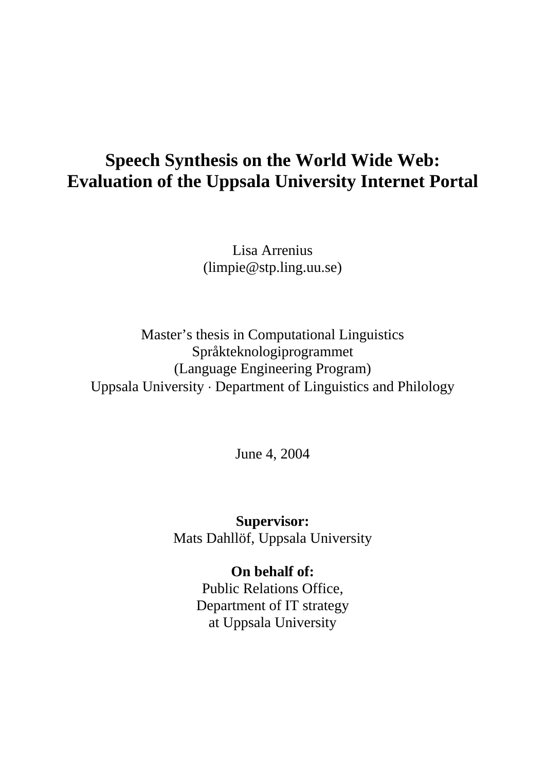# Speech Synthesis on the World Wide Web: Evaluation of the Uppsala University Internet Portal

Lisa Arrenius
(limpie@stp.ling.uu.se)

Master's thesis in Computational Linguistics
Språkteknologiprogrammet
(Language Engineering Program)
Uppsala University · Department of Linguistics and Philology

June 4, 2004

**Supervisor:**
Mats Dahllöf, Uppsala University

**On behalf of:**
Public Relations Office,
Department of IT strategy
at Uppsala University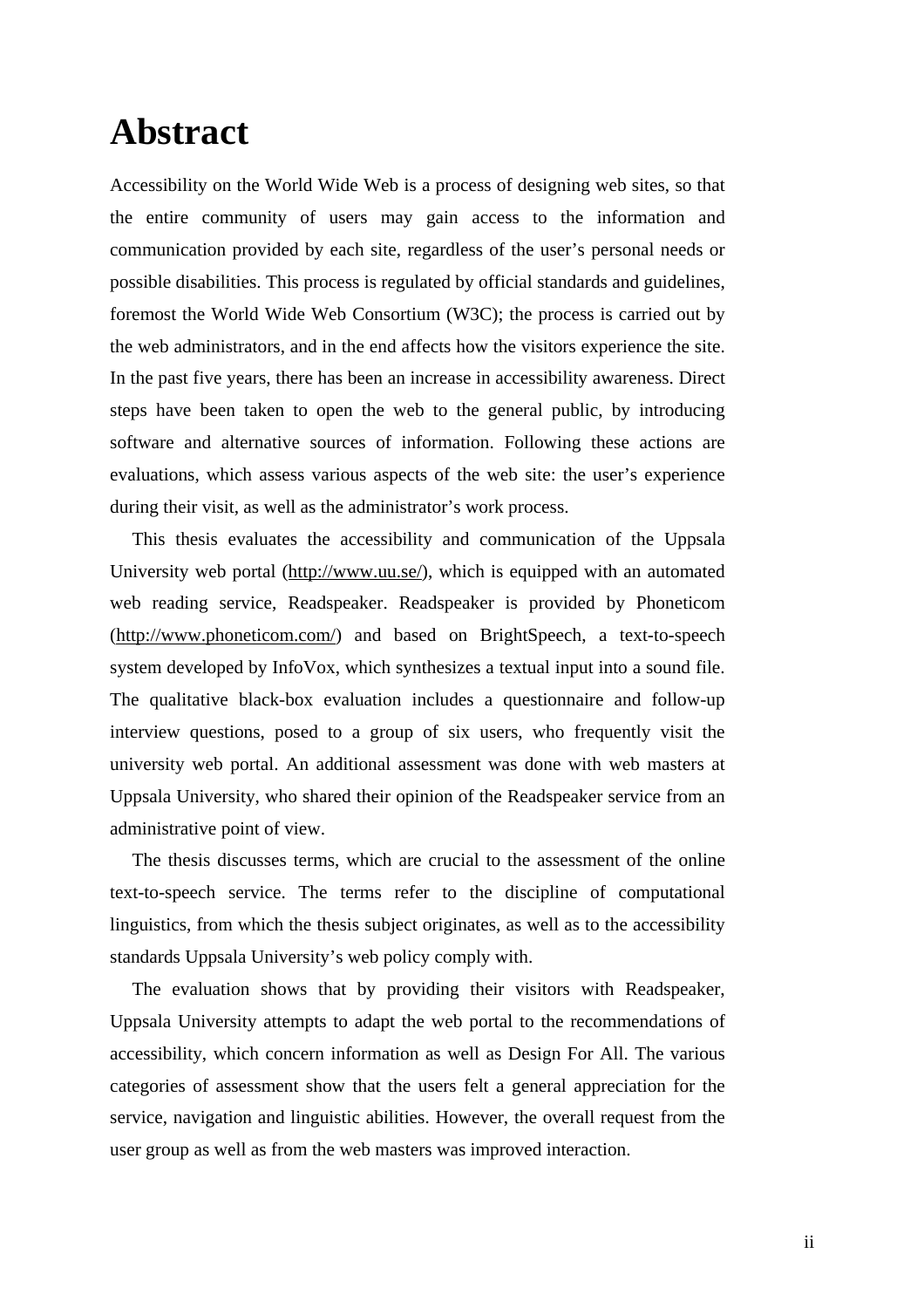# Abstract

Accessibility on the World Wide Web is a process of designing web sites, so that the entire community of users may gain access to the information and communication provided by each site, regardless of the user's personal needs or possible disabilities. This process is regulated by official standards and guidelines, foremost the World Wide Web Consortium (W3C); the process is carried out by the web administrators, and in the end affects how the visitors experience the site. In the past five years, there has been an increase in accessibility awareness. Direct steps have been taken to open the web to the general public, by introducing software and alternative sources of information. Following these actions are evaluations, which assess various aspects of the web site: the user's experience during their visit, as well as the administrator's work process.

This thesis evaluates the accessibility and communication of the Uppsala University web portal (http://www.uu.se/), which is equipped with an automated web reading service, Readspeaker. Readspeaker is provided by Phoneticom (http://www.phoneticom.com/) and based on BrightSpeech, a text-to-speech system developed by InfoVox, which synthesizes a textual input into a sound file. The qualitative black-box evaluation includes a questionnaire and follow-up interview questions, posed to a group of six users, who frequently visit the university web portal. An additional assessment was done with web masters at Uppsala University, who shared their opinion of the Readspeaker service from an administrative point of view.

The thesis discusses terms, which are crucial to the assessment of the online text-to-speech service. The terms refer to the discipline of computational linguistics, from which the thesis subject originates, as well as to the accessibility standards Uppsala University's web policy comply with.

The evaluation shows that by providing their visitors with Readspeaker, Uppsala University attempts to adapt the web portal to the recommendations of accessibility, which concern information as well as Design For All. The various categories of assessment show that the users felt a general appreciation for the service, navigation and linguistic abilities. However, the overall request from the user group as well as from the web masters was improved interaction.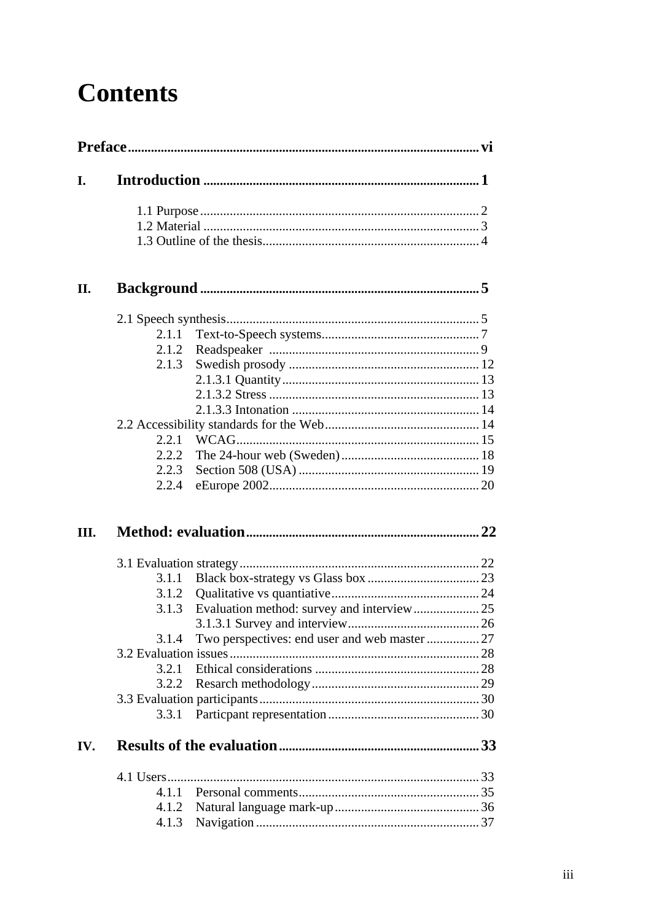# Contents

**Preface** ..... vi

**I. Introduction** ..... 1

- 1.1 Purpose ..... 2
- 1.2 Material ..... 3
- 1.3 Outline of the thesis ..... 4

**II. Background** ..... 5

- 2.1 Speech synthesis ..... 5
  - 2.1.1 Text-to-Speech systems ..... 7
  - 2.1.2 Readspeaker ..... 9
  - 2.1.3 Swedish prosody ..... 12
    - 2.1.3.1 Quantity ..... 13
    - 2.1.3.2 Stress ..... 13
    - 2.1.3.3 Intonation ..... 14
- 2.2 Accessibility standards for the Web ..... 14
  - 2.2.1 WCAG ..... 15
  - 2.2.2 The 24-hour web (Sweden) ..... 18
  - 2.2.3 Section 508 (USA) ..... 19
  - 2.2.4 eEurope 2002 ..... 20

**III. Method: evaluation** ..... 22

- 3.1 Evaluation strategy ..... 22
  - 3.1.1 Black box-strategy vs Glass box ..... 23
  - 3.1.2 Qualitative vs quantiative ..... 24
  - 3.1.3 Evaluation method: survey and interview ..... 25
    - 3.1.3.1 Survey and interview ..... 26
  - 3.1.4 Two perspectives: end user and web master ..... 27
- 3.2 Evaluation issues ..... 28
  - 3.2.1 Ethical considerations ..... 28
  - 3.2.2 Resarch methodology ..... 29
- 3.3 Evaluation participants ..... 30
  - 3.3.1 Particpant representation ..... 30

**IV. Results of the evaluation** ..... 33

- 4.1 Users ..... 33
  - 4.1.1 Personal comments ..... 35
  - 4.1.2 Natural language mark-up ..... 36
  - 4.1.3 Navigation ..... 37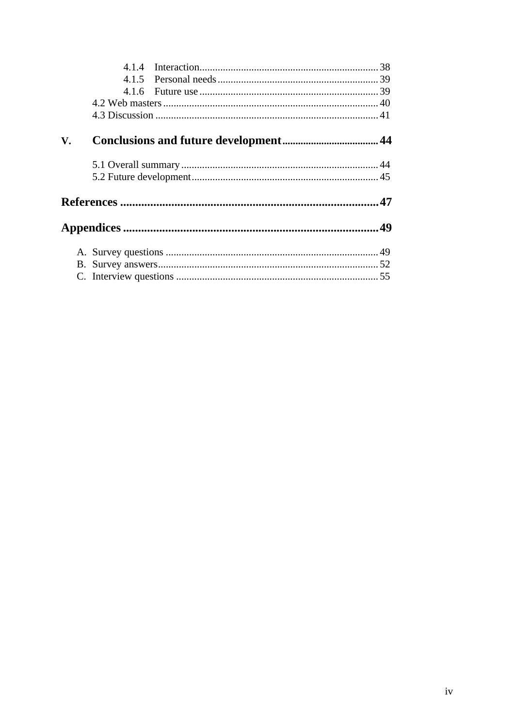4.1.4 Interaction .......... 38
4.1.5 Personal needs .......... 39
4.1.6 Future use .......... 39
4.2 Web masters .......... 40
4.3 Discussion .......... 41

**V. Conclusions and future development .......... 44**

5.1 Overall summary .......... 44
5.2 Future development .......... 45

**References .......... 47**

**Appendices .......... 49**

A. Survey questions .......... 49
B. Survey answers .......... 52
C. Interview questions .......... 55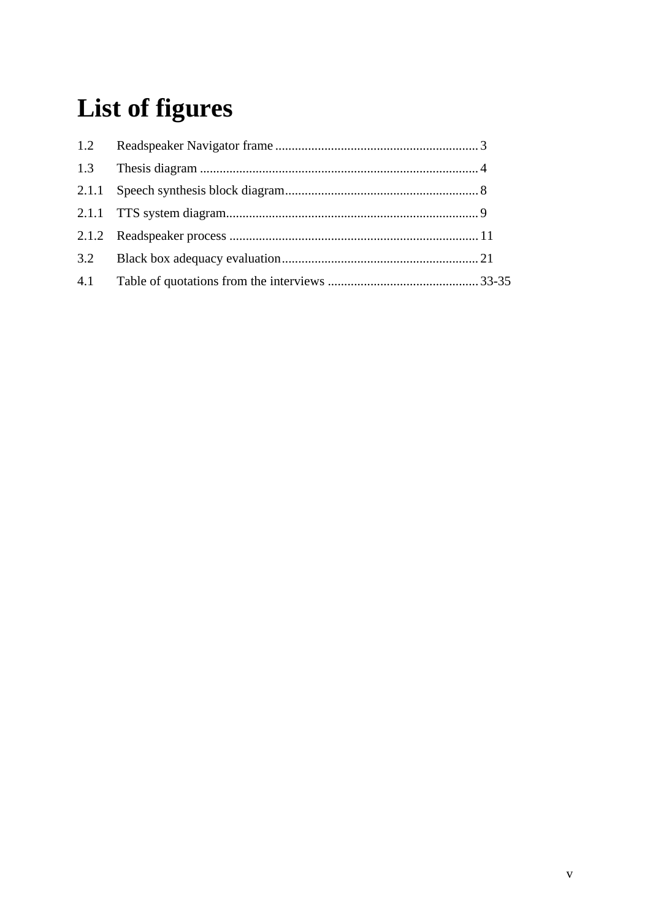# List of figures

| | | |
|---|---|---|
| 1.2 | Readspeaker Navigator frame | 3 |
| 1.3 | Thesis diagram | 4 |
| 2.1.1 | Speech synthesis block diagram | 8 |
| 2.1.1 | TTS system diagram | 9 |
| 2.1.2 | Readspeaker process | 11 |
| 3.2 | Black box adequacy evaluation | 21 |
| 4.1 | Table of quotations from the interviews | 33-35 |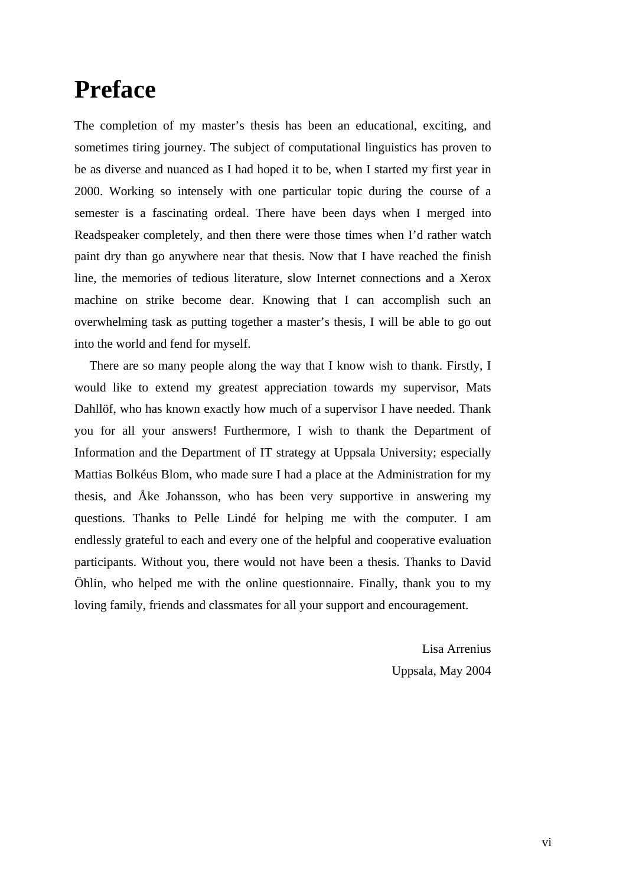# Preface

The completion of my master’s thesis has been an educational, exciting, and sometimes tiring journey. The subject of computational linguistics has proven to be as diverse and nuanced as I had hoped it to be, when I started my first year in 2000. Working so intensely with one particular topic during the course of a semester is a fascinating ordeal. There have been days when I merged into Readspeaker completely, and then there were those times when I’d rather watch paint dry than go anywhere near that thesis. Now that I have reached the finish line, the memories of tedious literature, slow Internet connections and a Xerox machine on strike become dear. Knowing that I can accomplish such an overwhelming task as putting together a master’s thesis, I will be able to go out into the world and fend for myself.

There are so many people along the way that I know wish to thank. Firstly, I would like to extend my greatest appreciation towards my supervisor, Mats Dahllöf, who has known exactly how much of a supervisor I have needed. Thank you for all your answers! Furthermore, I wish to thank the Department of Information and the Department of IT strategy at Uppsala University; especially Mattias Bolkéus Blom, who made sure I had a place at the Administration for my thesis, and Åke Johansson, who has been very supportive in answering my questions. Thanks to Pelle Lindé for helping me with the computer. I am endlessly grateful to each and every one of the helpful and cooperative evaluation participants. Without you, there would not have been a thesis. Thanks to David Öhlin, who helped me with the online questionnaire. Finally, thank you to my loving family, friends and classmates for all your support and encouragement.

Lisa Arrenius
Uppsala, May 2004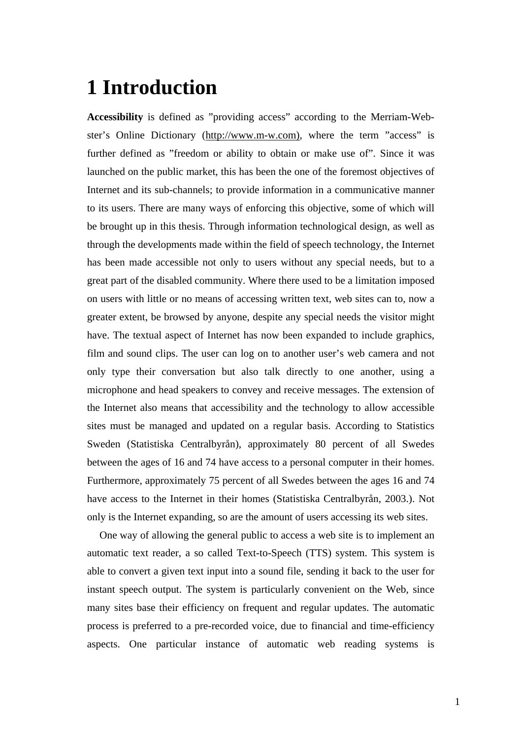# 1 Introduction

**Accessibility** is defined as ”providing access” according to the Merriam-Webster's Online Dictionary (http://www.m-w.com), where the term ”access” is further defined as ”freedom or ability to obtain or make use of”. Since it was launched on the public market, this has been the one of the foremost objectives of Internet and its sub-channels; to provide information in a communicative manner to its users. There are many ways of enforcing this objective, some of which will be brought up in this thesis. Through information technological design, as well as through the developments made within the field of speech technology, the Internet has been made accessible not only to users without any special needs, but to a great part of the disabled community. Where there used to be a limitation imposed on users with little or no means of accessing written text, web sites can to, now a greater extent, be browsed by anyone, despite any special needs the visitor might have. The textual aspect of Internet has now been expanded to include graphics, film and sound clips. The user can log on to another user's web camera and not only type their conversation but also talk directly to one another, using a microphone and head speakers to convey and receive messages. The extension of the Internet also means that accessibility and the technology to allow accessible sites must be managed and updated on a regular basis. According to Statistics Sweden (Statistiska Centralbyrån), approximately 80 percent of all Swedes between the ages of 16 and 74 have access to a personal computer in their homes. Furthermore, approximately 75 percent of all Swedes between the ages 16 and 74 have access to the Internet in their homes (Statistiska Centralbyrån, 2003.). Not only is the Internet expanding, so are the amount of users accessing its web sites.

One way of allowing the general public to access a web site is to implement an automatic text reader, a so called Text-to-Speech (TTS) system. This system is able to convert a given text input into a sound file, sending it back to the user for instant speech output. The system is particularly convenient on the Web, since many sites base their efficiency on frequent and regular updates. The automatic process is preferred to a pre-recorded voice, due to financial and time-efficiency aspects. One particular instance of automatic web reading systems is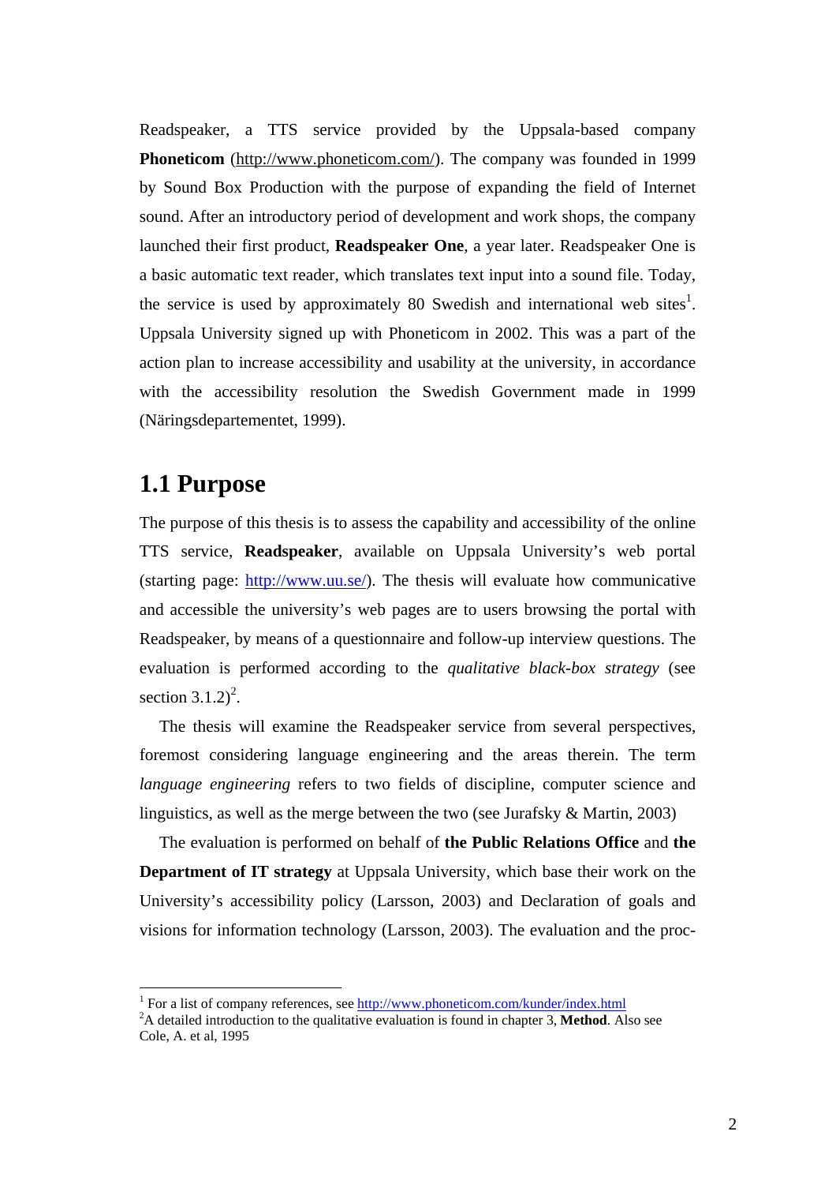Readspeaker, a TTS service provided by the Uppsala-based company **Phoneticom** (http://www.phoneticom.com/). The company was founded in 1999 by Sound Box Production with the purpose of expanding the field of Internet sound. After an introductory period of development and work shops, the company launched their first product, **Readspeaker One**, a year later. Readspeaker One is a basic automatic text reader, which translates text input into a sound file. Today, the service is used by approximately 80 Swedish and international web sites[1]. Uppsala University signed up with Phoneticom in 2002. This was a part of the action plan to increase accessibility and usability at the university, in accordance with the accessibility resolution the Swedish Government made in 1999 (Näringsdepartementet, 1999).

## 1.1 Purpose

The purpose of this thesis is to assess the capability and accessibility of the online TTS service, **Readspeaker**, available on Uppsala University's web portal (starting page: http://www.uu.se/). The thesis will evaluate how communicative and accessible the university's web pages are to users browsing the portal with Readspeaker, by means of a questionnaire and follow-up interview questions. The evaluation is performed according to the *qualitative black-box strategy* (see section 3.1.2)[2].

The thesis will examine the Readspeaker service from several perspectives, foremost considering language engineering and the areas therein. The term *language engineering* refers to two fields of discipline, computer science and linguistics, as well as the merge between the two (see Jurafsky & Martin, 2003)

The evaluation is performed on behalf of **the Public Relations Office** and **the Department of IT strategy** at Uppsala University, which base their work on the University's accessibility policy (Larsson, 2003) and Declaration of goals and visions for information technology (Larsson, 2003). The evaluation and the proc-

---

[1] For a list of company references, see http://www.phoneticom.com/kunder/index.html

[2] A detailed introduction to the qualitative evaluation is found in chapter 3, **Method**. Also see Cole, A. et al, 1995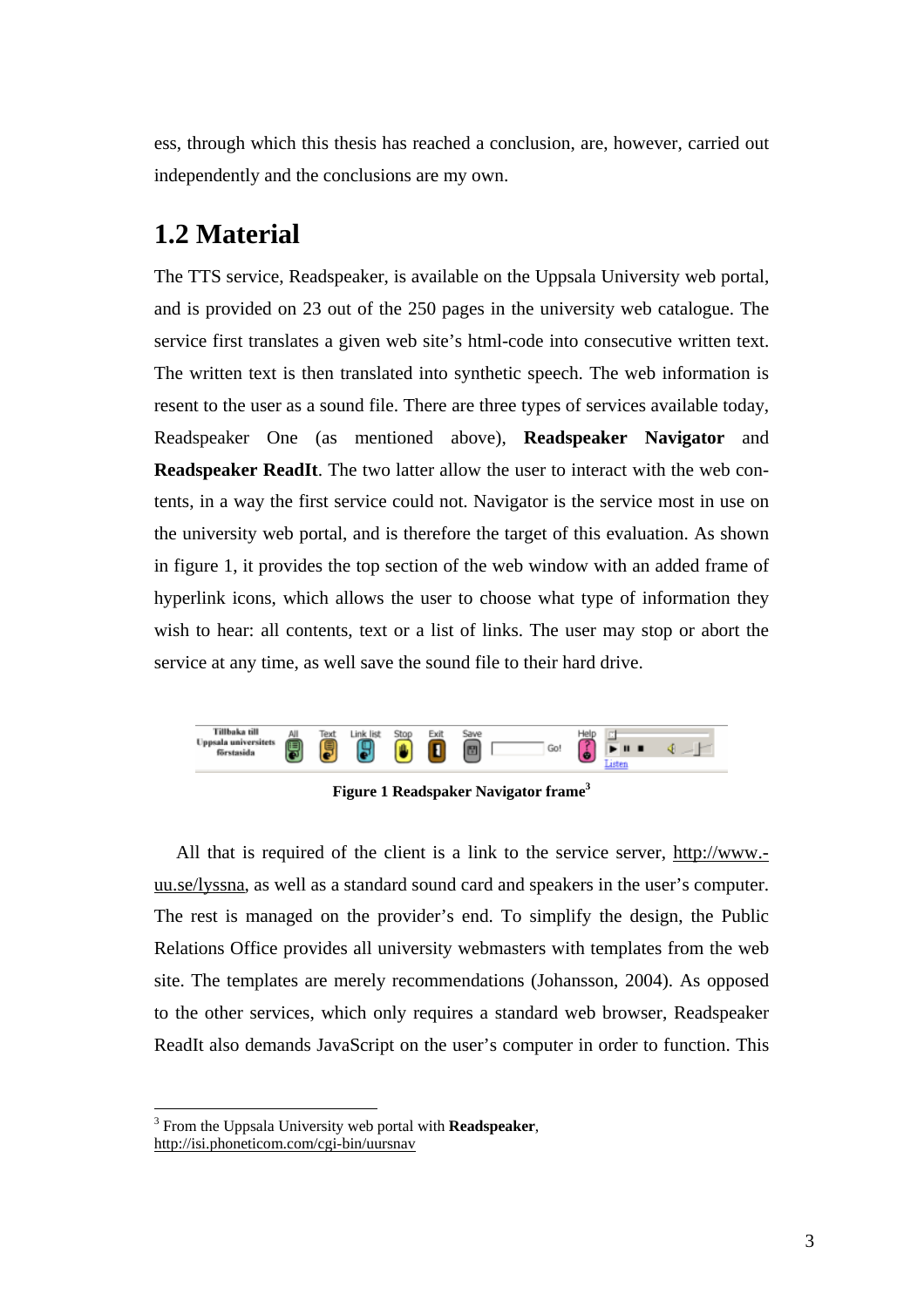ess, through which this thesis has reached a conclusion, are, however, carried out independently and the conclusions are my own.

## 1.2 Material

The TTS service, Readspeaker, is available on the Uppsala University web portal, and is provided on 23 out of the 250 pages in the university web catalogue. The service first translates a given web site's html-code into consecutive written text. The written text is then translated into synthetic speech. The web information is resent to the user as a sound file. There are three types of services available today, Readspeaker One (as mentioned above), **Readspeaker Navigator** and **Readspeaker ReadIt**. The two latter allow the user to interact with the web contents, in a way the first service could not. Navigator is the service most in use on the university web portal, and is therefore the target of this evaluation. As shown in figure 1, it provides the top section of the web window with an added frame of hyperlink icons, which allows the user to choose what type of information they wish to hear: all contents, text or a list of links. The user may stop or abort the service at any time, as well save the sound file to their hard drive.

**Figure 1 Readspaker Navigator frame**[3]

All that is required of the client is a link to the service server, http://www.-uu.se/lyssna, as well as a standard sound card and speakers in the user's computer. The rest is managed on the provider's end. To simplify the design, the Public Relations Office provides all university webmasters with templates from the web site. The templates are merely recommendations (Johansson, 2004). As opposed to the other services, which only requires a standard web browser, Readspeaker ReadIt also demands JavaScript on the user's computer in order to function. This

---

[3] From the Uppsala University web portal with **Readspeaker**, http://isi.phoneticom.com/cgi-bin/uursnav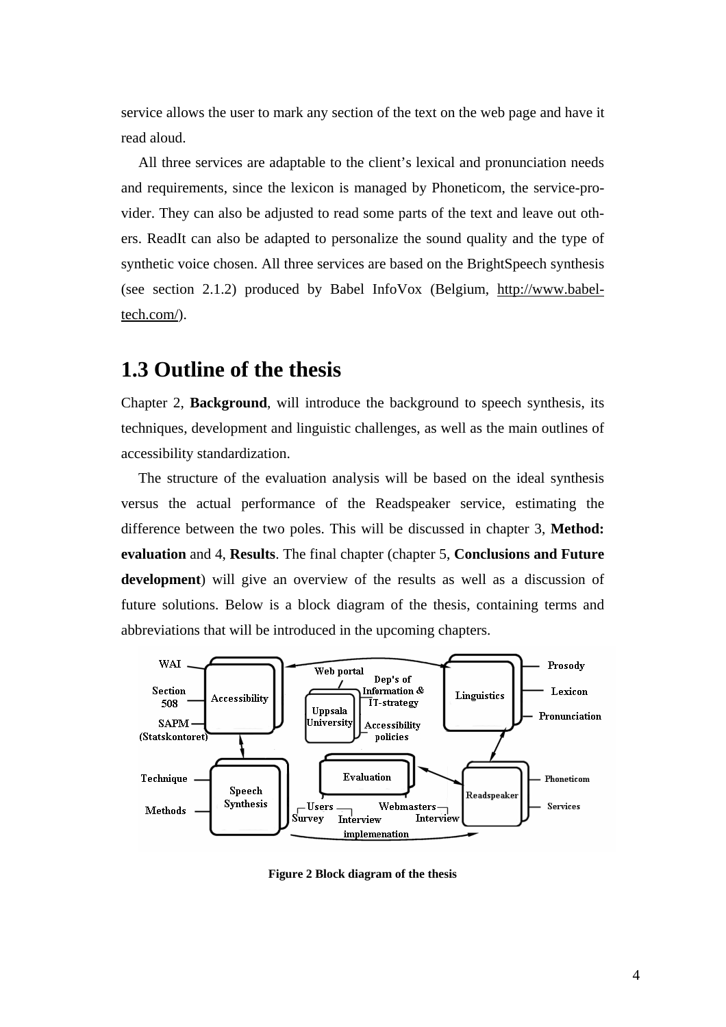service allows the user to mark any section of the text on the web page and have it read aloud.

All three services are adaptable to the client's lexical and pronunciation needs and requirements, since the lexicon is managed by Phoneticom, the service-provider. They can also be adjusted to read some parts of the text and leave out others. ReadIt can also be adapted to personalize the sound quality and the type of synthetic voice chosen. All three services are based on the BrightSpeech synthesis (see section 2.1.2) produced by Babel InfoVox (Belgium, http://www.babel-tech.com/).

## 1.3 Outline of the thesis

Chapter 2, **Background**, will introduce the background to speech synthesis, its techniques, development and linguistic challenges, as well as the main outlines of accessibility standardization.

The structure of the evaluation analysis will be based on the ideal synthesis versus the actual performance of the Readspeaker service, estimating the difference between the two poles. This will be discussed in chapter 3, **Method: evaluation** and 4, **Results**. The final chapter (chapter 5, **Conclusions and Future development**) will give an overview of the results as well as a discussion of future solutions. Below is a block diagram of the thesis, containing terms and abbreviations that will be introduced in the upcoming chapters.

Figure 2 Block diagram of the thesis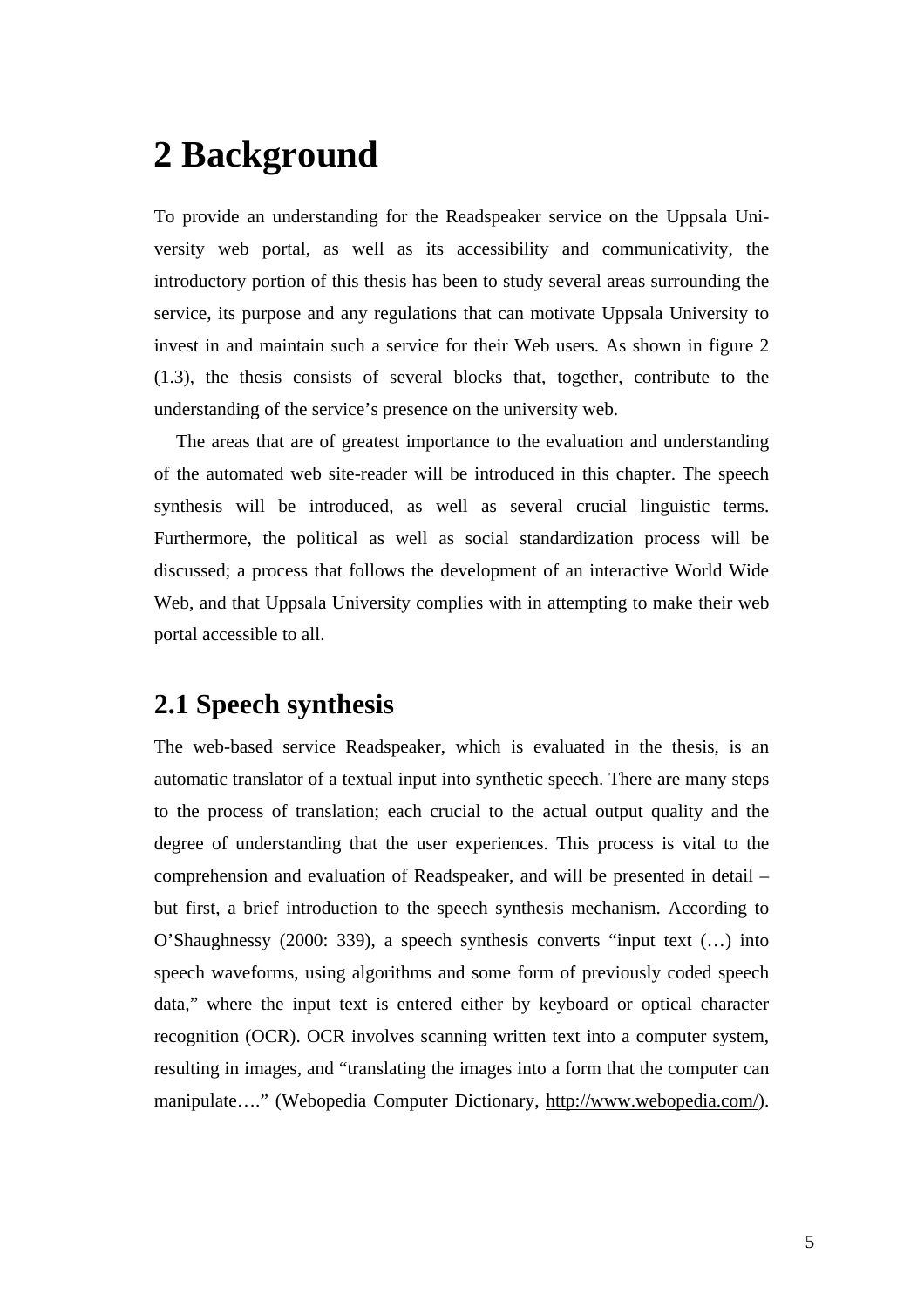# 2 Background

To provide an understanding for the Readspeaker service on the Uppsala University web portal, as well as its accessibility and communicativity, the introductory portion of this thesis has been to study several areas surrounding the service, its purpose and any regulations that can motivate Uppsala University to invest in and maintain such a service for their Web users. As shown in figure 2 (1.3), the thesis consists of several blocks that, together, contribute to the understanding of the service's presence on the university web.

The areas that are of greatest importance to the evaluation and understanding of the automated web site-reader will be introduced in this chapter. The speech synthesis will be introduced, as well as several crucial linguistic terms. Furthermore, the political as well as social standardization process will be discussed; a process that follows the development of an interactive World Wide Web, and that Uppsala University complies with in attempting to make their web portal accessible to all.

## 2.1 Speech synthesis

The web-based service Readspeaker, which is evaluated in the thesis, is an automatic translator of a textual input into synthetic speech. There are many steps to the process of translation; each crucial to the actual output quality and the degree of understanding that the user experiences. This process is vital to the comprehension and evaluation of Readspeaker, and will be presented in detail – but first, a brief introduction to the speech synthesis mechanism. According to O'Shaughnessy (2000: 339), a speech synthesis converts "input text (…) into speech waveforms, using algorithms and some form of previously coded speech data," where the input text is entered either by keyboard or optical character recognition (OCR). OCR involves scanning written text into a computer system, resulting in images, and "translating the images into a form that the computer can manipulate…." (Webopedia Computer Dictionary, http://www.webopedia.com/).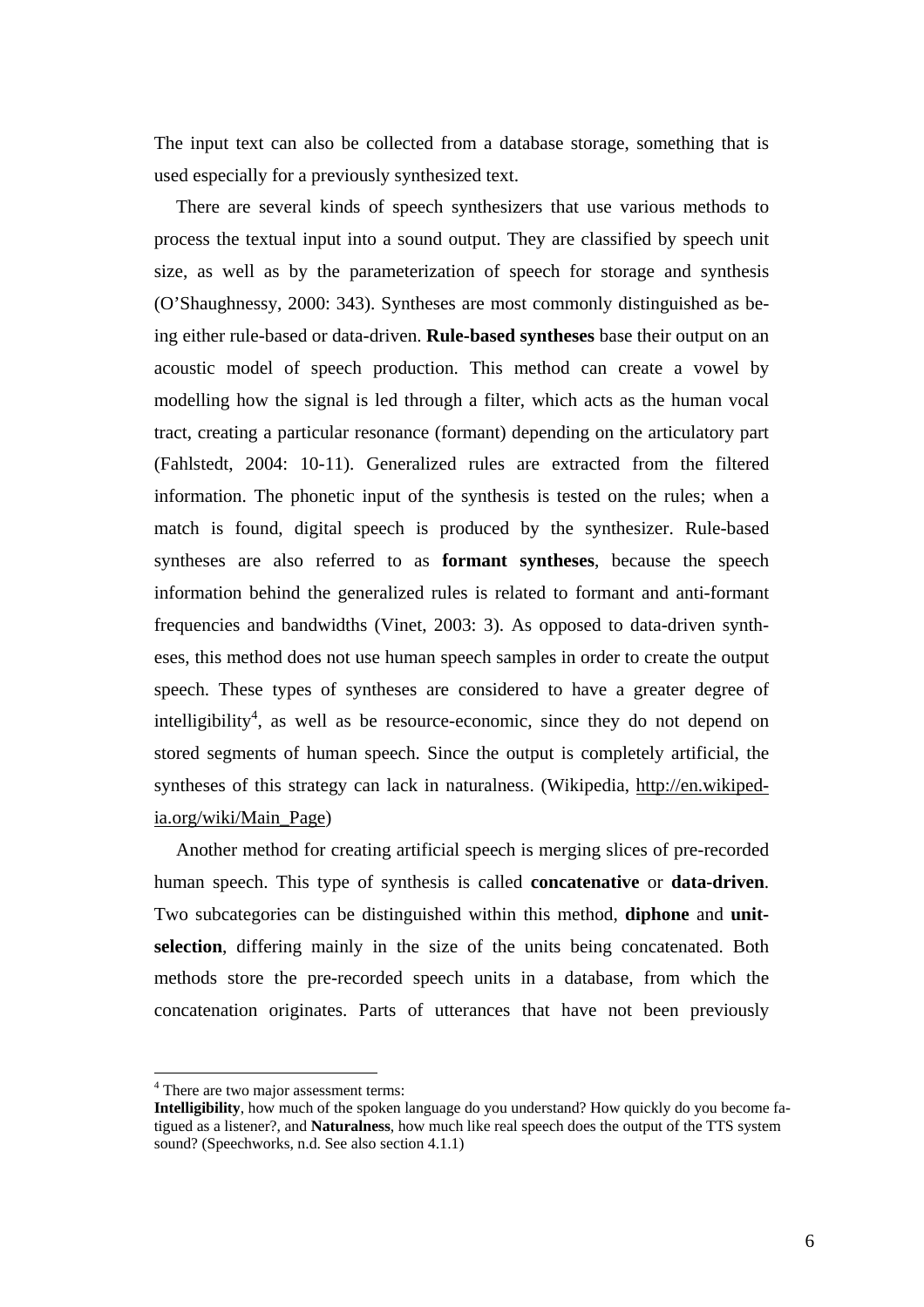The input text can also be collected from a database storage, something that is used especially for a previously synthesized text.

There are several kinds of speech synthesizers that use various methods to process the textual input into a sound output. They are classified by speech unit size, as well as by the parameterization of speech for storage and synthesis (O'Shaughnessy, 2000: 343). Syntheses are most commonly distinguished as being either rule-based or data-driven. **Rule-based syntheses** base their output on an acoustic model of speech production. This method can create a vowel by modelling how the signal is led through a filter, which acts as the human vocal tract, creating a particular resonance (formant) depending on the articulatory part (Fahlstedt, 2004: 10-11). Generalized rules are extracted from the filtered information. The phonetic input of the synthesis is tested on the rules; when a match is found, digital speech is produced by the synthesizer. Rule-based syntheses are also referred to as **formant syntheses**, because the speech information behind the generalized rules is related to formant and anti-formant frequencies and bandwidths (Vinet, 2003: 3). As opposed to data-driven syntheses, this method does not use human speech samples in order to create the output speech. These types of syntheses are considered to have a greater degree of intelligibility[4], as well as be resource-economic, since they do not depend on stored segments of human speech. Since the output is completely artificial, the syntheses of this strategy can lack in naturalness. (Wikipedia, http://en.wikipedia.org/wiki/Main_Page)

Another method for creating artificial speech is merging slices of pre-recorded human speech. This type of synthesis is called **concatenative** or **data-driven**. Two subcategories can be distinguished within this method, **diphone** and **unit-selection**, differing mainly in the size of the units being concatenated. Both methods store the pre-recorded speech units in a database, from which the concatenation originates. Parts of utterances that have not been previously

---

[4] There are two major assessment terms:
**Intelligibility**, how much of the spoken language do you understand? How quickly do you become fatigued as a listener?, and **Naturalness**, how much like real speech does the output of the TTS system sound? (Speechworks, n.d. See also section 4.1.1)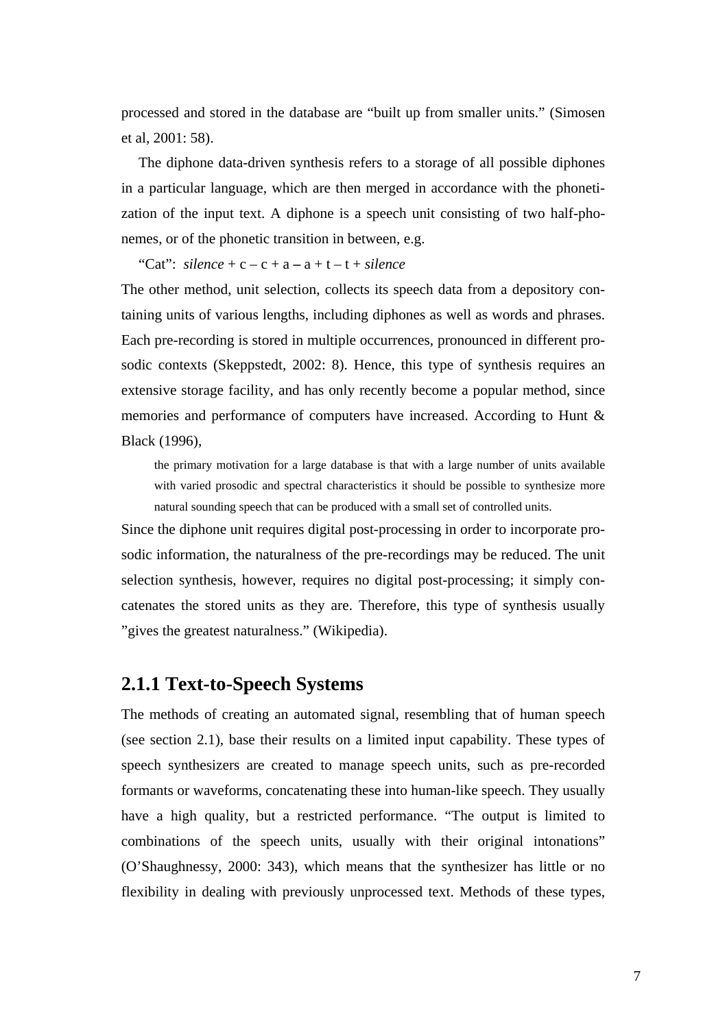processed and stored in the database are "built up from smaller units." (Simosen et al, 2001: 58).

The diphone data-driven synthesis refers to a storage of all possible diphones in a particular language, which are then merged in accordance with the phonetization of the input text. A diphone is a speech unit consisting of two half-phonemes, or of the phonetic transition in between, e.g.

"Cat": *silence* + c – c + a – a + t – t + *silence*

The other method, unit selection, collects its speech data from a depository containing units of various lengths, including diphones as well as words and phrases. Each pre-recording is stored in multiple occurrences, pronounced in different prosodic contexts (Skeppstedt, 2002: 8). Hence, this type of synthesis requires an extensive storage facility, and has only recently become a popular method, since memories and performance of computers have increased. According to Hunt & Black (1996),

> the primary motivation for a large database is that with a large number of units available with varied prosodic and spectral characteristics it should be possible to synthesize more natural sounding speech that can be produced with a small set of controlled units.

Since the diphone unit requires digital post-processing in order to incorporate prosodic information, the naturalness of the pre-recordings may be reduced. The unit selection synthesis, however, requires no digital post-processing; it simply concatenates the stored units as they are. Therefore, this type of synthesis usually "gives the greatest naturalness." (Wikipedia).

### 2.1.1 Text-to-Speech Systems

The methods of creating an automated signal, resembling that of human speech (see section 2.1), base their results on a limited input capability. These types of speech synthesizers are created to manage speech units, such as pre-recorded formants or waveforms, concatenating these into human-like speech. They usually have a high quality, but a restricted performance. "The output is limited to combinations of the speech units, usually with their original intonations" (O'Shaughnessy, 2000: 343), which means that the synthesizer has little or no flexibility in dealing with previously unprocessed text. Methods of these types,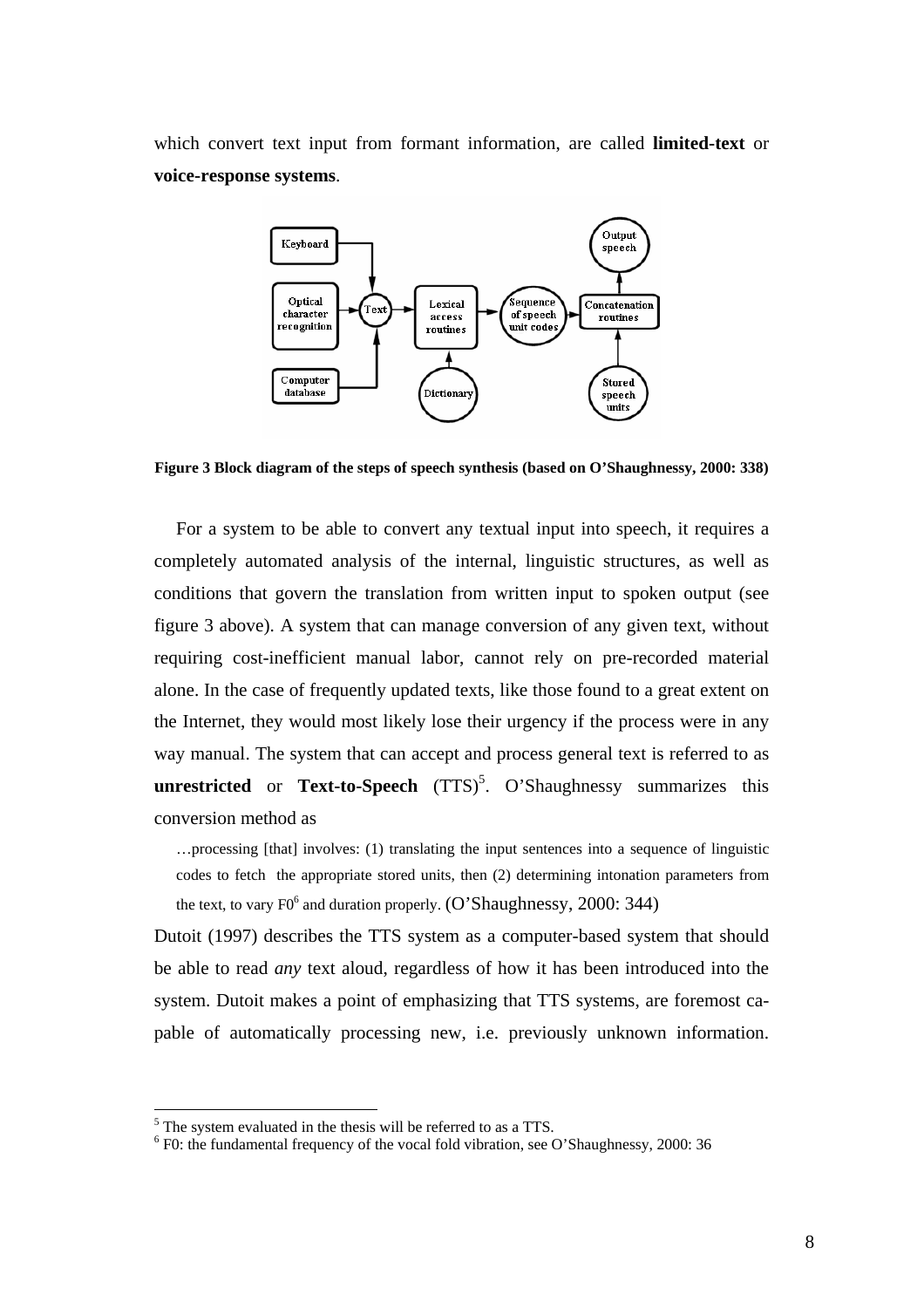which convert text input from formant information, are called **limited-text** or **voice-response systems**.

**Figure 3 Block diagram of the steps of speech synthesis (based on O'Shaughnessy, 2000: 338)**

For a system to be able to convert any textual input into speech, it requires a completely automated analysis of the internal, linguistic structures, as well as conditions that govern the translation from written input to spoken output (see figure 3 above). A system that can manage conversion of any given text, without requiring cost-inefficient manual labor, cannot rely on pre-recorded material alone. In the case of frequently updated texts, like those found to a great extent on the Internet, they would most likely lose their urgency if the process were in any way manual. The system that can accept and process general text is referred to as **unrestricted** or **Text-to-Speech** (TTS)[5]. O'Shaughnessy summarizes this conversion method as

> …processing [that] involves: (1) translating the input sentences into a sequence of linguistic codes to fetch the appropriate stored units, then (2) determining intonation parameters from the text, to vary F0[6] and duration properly. (O'Shaughnessy, 2000: 344)

Dutoit (1997) describes the TTS system as a computer-based system that should be able to read *any* text aloud, regardless of how it has been introduced into the system. Dutoit makes a point of emphasizing that TTS systems, are foremost capable of automatically processing new, i.e. previously unknown information.

---

[5] The system evaluated in the thesis will be referred to as a TTS.

[6] F0: the fundamental frequency of the vocal fold vibration, see O'Shaughnessy, 2000: 36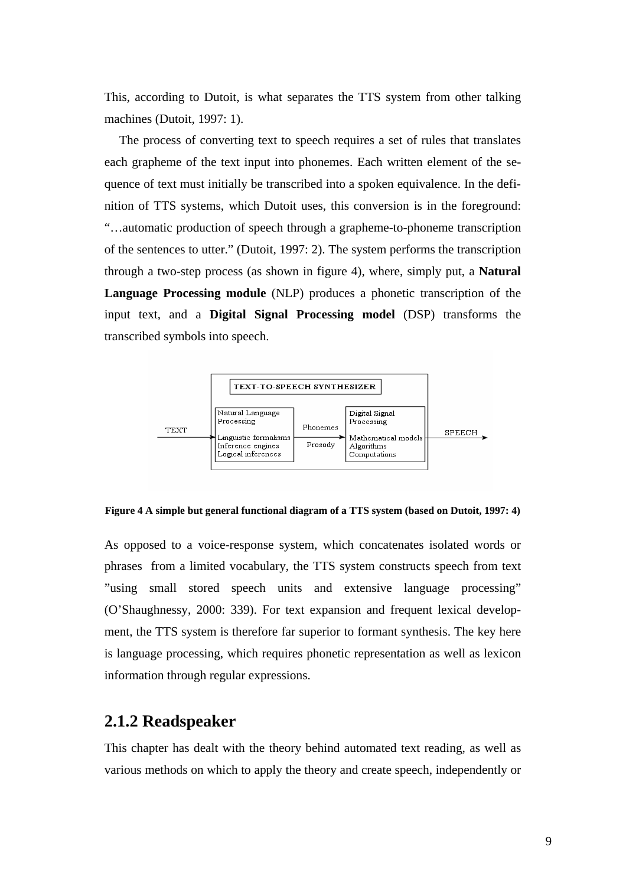This, according to Dutoit, is what separates the TTS system from other talking machines (Dutoit, 1997: 1).

The process of converting text to speech requires a set of rules that translates each grapheme of the text input into phonemes. Each written element of the sequence of text must initially be transcribed into a spoken equivalence. In the definition of TTS systems, which Dutoit uses, this conversion is in the foreground: "…automatic production of speech through a grapheme-to-phoneme transcription of the sentences to utter." (Dutoit, 1997: 2). The system performs the transcription through a two-step process (as shown in figure 4), where, simply put, a **Natural Language Processing module** (NLP) produces a phonetic transcription of the input text, and a **Digital Signal Processing model** (DSP) transforms the transcribed symbols into speech.

TEXT-TO-SPEECH SYNTHESIZER

TEXT → Natural Language Processing (Linguistic formalisms, Inference engines, Logical inferences) → Phonemes / Prosody → Digital Signal Processing (Mathematical models, Algorithms, Computations) → SPEECH

**Figure 4 A simple but general functional diagram of a TTS system (based on Dutoit, 1997: 4)**

As opposed to a voice-response system, which concatenates isolated words or phrases from a limited vocabulary, the TTS system constructs speech from text "using small stored speech units and extensive language processing" (O'Shaughnessy, 2000: 339). For text expansion and frequent lexical development, the TTS system is therefore far superior to formant synthesis. The key here is language processing, which requires phonetic representation as well as lexicon information through regular expressions.

## 2.1.2 Readspeaker

This chapter has dealt with the theory behind automated text reading, as well as various methods on which to apply the theory and create speech, independently or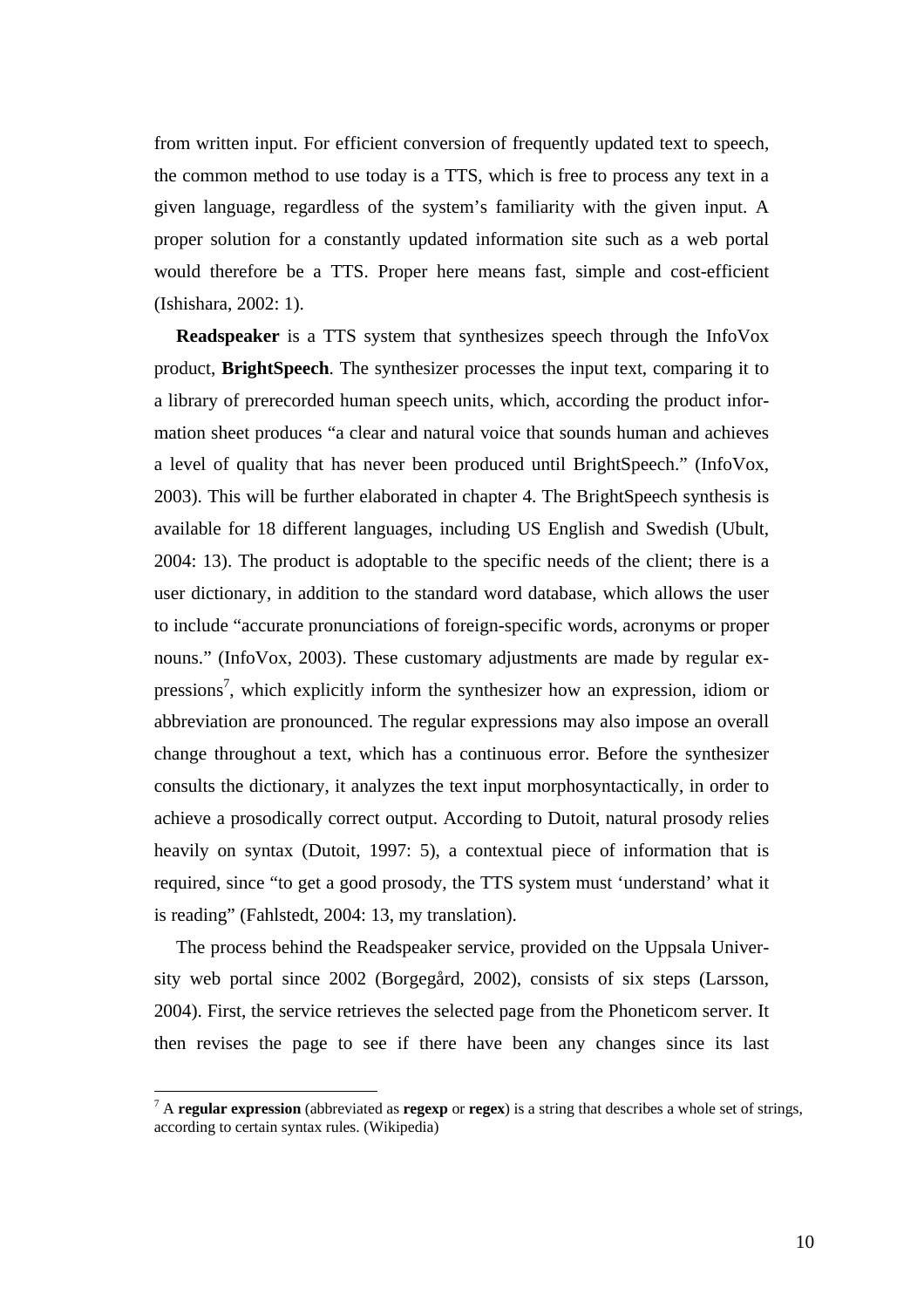from written input. For efficient conversion of frequently updated text to speech, the common method to use today is a TTS, which is free to process any text in a given language, regardless of the system's familiarity with the given input. A proper solution for a constantly updated information site such as a web portal would therefore be a TTS. Proper here means fast, simple and cost-efficient (Ishishara, 2002: 1).

**Readspeaker** is a TTS system that synthesizes speech through the InfoVox product, **BrightSpeech**. The synthesizer processes the input text, comparing it to a library of prerecorded human speech units, which, according the product information sheet produces "a clear and natural voice that sounds human and achieves a level of quality that has never been produced until BrightSpeech." (InfoVox, 2003). This will be further elaborated in chapter 4. The BrightSpeech synthesis is available for 18 different languages, including US English and Swedish (Ubult, 2004: 13). The product is adoptable to the specific needs of the client; there is a user dictionary, in addition to the standard word database, which allows the user to include "accurate pronunciations of foreign-specific words, acronyms or proper nouns." (InfoVox, 2003). These customary adjustments are made by regular expressions[7], which explicitly inform the synthesizer how an expression, idiom or abbreviation are pronounced. The regular expressions may also impose an overall change throughout a text, which has a continuous error. Before the synthesizer consults the dictionary, it analyzes the text input morphosyntactically, in order to achieve a prosodically correct output. According to Dutoit, natural prosody relies heavily on syntax (Dutoit, 1997: 5), a contextual piece of information that is required, since "to get a good prosody, the TTS system must 'understand' what it is reading" (Fahlstedt, 2004: 13, my translation).

The process behind the Readspeaker service, provided on the Uppsala University web portal since 2002 (Borgegård, 2002), consists of six steps (Larsson, 2004). First, the service retrieves the selected page from the Phoneticom server. It then revises the page to see if there have been any changes since its last

[7] A **regular expression** (abbreviated as **regexp** or **regex**) is a string that describes a whole set of strings, according to certain syntax rules. (Wikipedia)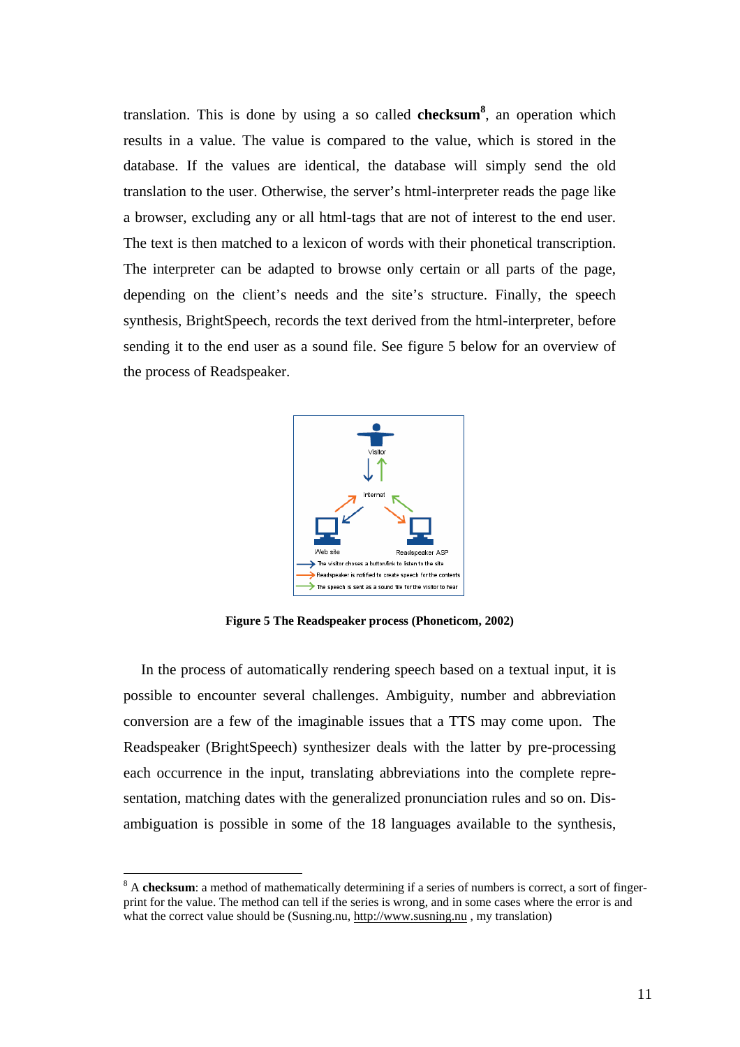translation. This is done by using a so called **checksum**[8], an operation which results in a value. The value is compared to the value, which is stored in the database. If the values are identical, the database will simply send the old translation to the user. Otherwise, the server's html-interpreter reads the page like a browser, excluding any or all html-tags that are not of interest to the end user. The text is then matched to a lexicon of words with their phonetical transcription. The interpreter can be adapted to browse only certain or all parts of the page, depending on the client's needs and the site's structure. Finally, the speech synthesis, BrightSpeech, records the text derived from the html-interpreter, before sending it to the end user as a sound file. See figure 5 below for an overview of the process of Readspeaker.

Visitor

Internet

Web site

Readspeaker ASP

The visitor choses a button/link to listen to the site

Readspeaker is notified to create speech for the contents

The speech is sent as a sound file for the visitor to hear

**Figure 5 The Readspeaker process (Phoneticom, 2002)**

In the process of automatically rendering speech based on a textual input, it is possible to encounter several challenges. Ambiguity, number and abbreviation conversion are a few of the imaginable issues that a TTS may come upon. The Readspeaker (BrightSpeech) synthesizer deals with the latter by pre-processing each occurrence in the input, translating abbreviations into the complete representation, matching dates with the generalized pronunciation rules and so on. Disambiguation is possible in some of the 18 languages available to the synthesis,

---

[8] A **checksum**: a method of mathematically determining if a series of numbers is correct, a sort of fingerprint for the value. The method can tell if the series is wrong, and in some cases where the error is and what the correct value should be (Susning.nu, http://www.susning.nu , my translation)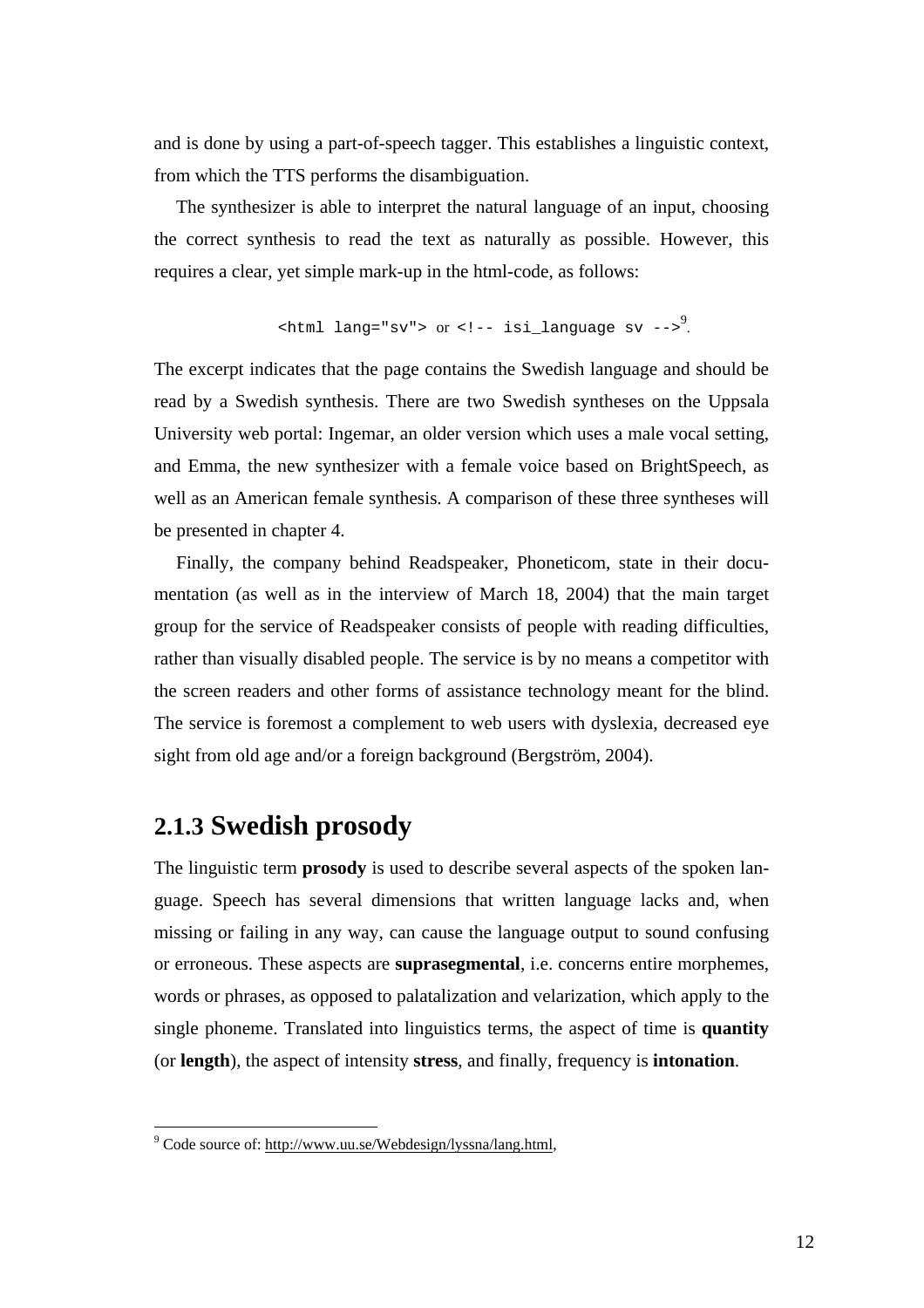and is done by using a part-of-speech tagger. This establishes a linguistic context, from which the TTS performs the disambiguation.

The synthesizer is able to interpret the natural language of an input, choosing the correct synthesis to read the text as naturally as possible. However, this requires a clear, yet simple mark-up in the html-code, as follows:

`<html lang="sv">` or `<!-- isi_language sv -->`[9].

The excerpt indicates that the page contains the Swedish language and should be read by a Swedish synthesis. There are two Swedish syntheses on the Uppsala University web portal: Ingemar, an older version which uses a male vocal setting, and Emma, the new synthesizer with a female voice based on BrightSpeech, as well as an American female synthesis. A comparison of these three syntheses will be presented in chapter 4.

Finally, the company behind Readspeaker, Phoneticom, state in their documentation (as well as in the interview of March 18, 2004) that the main target group for the service of Readspeaker consists of people with reading difficulties, rather than visually disabled people. The service is by no means a competitor with the screen readers and other forms of assistance technology meant for the blind. The service is foremost a complement to web users with dyslexia, decreased eye sight from old age and/or a foreign background (Bergström, 2004).

### 2.1.3 Swedish prosody

The linguistic term **prosody** is used to describe several aspects of the spoken language. Speech has several dimensions that written language lacks and, when missing or failing in any way, can cause the language output to sound confusing or erroneous. These aspects are **suprasegmental**, i.e. concerns entire morphemes, words or phrases, as opposed to palatalization and velarization, which apply to the single phoneme. Translated into linguistics terms, the aspect of time is **quantity** (or **length**), the aspect of intensity **stress**, and finally, frequency is **intonation**.

[9] Code source of: http://www.uu.se/Webdesign/lyssna/lang.html,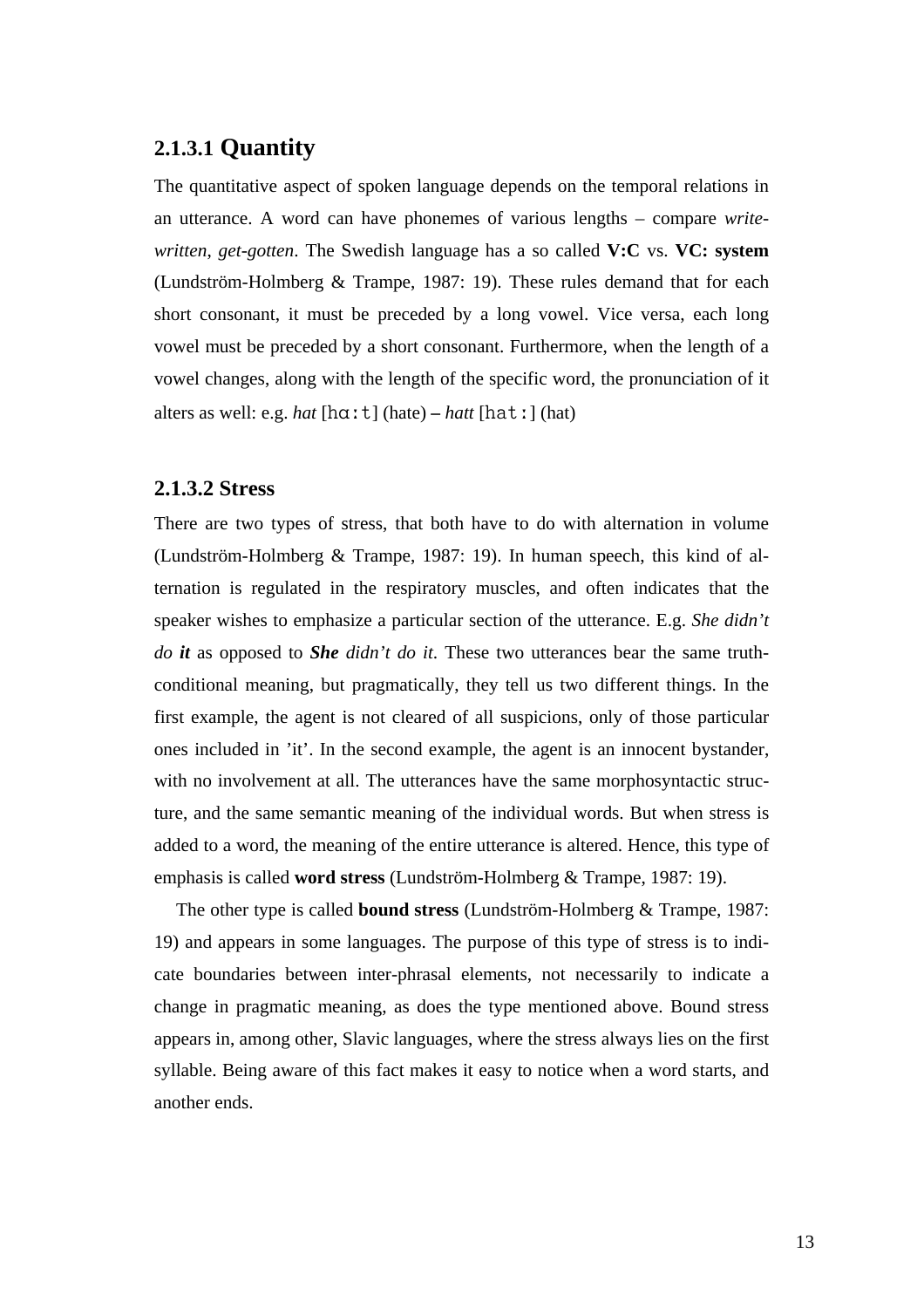#### 2.1.3.1 Quantity

The quantitative aspect of spoken language depends on the temporal relations in an utterance. A word can have phonemes of various lengths – compare *write-written*, *get-gotten*. The Swedish language has a so called **V:C** vs. **VC: system** (Lundström-Holmberg & Trampe, 1987: 19). These rules demand that for each short consonant, it must be preceded by a long vowel. Vice versa, each long vowel must be preceded by a short consonant. Furthermore, when the length of a vowel changes, along with the length of the specific word, the pronunciation of it alters as well: e.g. *hat* [hɑ:t] (hate) – *hatt* [hat:] (hat)

#### 2.1.3.2 Stress

There are two types of stress, that both have to do with alternation in volume (Lundström-Holmberg & Trampe, 1987: 19). In human speech, this kind of alternation is regulated in the respiratory muscles, and often indicates that the speaker wishes to emphasize a particular section of the utterance. E.g. *She didn't do **it*** as opposed to ***She** didn't do it*. These two utterances bear the same truth-conditional meaning, but pragmatically, they tell us two different things. In the first example, the agent is not cleared of all suspicions, only of those particular ones included in 'it'. In the second example, the agent is an innocent bystander, with no involvement at all. The utterances have the same morphosyntactic structure, and the same semantic meaning of the individual words. But when stress is added to a word, the meaning of the entire utterance is altered. Hence, this type of emphasis is called **word stress** (Lundström-Holmberg & Trampe, 1987: 19).

The other type is called **bound stress** (Lundström-Holmberg & Trampe, 1987: 19) and appears in some languages. The purpose of this type of stress is to indicate boundaries between inter-phrasal elements, not necessarily to indicate a change in pragmatic meaning, as does the type mentioned above. Bound stress appears in, among other, Slavic languages, where the stress always lies on the first syllable. Being aware of this fact makes it easy to notice when a word starts, and another ends.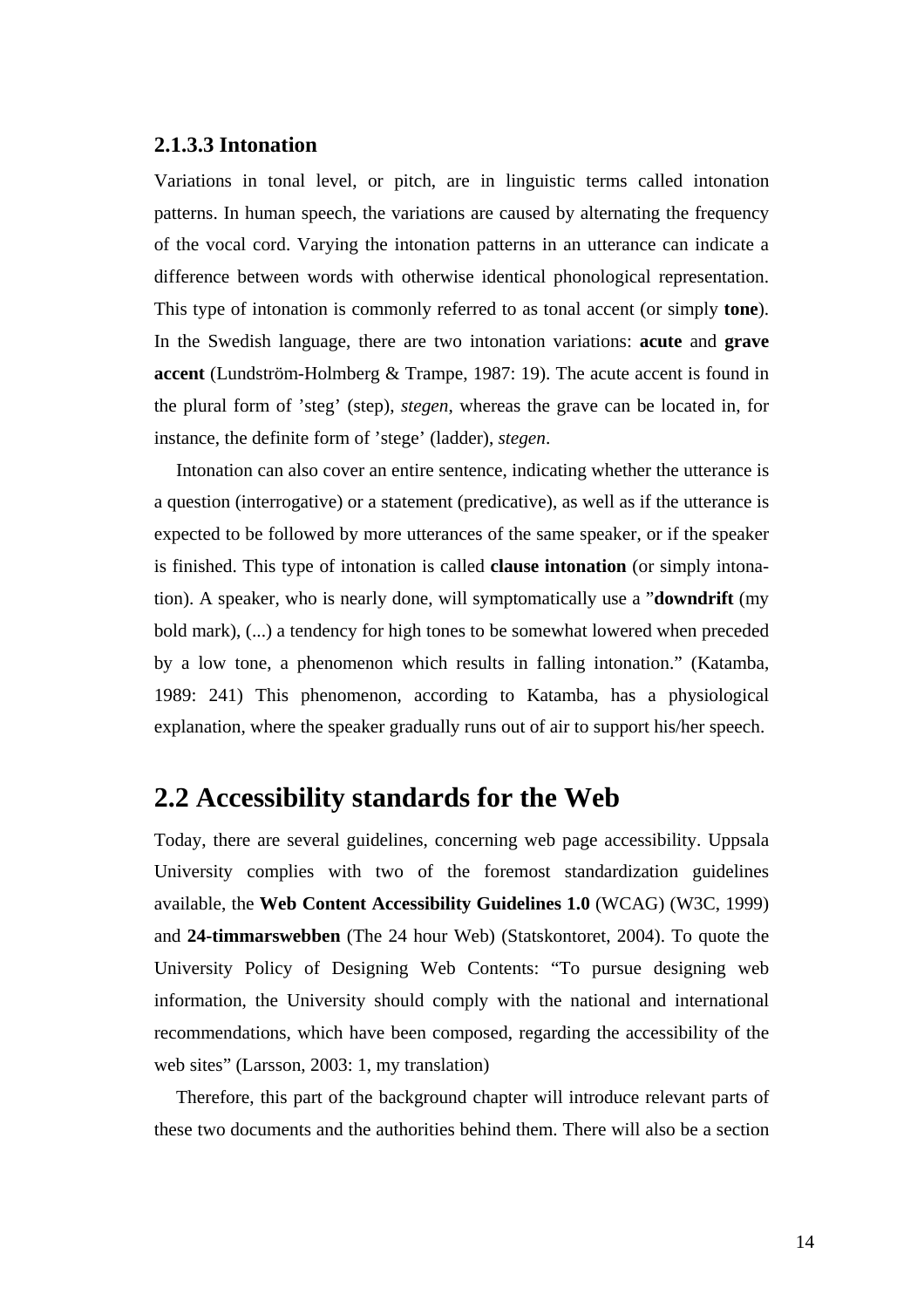#### 2.1.3.3 Intonation

Variations in tonal level, or pitch, are in linguistic terms called intonation patterns. In human speech, the variations are caused by alternating the frequency of the vocal cord. Varying the intonation patterns in an utterance can indicate a difference between words with otherwise identical phonological representation. This type of intonation is commonly referred to as tonal accent (or simply **tone**). In the Swedish language, there are two intonation variations: **acute** and **grave accent** (Lundström-Holmberg & Trampe, 1987: 19). The acute accent is found in the plural form of 'steg' (step), *stegen*, whereas the grave can be located in, for instance, the definite form of 'stege' (ladder), *stegen*.

Intonation can also cover an entire sentence, indicating whether the utterance is a question (interrogative) or a statement (predicative), as well as if the utterance is expected to be followed by more utterances of the same speaker, or if the speaker is finished. This type of intonation is called **clause intonation** (or simply intonation). A speaker, who is nearly done, will symptomatically use a "**downdrift** (my bold mark), (...) a tendency for high tones to be somewhat lowered when preceded by a low tone, a phenomenon which results in falling intonation." (Katamba, 1989: 241) This phenomenon, according to Katamba, has a physiological explanation, where the speaker gradually runs out of air to support his/her speech.

## 2.2 Accessibility standards for the Web

Today, there are several guidelines, concerning web page accessibility. Uppsala University complies with two of the foremost standardization guidelines available, the **Web Content Accessibility Guidelines 1.0** (WCAG) (W3C, 1999) and **24-timmarswebben** (The 24 hour Web) (Statskontoret, 2004). To quote the University Policy of Designing Web Contents: "To pursue designing web information, the University should comply with the national and international recommendations, which have been composed, regarding the accessibility of the web sites" (Larsson, 2003: 1, my translation)

Therefore, this part of the background chapter will introduce relevant parts of these two documents and the authorities behind them. There will also be a section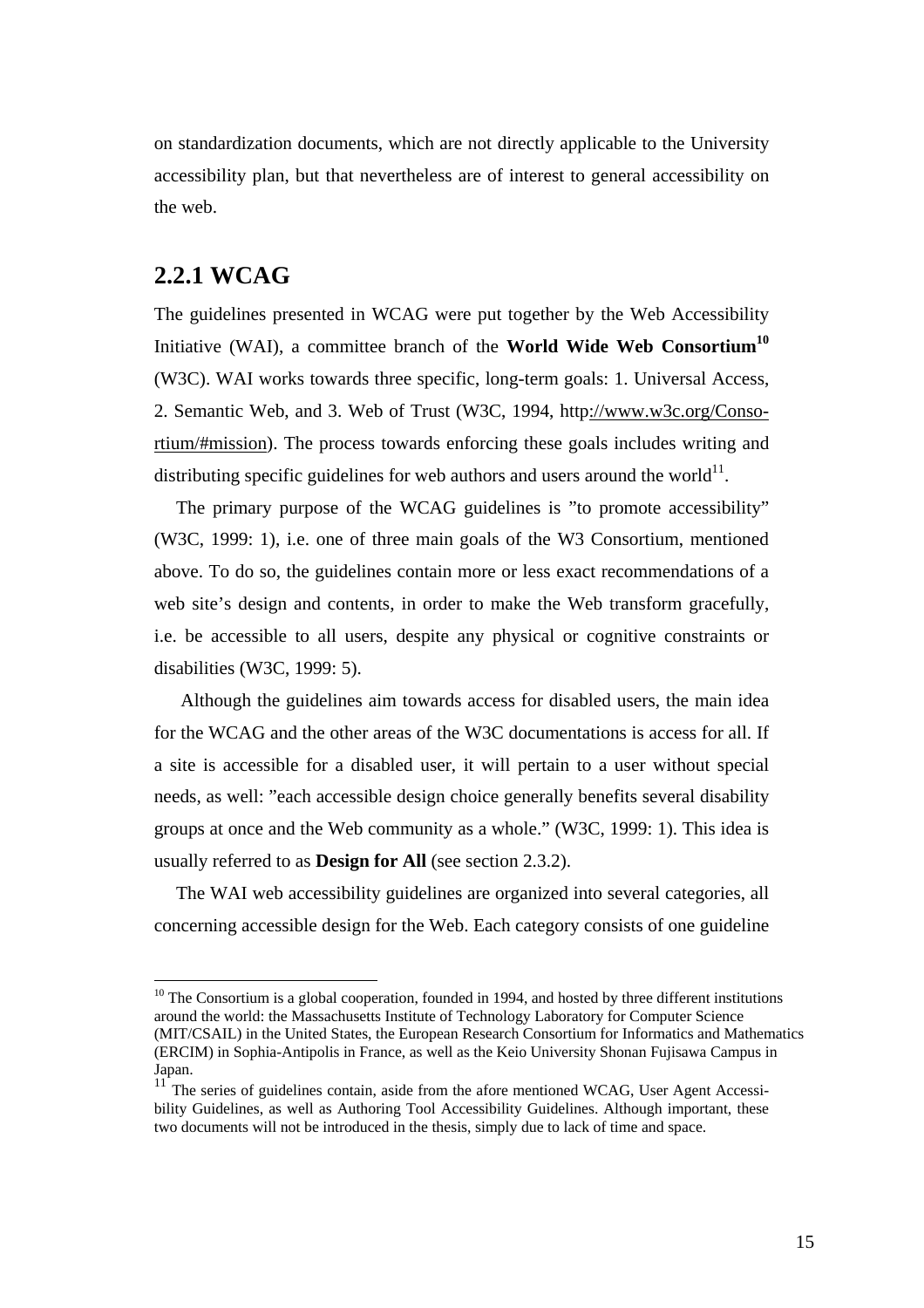on standardization documents, which are not directly applicable to the University accessibility plan, but that nevertheless are of interest to general accessibility on the web.

### 2.2.1 WCAG

The guidelines presented in WCAG were put together by the Web Accessibility Initiative (WAI), a committee branch of the **World Wide Web Consortium**[10] (W3C). WAI works towards three specific, long-term goals: 1. Universal Access, 2. Semantic Web, and 3. Web of Trust (W3C, 1994, http://www.w3c.org/Consortium/#mission). The process towards enforcing these goals includes writing and distributing specific guidelines for web authors and users around the world[11].

The primary purpose of the WCAG guidelines is ”to promote accessibility” (W3C, 1999: 1), i.e. one of three main goals of the W3 Consortium, mentioned above. To do so, the guidelines contain more or less exact recommendations of a web site’s design and contents, in order to make the Web transform gracefully, i.e. be accessible to all users, despite any physical or cognitive constraints or disabilities (W3C, 1999: 5).

Although the guidelines aim towards access for disabled users, the main idea for the WCAG and the other areas of the W3C documentations is access for all. If a site is accessible for a disabled user, it will pertain to a user without special needs, as well: ”each accessible design choice generally benefits several disability groups at once and the Web community as a whole.” (W3C, 1999: 1). This idea is usually referred to as **Design for All** (see section 2.3.2).

The WAI web accessibility guidelines are organized into several categories, all concerning accessible design for the Web. Each category consists of one guideline

---

[10] The Consortium is a global cooperation, founded in 1994, and hosted by three different institutions around the world: the Massachusetts Institute of Technology Laboratory for Computer Science (MIT/CSAIL) in the United States, the European Research Consortium for Informatics and Mathematics (ERCIM) in Sophia-Antipolis in France, as well as the Keio University Shonan Fujisawa Campus in Japan.

[11] The series of guidelines contain, aside from the afore mentioned WCAG, User Agent Accessibility Guidelines, as well as Authoring Tool Accessibility Guidelines. Although important, these two documents will not be introduced in the thesis, simply due to lack of time and space.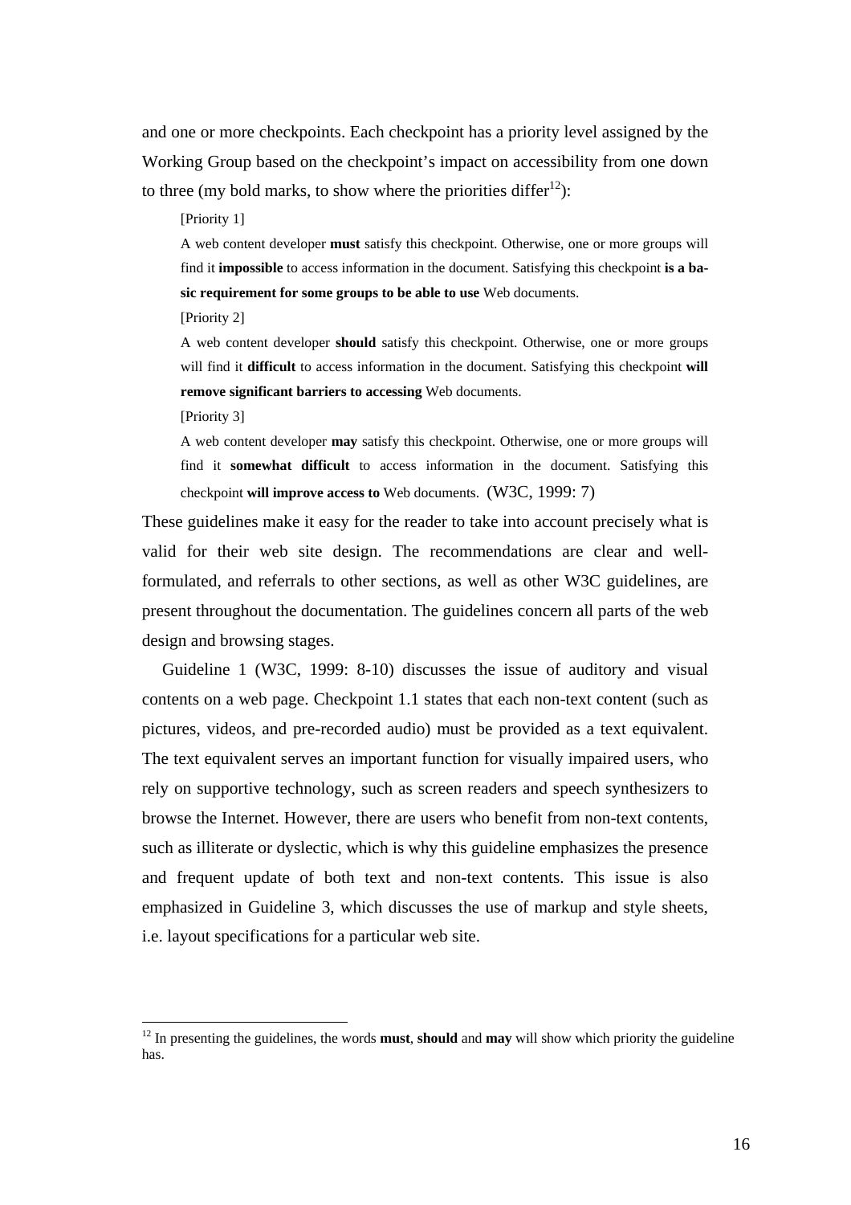and one or more checkpoints. Each checkpoint has a priority level assigned by the Working Group based on the checkpoint's impact on accessibility from one down to three (my bold marks, to show where the priorities differ[12]):

> [Priority 1]
>
> A web content developer **must** satisfy this checkpoint. Otherwise, one or more groups will find it **impossible** to access information in the document. Satisfying this checkpoint **is a basic requirement for some groups to be able to use** Web documents.
>
> [Priority 2]
>
> A web content developer **should** satisfy this checkpoint. Otherwise, one or more groups will find it **difficult** to access information in the document. Satisfying this checkpoint **will remove significant barriers to accessing** Web documents.
>
> [Priority 3]
>
> A web content developer **may** satisfy this checkpoint. Otherwise, one or more groups will find it **somewhat difficult** to access information in the document. Satisfying this checkpoint **will improve access to** Web documents. (W3C, 1999: 7)

These guidelines make it easy for the reader to take into account precisely what is valid for their web site design. The recommendations are clear and well-formulated, and referrals to other sections, as well as other W3C guidelines, are present throughout the documentation. The guidelines concern all parts of the web design and browsing stages.

Guideline 1 (W3C, 1999: 8-10) discusses the issue of auditory and visual contents on a web page. Checkpoint 1.1 states that each non-text content (such as pictures, videos, and pre-recorded audio) must be provided as a text equivalent. The text equivalent serves an important function for visually impaired users, who rely on supportive technology, such as screen readers and speech synthesizers to browse the Internet. However, there are users who benefit from non-text contents, such as illiterate or dyslectic, which is why this guideline emphasizes the presence and frequent update of both text and non-text contents. This issue is also emphasized in Guideline 3, which discusses the use of markup and style sheets, i.e. layout specifications for a particular web site.

---

[12] In presenting the guidelines, the words **must**, **should** and **may** will show which priority the guideline has.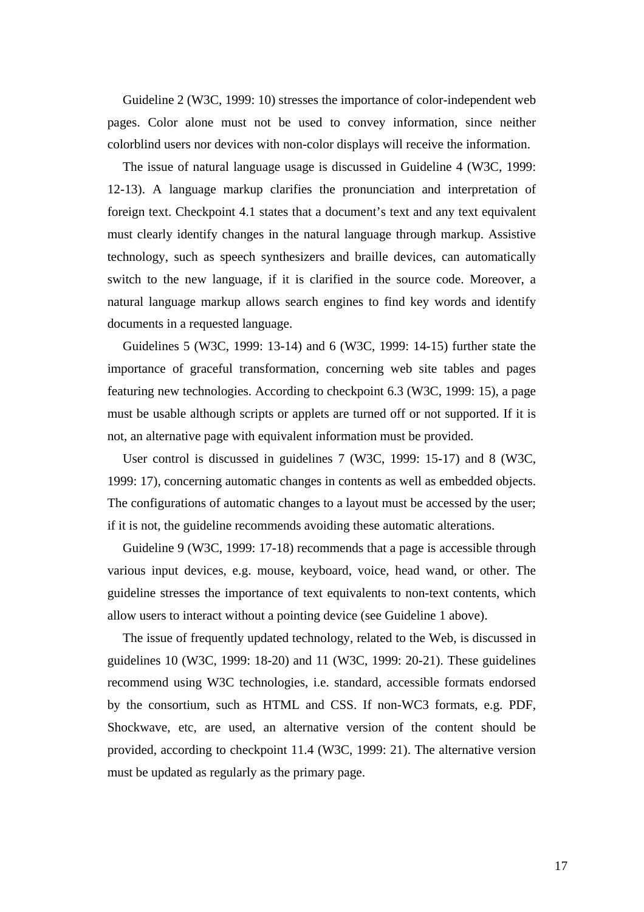Guideline 2 (W3C, 1999: 10) stresses the importance of color-independent web pages. Color alone must not be used to convey information, since neither colorblind users nor devices with non-color displays will receive the information.

The issue of natural language usage is discussed in Guideline 4 (W3C, 1999: 12-13). A language markup clarifies the pronunciation and interpretation of foreign text. Checkpoint 4.1 states that a document's text and any text equivalent must clearly identify changes in the natural language through markup. Assistive technology, such as speech synthesizers and braille devices, can automatically switch to the new language, if it is clarified in the source code. Moreover, a natural language markup allows search engines to find key words and identify documents in a requested language.

Guidelines 5 (W3C, 1999: 13-14) and 6 (W3C, 1999: 14-15) further state the importance of graceful transformation, concerning web site tables and pages featuring new technologies. According to checkpoint 6.3 (W3C, 1999: 15), a page must be usable although scripts or applets are turned off or not supported. If it is not, an alternative page with equivalent information must be provided.

User control is discussed in guidelines 7 (W3C, 1999: 15-17) and 8 (W3C, 1999: 17), concerning automatic changes in contents as well as embedded objects. The configurations of automatic changes to a layout must be accessed by the user; if it is not, the guideline recommends avoiding these automatic alterations.

Guideline 9 (W3C, 1999: 17-18) recommends that a page is accessible through various input devices, e.g. mouse, keyboard, voice, head wand, or other. The guideline stresses the importance of text equivalents to non-text contents, which allow users to interact without a pointing device (see Guideline 1 above).

The issue of frequently updated technology, related to the Web, is discussed in guidelines 10 (W3C, 1999: 18-20) and 11 (W3C, 1999: 20-21). These guidelines recommend using W3C technologies, i.e. standard, accessible formats endorsed by the consortium, such as HTML and CSS. If non-WC3 formats, e.g. PDF, Shockwave, etc, are used, an alternative version of the content should be provided, according to checkpoint 11.4 (W3C, 1999: 21). The alternative version must be updated as regularly as the primary page.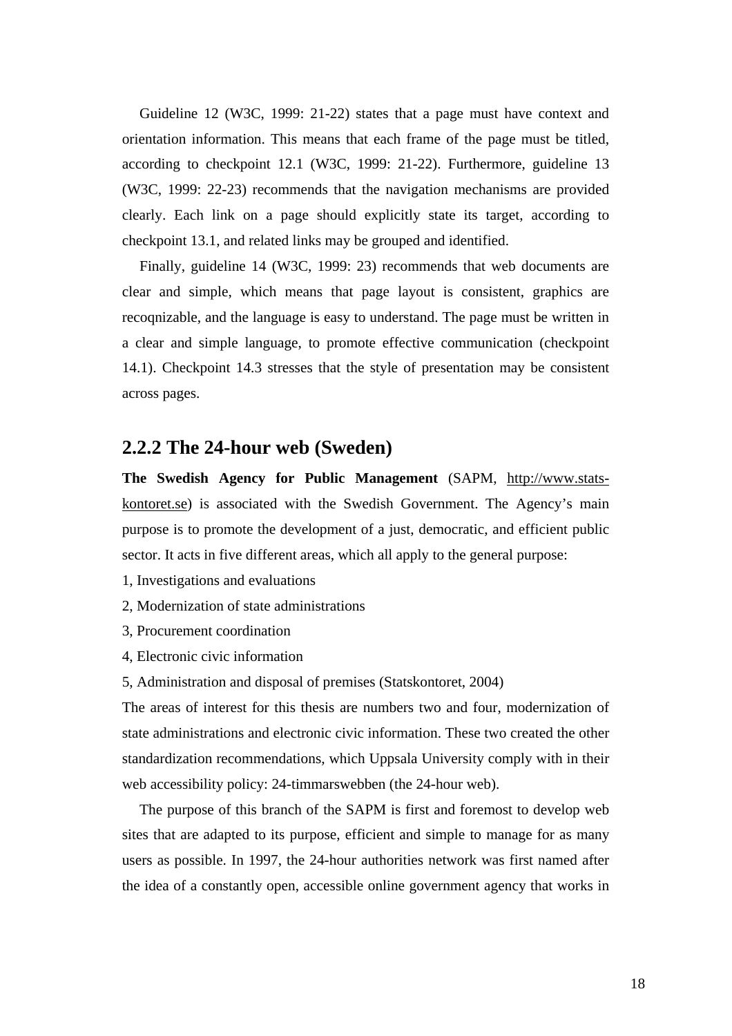Guideline 12 (W3C, 1999: 21-22) states that a page must have context and orientation information. This means that each frame of the page must be titled, according to checkpoint 12.1 (W3C, 1999: 21-22). Furthermore, guideline 13 (W3C, 1999: 22-23) recommends that the navigation mechanisms are provided clearly. Each link on a page should explicitly state its target, according to checkpoint 13.1, and related links may be grouped and identified.

Finally, guideline 14 (W3C, 1999: 23) recommends that web documents are clear and simple, which means that page layout is consistent, graphics are recoqnizable, and the language is easy to understand. The page must be written in a clear and simple language, to promote effective communication (checkpoint 14.1). Checkpoint 14.3 stresses that the style of presentation may be consistent across pages.

### 2.2.2 The 24-hour web (Sweden)

**The Swedish Agency for Public Management** (SAPM, http://www.stats-kontoret.se) is associated with the Swedish Government. The Agency's main purpose is to promote the development of a just, democratic, and efficient public sector. It acts in five different areas, which all apply to the general purpose:

1, Investigations and evaluations

2, Modernization of state administrations

3, Procurement coordination

4, Electronic civic information

5, Administration and disposal of premises (Statskontoret, 2004)

The areas of interest for this thesis are numbers two and four, modernization of state administrations and electronic civic information. These two created the other standardization recommendations, which Uppsala University comply with in their web accessibility policy: 24-timmarswebben (the 24-hour web).

The purpose of this branch of the SAPM is first and foremost to develop web sites that are adapted to its purpose, efficient and simple to manage for as many users as possible. In 1997, the 24-hour authorities network was first named after the idea of a constantly open, accessible online government agency that works in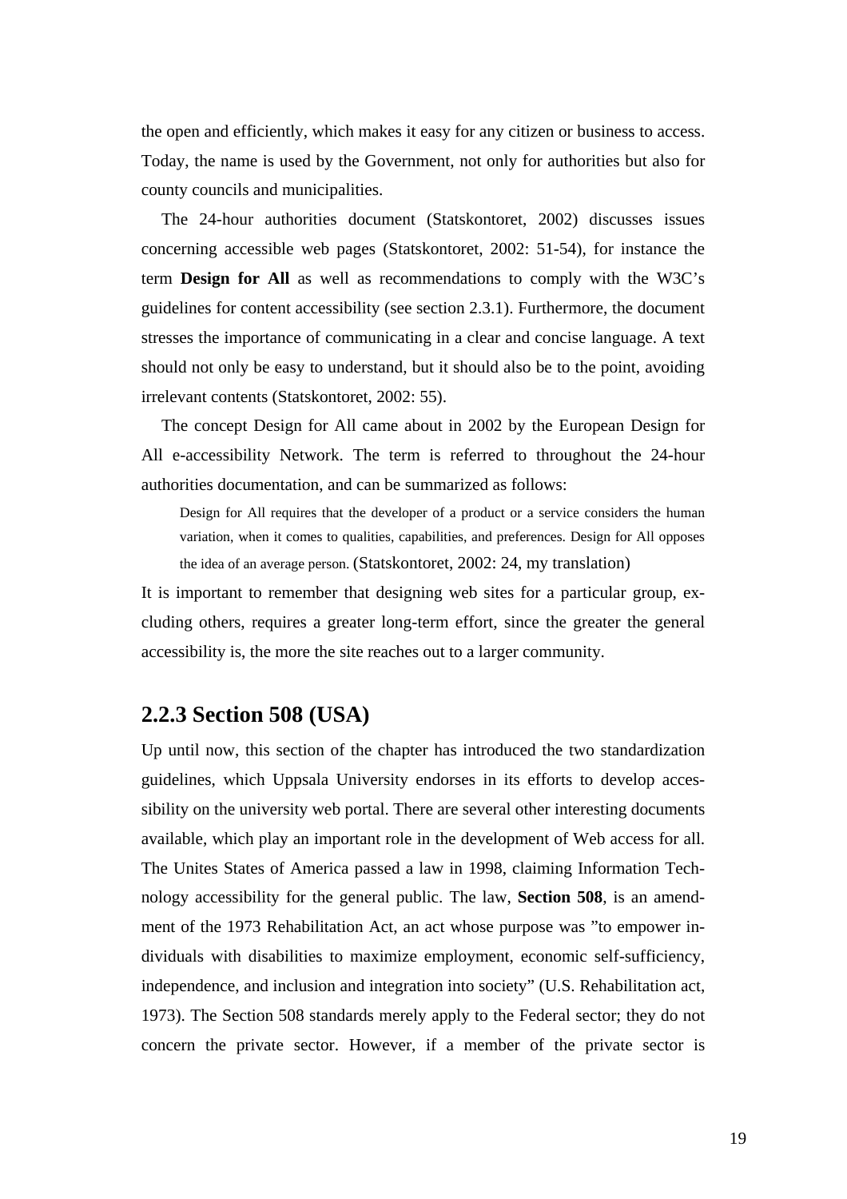the open and efficiently, which makes it easy for any citizen or business to access. Today, the name is used by the Government, not only for authorities but also for county councils and municipalities.

The 24-hour authorities document (Statskontoret, 2002) discusses issues concerning accessible web pages (Statskontoret, 2002: 51-54), for instance the term **Design for All** as well as recommendations to comply with the W3C's guidelines for content accessibility (see section 2.3.1). Furthermore, the document stresses the importance of communicating in a clear and concise language. A text should not only be easy to understand, but it should also be to the point, avoiding irrelevant contents (Statskontoret, 2002: 55).

The concept Design for All came about in 2002 by the European Design for All e-accessibility Network. The term is referred to throughout the 24-hour authorities documentation, and can be summarized as follows:

> Design for All requires that the developer of a product or a service considers the human variation, when it comes to qualities, capabilities, and preferences. Design for All opposes the idea of an average person. (Statskontoret, 2002: 24, my translation)

It is important to remember that designing web sites for a particular group, excluding others, requires a greater long-term effort, since the greater the general accessibility is, the more the site reaches out to a larger community.

### 2.2.3 Section 508 (USA)

Up until now, this section of the chapter has introduced the two standardization guidelines, which Uppsala University endorses in its efforts to develop accessibility on the university web portal. There are several other interesting documents available, which play an important role in the development of Web access for all. The Unites States of America passed a law in 1998, claiming Information Technology accessibility for the general public. The law, **Section 508**, is an amendment of the 1973 Rehabilitation Act, an act whose purpose was "to empower individuals with disabilities to maximize employment, economic self-sufficiency, independence, and inclusion and integration into society" (U.S. Rehabilitation act, 1973). The Section 508 standards merely apply to the Federal sector; they do not concern the private sector. However, if a member of the private sector is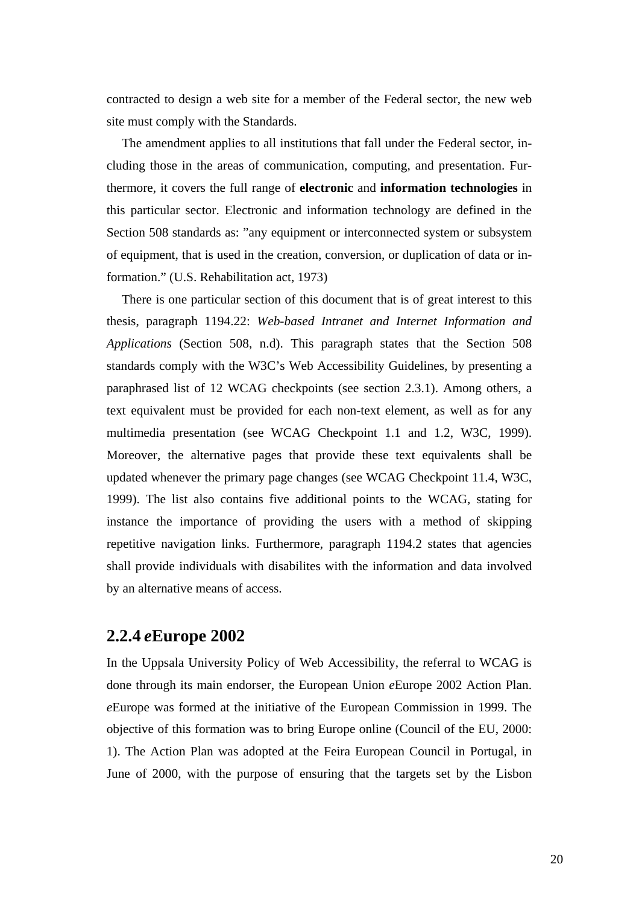contracted to design a web site for a member of the Federal sector, the new web site must comply with the Standards.

The amendment applies to all institutions that fall under the Federal sector, including those in the areas of communication, computing, and presentation. Furthermore, it covers the full range of **electronic** and **information technologies** in this particular sector. Electronic and information technology are defined in the Section 508 standards as: "any equipment or interconnected system or subsystem of equipment, that is used in the creation, conversion, or duplication of data or information." (U.S. Rehabilitation act, 1973)

There is one particular section of this document that is of great interest to this thesis, paragraph 1194.22: *Web-based Intranet and Internet Information and Applications* (Section 508, n.d). This paragraph states that the Section 508 standards comply with the W3C's Web Accessibility Guidelines, by presenting a paraphrased list of 12 WCAG checkpoints (see section 2.3.1). Among others, a text equivalent must be provided for each non-text element, as well as for any multimedia presentation (see WCAG Checkpoint 1.1 and 1.2, W3C, 1999). Moreover, the alternative pages that provide these text equivalents shall be updated whenever the primary page changes (see WCAG Checkpoint 11.4, W3C, 1999). The list also contains five additional points to the WCAG, stating for instance the importance of providing the users with a method of skipping repetitive navigation links. Furthermore, paragraph 1194.2 states that agencies shall provide individuals with disabilites with the information and data involved by an alternative means of access.

### 2.2.4 *e*Europe 2002

In the Uppsala University Policy of Web Accessibility, the referral to WCAG is done through its main endorser, the European Union *e*Europe 2002 Action Plan. *e*Europe was formed at the initiative of the European Commission in 1999. The objective of this formation was to bring Europe online (Council of the EU, 2000: 1). The Action Plan was adopted at the Feira European Council in Portugal, in June of 2000, with the purpose of ensuring that the targets set by the Lisbon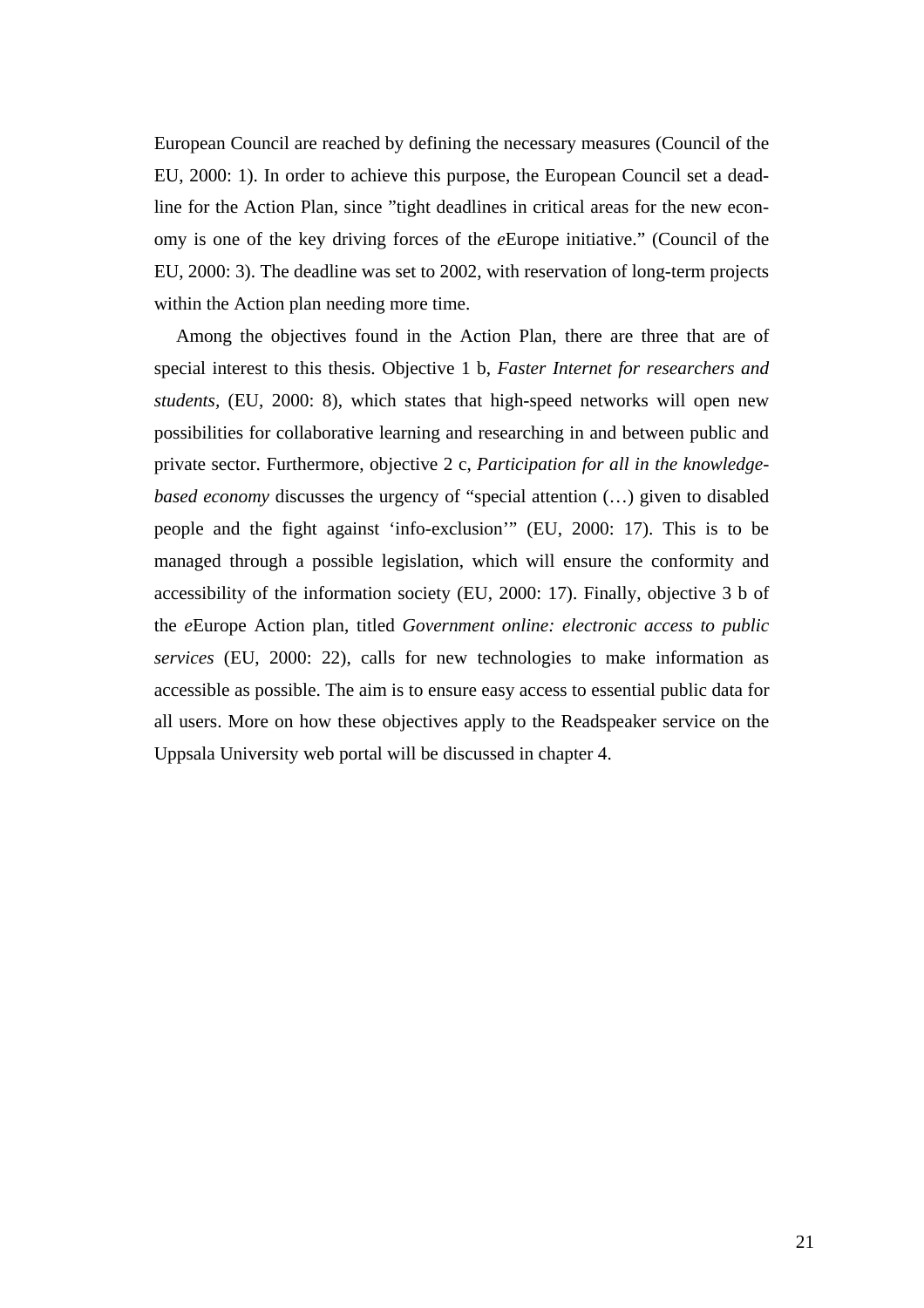European Council are reached by defining the necessary measures (Council of the EU, 2000: 1). In order to achieve this purpose, the European Council set a deadline for the Action Plan, since ”tight deadlines in critical areas for the new economy is one of the key driving forces of the *e*Europe initiative.” (Council of the EU, 2000: 3). The deadline was set to 2002, with reservation of long-term projects within the Action plan needing more time.

Among the objectives found in the Action Plan, there are three that are of special interest to this thesis. Objective 1 b, *Faster Internet for researchers and students*, (EU, 2000: 8), which states that high-speed networks will open new possibilities for collaborative learning and researching in and between public and private sector. Furthermore, objective 2 c, *Participation for all in the knowledge-based economy* discusses the urgency of “special attention (…) given to disabled people and the fight against ‘info-exclusion’” (EU, 2000: 17). This is to be managed through a possible legislation, which will ensure the conformity and accessibility of the information society (EU, 2000: 17). Finally, objective 3 b of the *e*Europe Action plan, titled *Government online: electronic access to public services* (EU, 2000: 22), calls for new technologies to make information as accessible as possible. The aim is to ensure easy access to essential public data for all users. More on how these objectives apply to the Readspeaker service on the Uppsala University web portal will be discussed in chapter 4.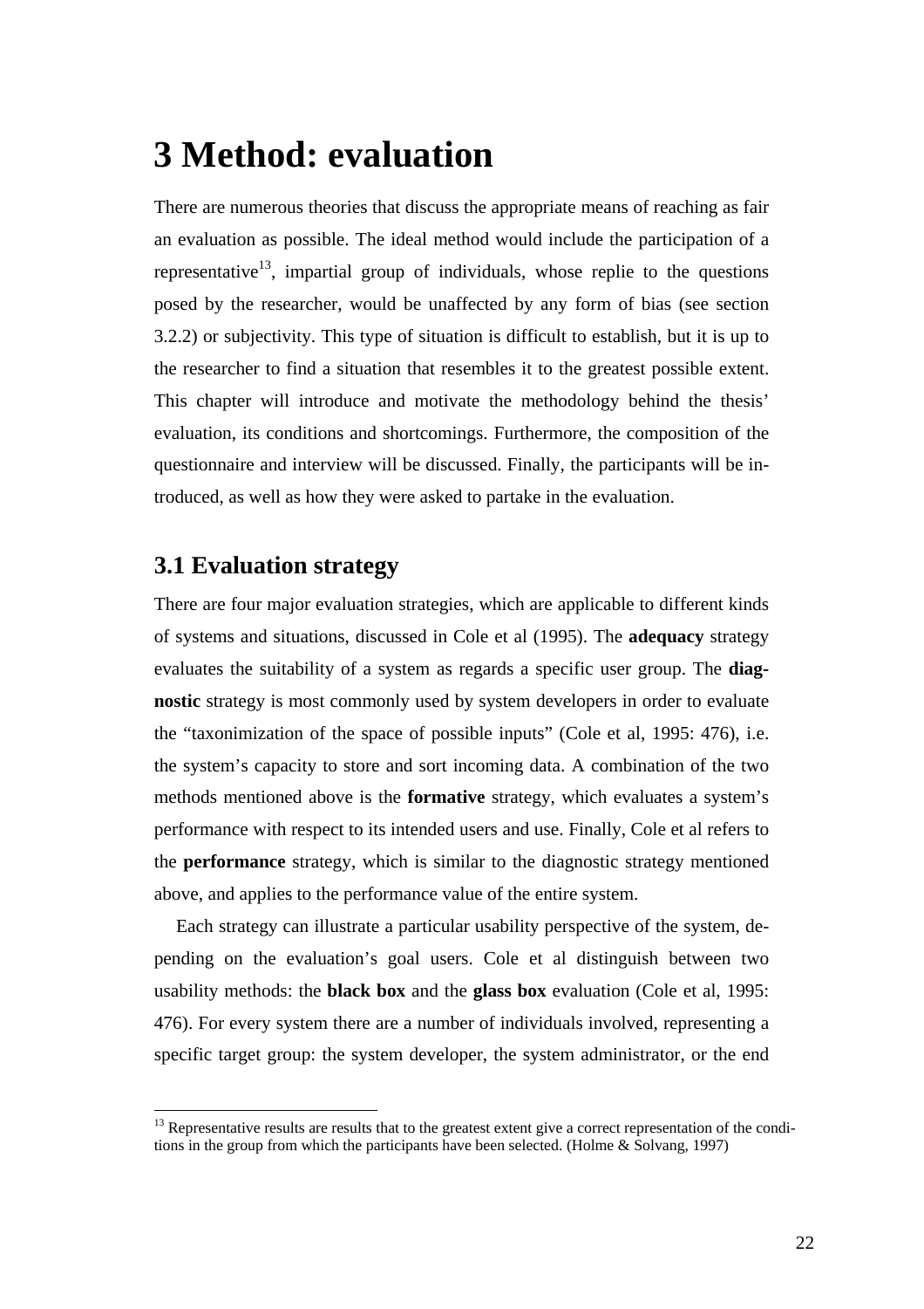# 3 Method: evaluation

There are numerous theories that discuss the appropriate means of reaching as fair an evaluation as possible. The ideal method would include the participation of a representative[13], impartial group of individuals, whose replie to the questions posed by the researcher, would be unaffected by any form of bias (see section 3.2.2) or subjectivity. This type of situation is difficult to establish, but it is up to the researcher to find a situation that resembles it to the greatest possible extent. This chapter will introduce and motivate the methodology behind the thesis' evaluation, its conditions and shortcomings. Furthermore, the composition of the questionnaire and interview will be discussed. Finally, the participants will be introduced, as well as how they were asked to partake in the evaluation.

## 3.1 Evaluation strategy

There are four major evaluation strategies, which are applicable to different kinds of systems and situations, discussed in Cole et al (1995). The **adequacy** strategy evaluates the suitability of a system as regards a specific user group. The **diagnostic** strategy is most commonly used by system developers in order to evaluate the "taxonimization of the space of possible inputs" (Cole et al, 1995: 476), i.e. the system's capacity to store and sort incoming data. A combination of the two methods mentioned above is the **formative** strategy, which evaluates a system's performance with respect to its intended users and use. Finally, Cole et al refers to the **performance** strategy, which is similar to the diagnostic strategy mentioned above, and applies to the performance value of the entire system.

Each strategy can illustrate a particular usability perspective of the system, depending on the evaluation's goal users. Cole et al distinguish between two usability methods: the **black box** and the **glass box** evaluation (Cole et al, 1995: 476). For every system there are a number of individuals involved, representing a specific target group: the system developer, the system administrator, or the end

[13] Representative results are results that to the greatest extent give a correct representation of the conditions in the group from which the participants have been selected. (Holme & Solvang, 1997)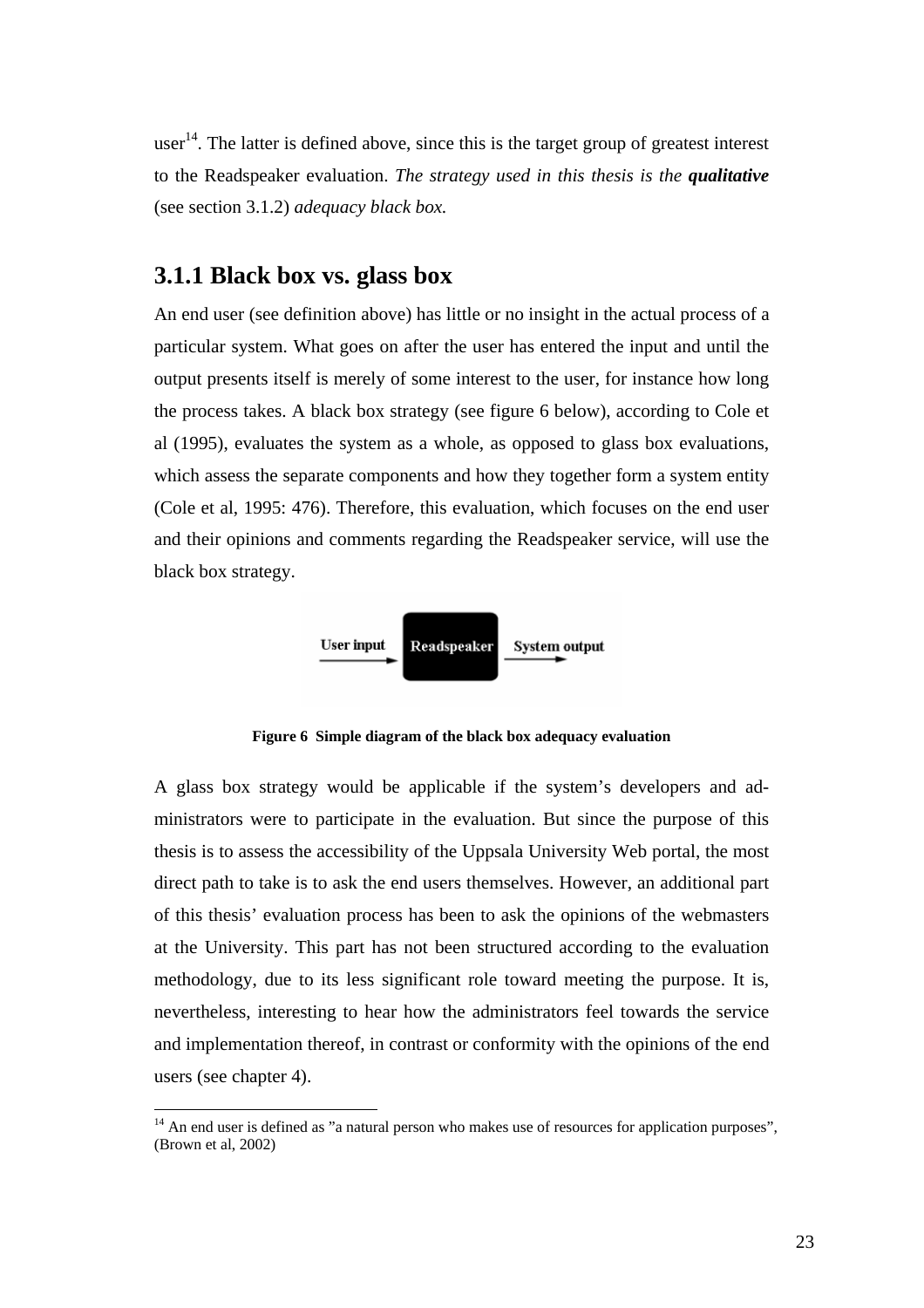user[14]. The latter is defined above, since this is the target group of greatest interest to the Readspeaker evaluation. *The strategy used in this thesis is the* ***qualitative*** (see section 3.1.2) *adequacy black box.*

### 3.1.1 Black box vs. glass box

An end user (see definition above) has little or no insight in the actual process of a particular system. What goes on after the user has entered the input and until the output presents itself is merely of some interest to the user, for instance how long the process takes. A black box strategy (see figure 6 below), according to Cole et al (1995), evaluates the system as a whole, as opposed to glass box evaluations, which assess the separate components and how they together form a system entity (Cole et al, 1995: 476). Therefore, this evaluation, which focuses on the end user and their opinions and comments regarding the Readspeaker service, will use the black box strategy.

User input → **Readspeaker** → System output

**Figure 6 Simple diagram of the black box adequacy evaluation**

A glass box strategy would be applicable if the system's developers and administrators were to participate in the evaluation. But since the purpose of this thesis is to assess the accessibility of the Uppsala University Web portal, the most direct path to take is to ask the end users themselves. However, an additional part of this thesis' evaluation process has been to ask the opinions of the webmasters at the University. This part has not been structured according to the evaluation methodology, due to its less significant role toward meeting the purpose. It is, nevertheless, interesting to hear how the administrators feel towards the service and implementation thereof, in contrast or conformity with the opinions of the end users (see chapter 4).

---

[14] An end user is defined as "a natural person who makes use of resources for application purposes", (Brown et al, 2002)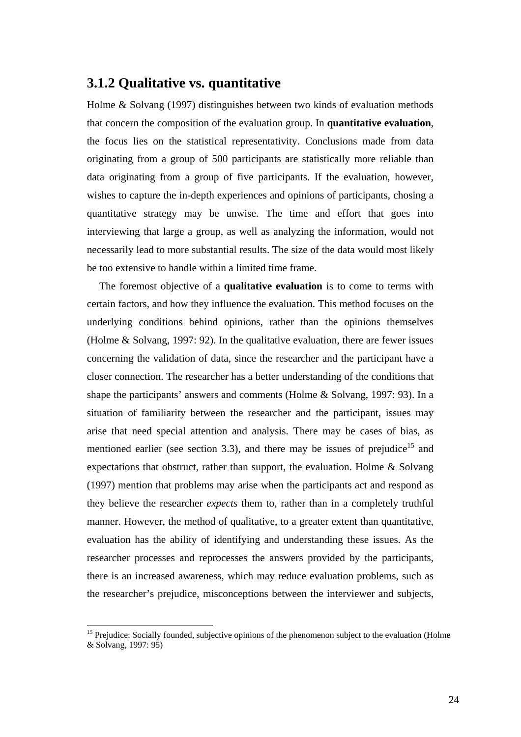### 3.1.2 Qualitative vs. quantitative

Holme & Solvang (1997) distinguishes between two kinds of evaluation methods that concern the composition of the evaluation group. In **quantitative evaluation**, the focus lies on the statistical representativity. Conclusions made from data originating from a group of 500 participants are statistically more reliable than data originating from a group of five participants. If the evaluation, however, wishes to capture the in-depth experiences and opinions of participants, chosing a quantitative strategy may be unwise. The time and effort that goes into interviewing that large a group, as well as analyzing the information, would not necessarily lead to more substantial results. The size of the data would most likely be too extensive to handle within a limited time frame.

The foremost objective of a **qualitative evaluation** is to come to terms with certain factors, and how they influence the evaluation. This method focuses on the underlying conditions behind opinions, rather than the opinions themselves (Holme & Solvang, 1997: 92). In the qualitative evaluation, there are fewer issues concerning the validation of data, since the researcher and the participant have a closer connection. The researcher has a better understanding of the conditions that shape the participants' answers and comments (Holme & Solvang, 1997: 93). In a situation of familiarity between the researcher and the participant, issues may arise that need special attention and analysis. There may be cases of bias, as mentioned earlier (see section 3.3), and there may be issues of prejudice[15] and expectations that obstruct, rather than support, the evaluation. Holme & Solvang (1997) mention that problems may arise when the participants act and respond as they believe the researcher *expects* them to, rather than in a completely truthful manner. However, the method of qualitative, to a greater extent than quantitative, evaluation has the ability of identifying and understanding these issues. As the researcher processes and reprocesses the answers provided by the participants, there is an increased awareness, which may reduce evaluation problems, such as the researcher's prejudice, misconceptions between the interviewer and subjects,

[15] Prejudice: Socially founded, subjective opinions of the phenomenon subject to the evaluation (Holme & Solvang, 1997: 95)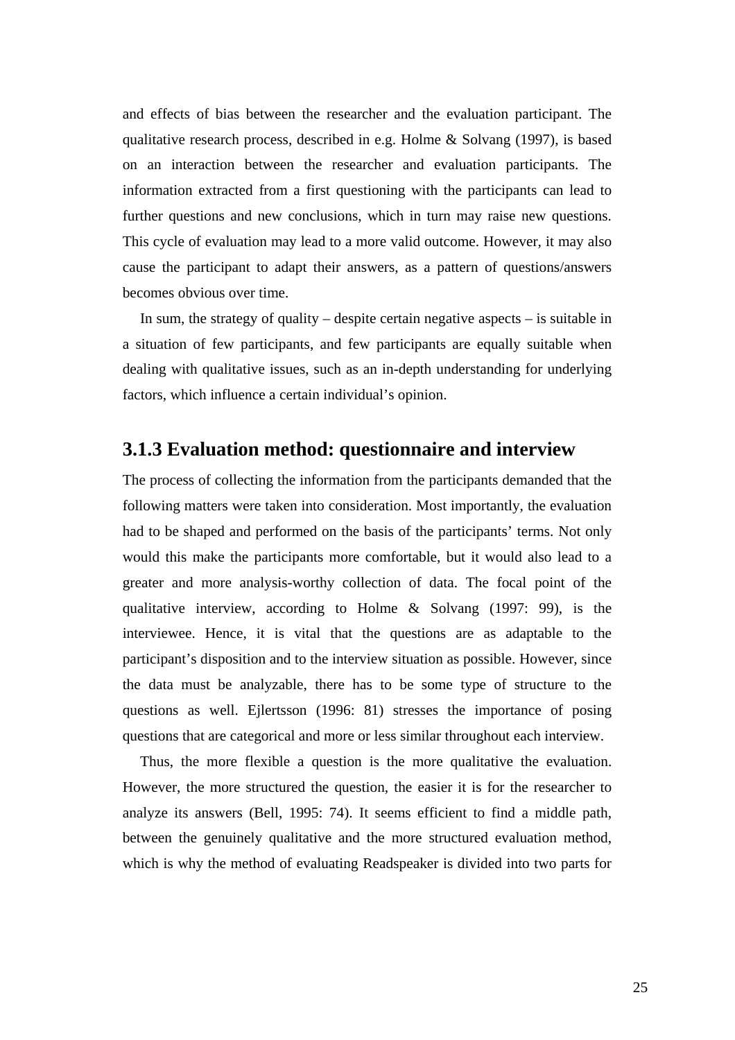and effects of bias between the researcher and the evaluation participant. The qualitative research process, described in e.g. Holme & Solvang (1997), is based on an interaction between the researcher and evaluation participants. The information extracted from a first questioning with the participants can lead to further questions and new conclusions, which in turn may raise new questions. This cycle of evaluation may lead to a more valid outcome. However, it may also cause the participant to adapt their answers, as a pattern of questions/answers becomes obvious over time.

In sum, the strategy of quality – despite certain negative aspects – is suitable in a situation of few participants, and few participants are equally suitable when dealing with qualitative issues, such as an in-depth understanding for underlying factors, which influence a certain individual's opinion.

### 3.1.3 Evaluation method: questionnaire and interview

The process of collecting the information from the participants demanded that the following matters were taken into consideration. Most importantly, the evaluation had to be shaped and performed on the basis of the participants' terms. Not only would this make the participants more comfortable, but it would also lead to a greater and more analysis-worthy collection of data. The focal point of the qualitative interview, according to Holme & Solvang (1997: 99), is the interviewee. Hence, it is vital that the questions are as adaptable to the participant's disposition and to the interview situation as possible. However, since the data must be analyzable, there has to be some type of structure to the questions as well. Ejlertsson (1996: 81) stresses the importance of posing questions that are categorical and more or less similar throughout each interview.

Thus, the more flexible a question is the more qualitative the evaluation. However, the more structured the question, the easier it is for the researcher to analyze its answers (Bell, 1995: 74). It seems efficient to find a middle path, between the genuinely qualitative and the more structured evaluation method, which is why the method of evaluating Readspeaker is divided into two parts for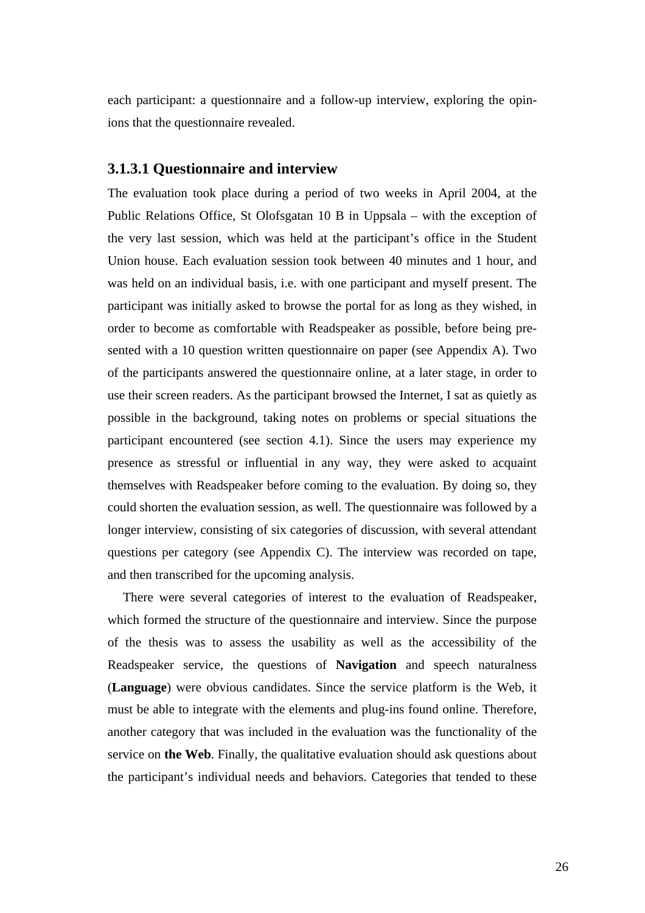each participant: a questionnaire and a follow-up interview, exploring the opinions that the questionnaire revealed.

#### 3.1.3.1 Questionnaire and interview

The evaluation took place during a period of two weeks in April 2004, at the Public Relations Office, St Olofsgatan 10 B in Uppsala – with the exception of the very last session, which was held at the participant's office in the Student Union house. Each evaluation session took between 40 minutes and 1 hour, and was held on an individual basis, i.e. with one participant and myself present. The participant was initially asked to browse the portal for as long as they wished, in order to become as comfortable with Readspeaker as possible, before being presented with a 10 question written questionnaire on paper (see Appendix A). Two of the participants answered the questionnaire online, at a later stage, in order to use their screen readers. As the participant browsed the Internet, I sat as quietly as possible in the background, taking notes on problems or special situations the participant encountered (see section 4.1). Since the users may experience my presence as stressful or influential in any way, they were asked to acquaint themselves with Readspeaker before coming to the evaluation. By doing so, they could shorten the evaluation session, as well. The questionnaire was followed by a longer interview, consisting of six categories of discussion, with several attendant questions per category (see Appendix C). The interview was recorded on tape, and then transcribed for the upcoming analysis.

There were several categories of interest to the evaluation of Readspeaker, which formed the structure of the questionnaire and interview. Since the purpose of the thesis was to assess the usability as well as the accessibility of the Readspeaker service, the questions of **Navigation** and speech naturalness (**Language**) were obvious candidates. Since the service platform is the Web, it must be able to integrate with the elements and plug-ins found online. Therefore, another category that was included in the evaluation was the functionality of the service on **the Web**. Finally, the qualitative evaluation should ask questions about the participant's individual needs and behaviors. Categories that tended to these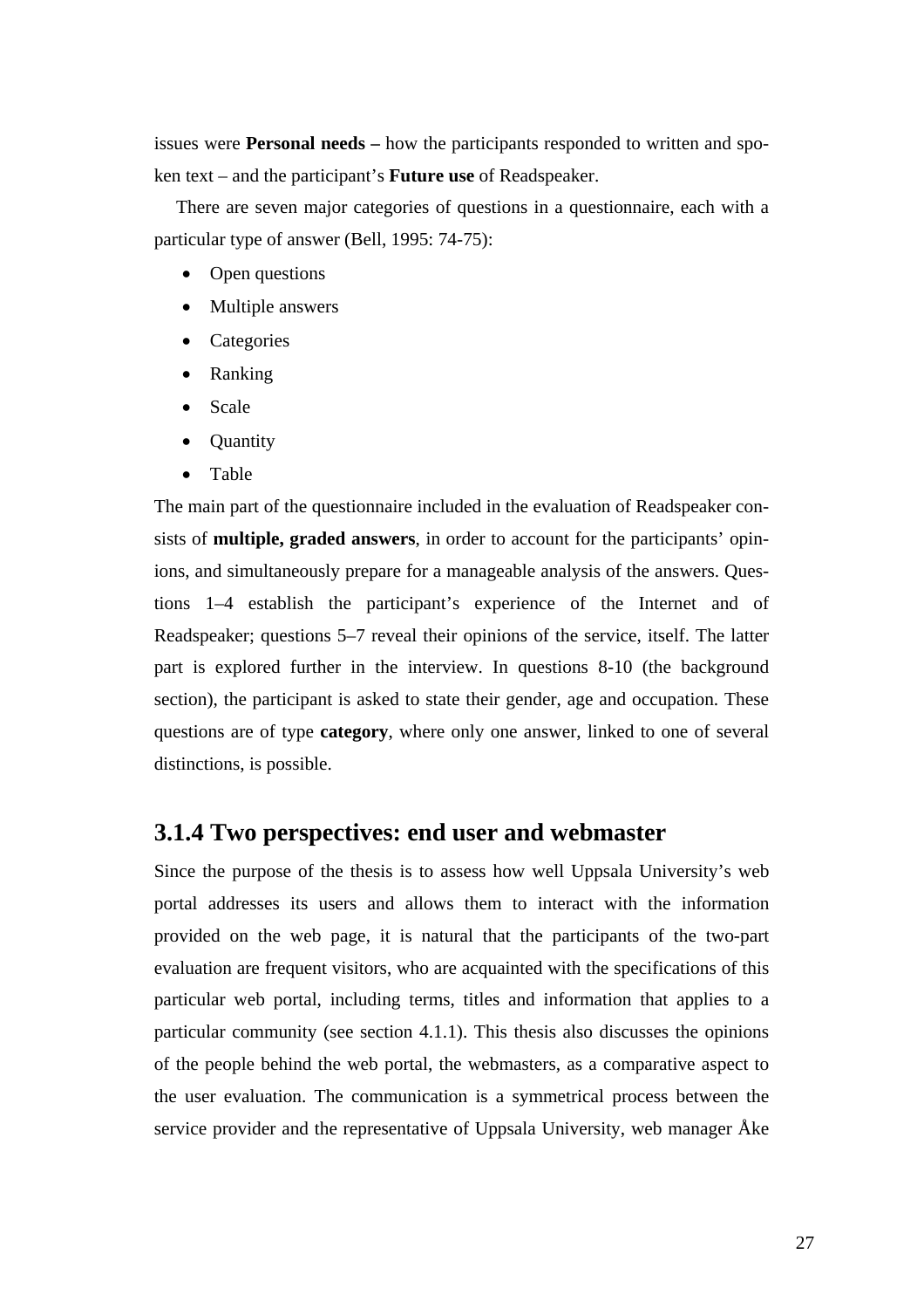issues were **Personal needs –** how the participants responded to written and spoken text – and the participant's **Future use** of Readspeaker.

There are seven major categories of questions in a questionnaire, each with a particular type of answer (Bell, 1995: 74-75):

- Open questions
- Multiple answers
- Categories
- Ranking
- Scale
- Quantity
- Table

The main part of the questionnaire included in the evaluation of Readspeaker consists of **multiple, graded answers**, in order to account for the participants' opinions, and simultaneously prepare for a manageable analysis of the answers. Questions 1–4 establish the participant's experience of the Internet and of Readspeaker; questions 5–7 reveal their opinions of the service, itself. The latter part is explored further in the interview. In questions 8-10 (the background section), the participant is asked to state their gender, age and occupation. These questions are of type **category**, where only one answer, linked to one of several distinctions, is possible.

### 3.1.4 Two perspectives: end user and webmaster

Since the purpose of the thesis is to assess how well Uppsala University's web portal addresses its users and allows them to interact with the information provided on the web page, it is natural that the participants of the two-part evaluation are frequent visitors, who are acquainted with the specifications of this particular web portal, including terms, titles and information that applies to a particular community (see section 4.1.1). This thesis also discusses the opinions of the people behind the web portal, the webmasters, as a comparative aspect to the user evaluation. The communication is a symmetrical process between the service provider and the representative of Uppsala University, web manager Åke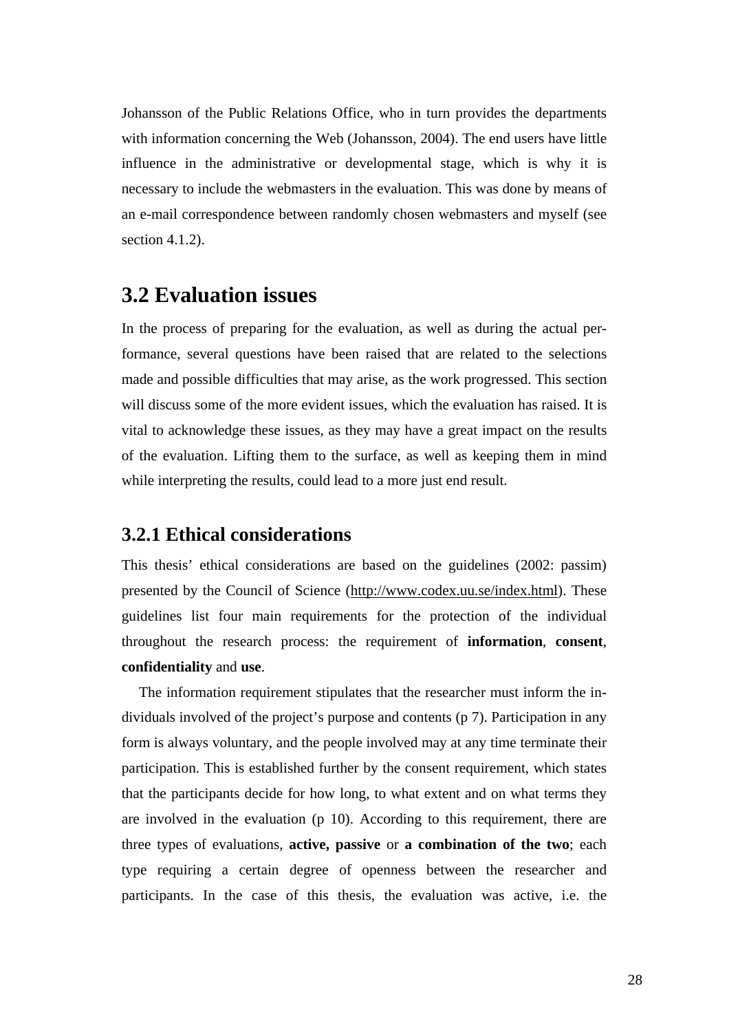Johansson of the Public Relations Office, who in turn provides the departments with information concerning the Web (Johansson, 2004). The end users have little influence in the administrative or developmental stage, which is why it is necessary to include the webmasters in the evaluation. This was done by means of an e-mail correspondence between randomly chosen webmasters and myself (see section 4.1.2).

## 3.2 Evaluation issues

In the process of preparing for the evaluation, as well as during the actual performance, several questions have been raised that are related to the selections made and possible difficulties that may arise, as the work progressed. This section will discuss some of the more evident issues, which the evaluation has raised. It is vital to acknowledge these issues, as they may have a great impact on the results of the evaluation. Lifting them to the surface, as well as keeping them in mind while interpreting the results, could lead to a more just end result.

### 3.2.1 Ethical considerations

This thesis' ethical considerations are based on the guidelines (2002: passim) presented by the Council of Science (http://www.codex.uu.se/index.html). These guidelines list four main requirements for the protection of the individual throughout the research process: the requirement of **information**, **consent**, **confidentiality** and **use**.

The information requirement stipulates that the researcher must inform the individuals involved of the project's purpose and contents (p 7). Participation in any form is always voluntary, and the people involved may at any time terminate their participation. This is established further by the consent requirement, which states that the participants decide for how long, to what extent and on what terms they are involved in the evaluation (p 10). According to this requirement, there are three types of evaluations, **active, passive** or **a combination of the two**; each type requiring a certain degree of openness between the researcher and participants. In the case of this thesis, the evaluation was active, i.e. the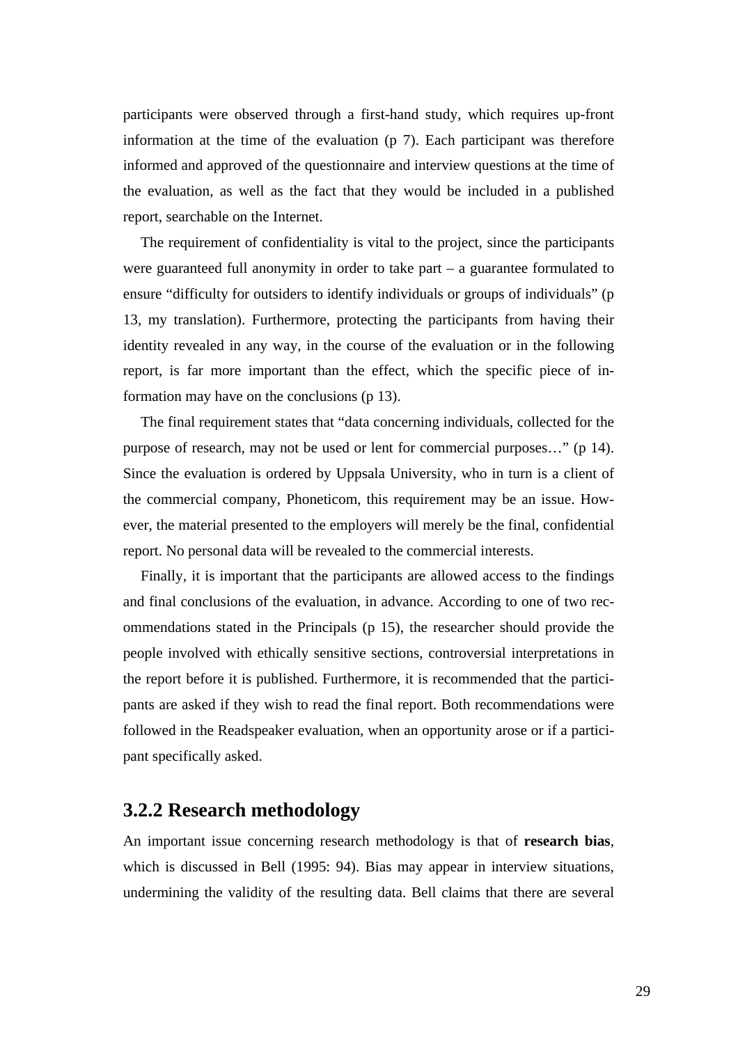participants were observed through a first-hand study, which requires up-front information at the time of the evaluation (p 7). Each participant was therefore informed and approved of the questionnaire and interview questions at the time of the evaluation, as well as the fact that they would be included in a published report, searchable on the Internet.

The requirement of confidentiality is vital to the project, since the participants were guaranteed full anonymity in order to take part – a guarantee formulated to ensure "difficulty for outsiders to identify individuals or groups of individuals" (p 13, my translation). Furthermore, protecting the participants from having their identity revealed in any way, in the course of the evaluation or in the following report, is far more important than the effect, which the specific piece of information may have on the conclusions (p 13).

The final requirement states that "data concerning individuals, collected for the purpose of research, may not be used or lent for commercial purposes…" (p 14). Since the evaluation is ordered by Uppsala University, who in turn is a client of the commercial company, Phoneticom, this requirement may be an issue. However, the material presented to the employers will merely be the final, confidential report. No personal data will be revealed to the commercial interests.

Finally, it is important that the participants are allowed access to the findings and final conclusions of the evaluation, in advance. According to one of two recommendations stated in the Principals (p 15), the researcher should provide the people involved with ethically sensitive sections, controversial interpretations in the report before it is published. Furthermore, it is recommended that the participants are asked if they wish to read the final report. Both recommendations were followed in the Readspeaker evaluation, when an opportunity arose or if a participant specifically asked.

### 3.2.2 Research methodology

An important issue concerning research methodology is that of **research bias**, which is discussed in Bell (1995: 94). Bias may appear in interview situations, undermining the validity of the resulting data. Bell claims that there are several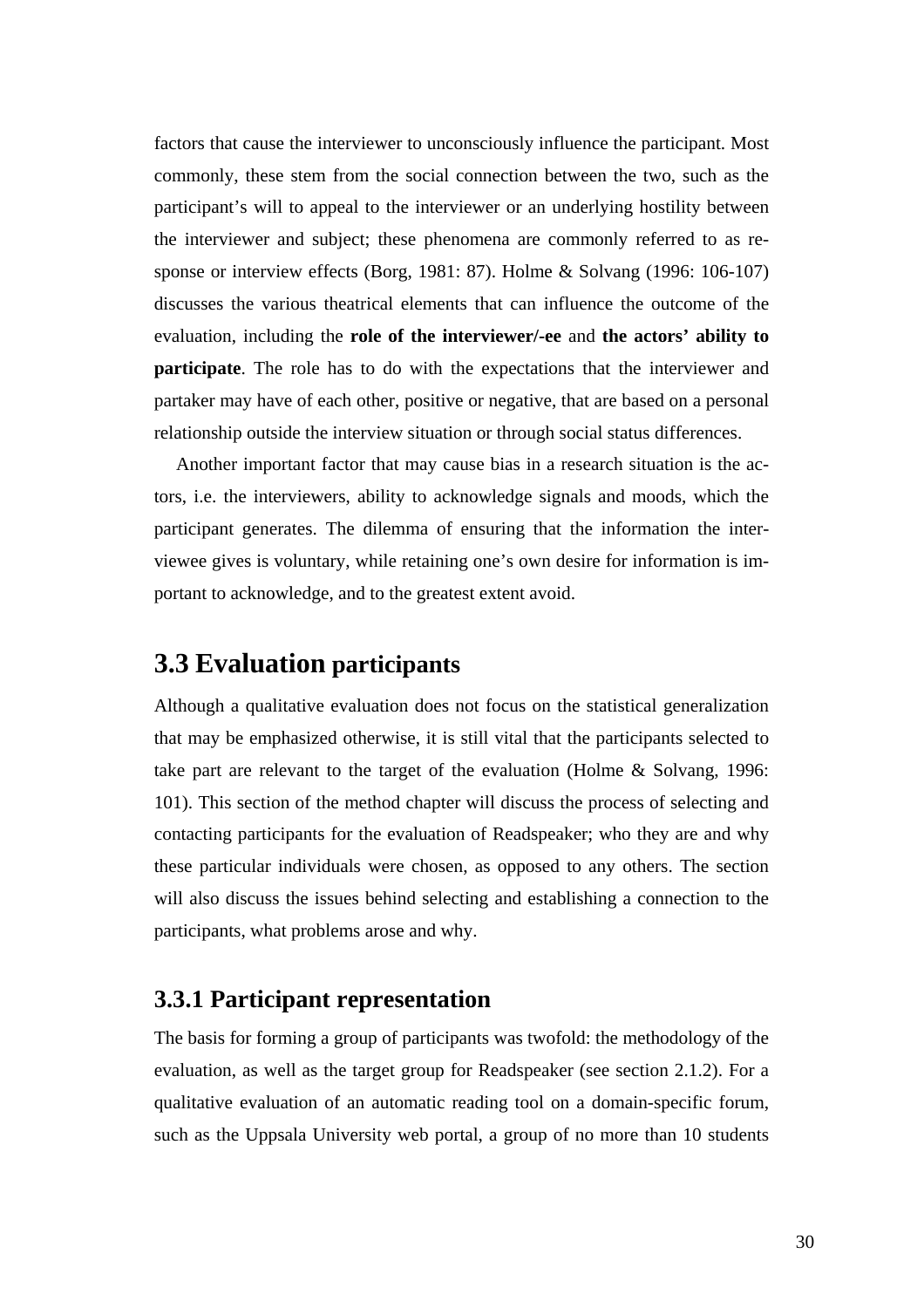factors that cause the interviewer to unconsciously influence the participant. Most commonly, these stem from the social connection between the two, such as the participant's will to appeal to the interviewer or an underlying hostility between the interviewer and subject; these phenomena are commonly referred to as response or interview effects (Borg, 1981: 87). Holme & Solvang (1996: 106-107) discusses the various theatrical elements that can influence the outcome of the evaluation, including the **role of the interviewer/-ee** and **the actors' ability to participate**. The role has to do with the expectations that the interviewer and partaker may have of each other, positive or negative, that are based on a personal relationship outside the interview situation or through social status differences.

Another important factor that may cause bias in a research situation is the actors, i.e. the interviewers, ability to acknowledge signals and moods, which the participant generates. The dilemma of ensuring that the information the interviewee gives is voluntary, while retaining one's own desire for information is important to acknowledge, and to the greatest extent avoid.

## 3.3 Evaluation participants

Although a qualitative evaluation does not focus on the statistical generalization that may be emphasized otherwise, it is still vital that the participants selected to take part are relevant to the target of the evaluation (Holme & Solvang, 1996: 101). This section of the method chapter will discuss the process of selecting and contacting participants for the evaluation of Readspeaker; who they are and why these particular individuals were chosen, as opposed to any others. The section will also discuss the issues behind selecting and establishing a connection to the participants, what problems arose and why.

### 3.3.1 Participant representation

The basis for forming a group of participants was twofold: the methodology of the evaluation, as well as the target group for Readspeaker (see section 2.1.2). For a qualitative evaluation of an automatic reading tool on a domain-specific forum, such as the Uppsala University web portal, a group of no more than 10 students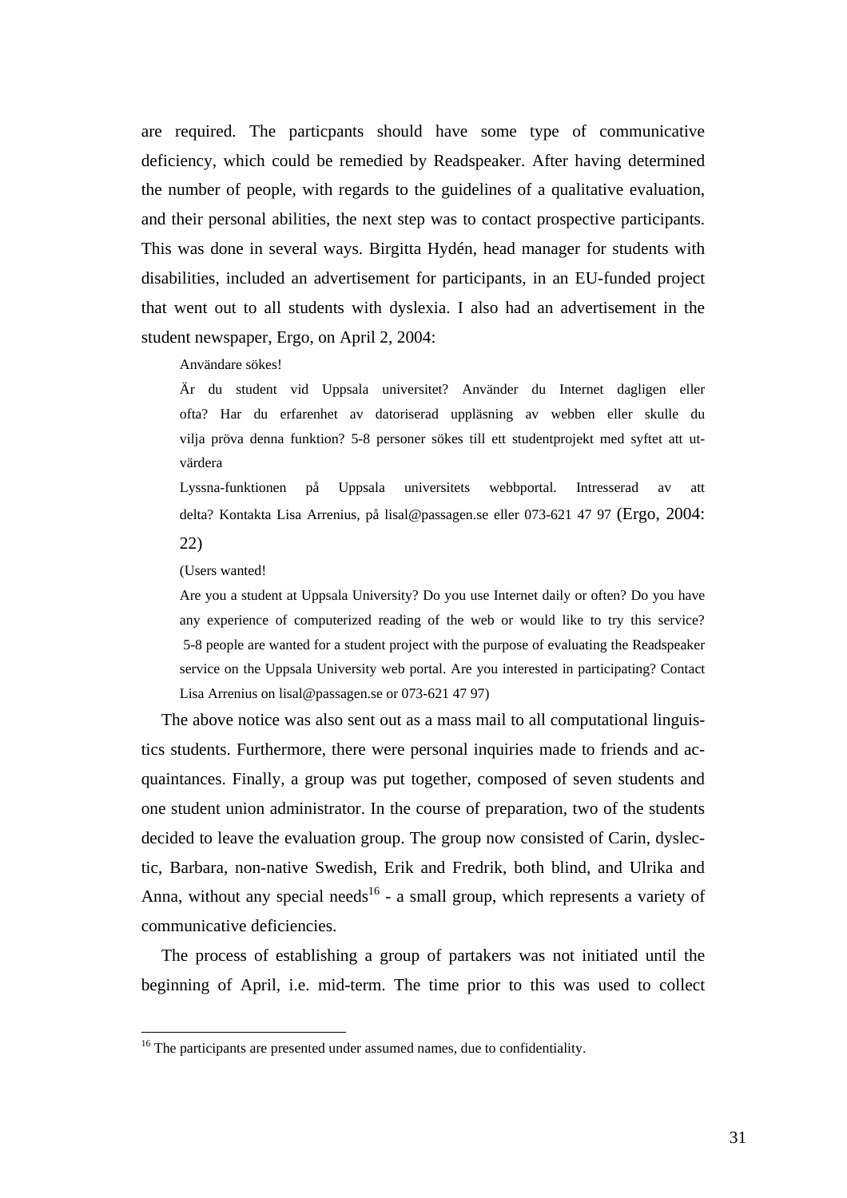are required. The particpants should have some type of communicative deficiency, which could be remedied by Readspeaker. After having determined the number of people, with regards to the guidelines of a qualitative evaluation, and their personal abilities, the next step was to contact prospective participants. This was done in several ways. Birgitta Hydén, head manager for students with disabilities, included an advertisement for participants, in an EU-funded project that went out to all students with dyslexia. I also had an advertisement in the student newspaper, Ergo, on April 2, 2004:

> Användare sökes!
>
> Är du student vid Uppsala universitet? Använder du Internet dagligen eller ofta? Har du erfarenhet av datoriserad uppläsning av webben eller skulle du vilja pröva denna funktion? 5-8 personer sökes till ett studentprojekt med syftet att utvärdera
>
> Lyssna-funktionen på Uppsala universitets webbportal. Intresserad av att delta? Kontakta Lisa Arrenius, på lisal@passagen.se eller 073-621 47 97 (Ergo, 2004: 22)
>
> (Users wanted!
>
> Are you a student at Uppsala University? Do you use Internet daily or often? Do you have any experience of computerized reading of the web or would like to try this service? 5-8 people are wanted for a student project with the purpose of evaluating the Readspeaker service on the Uppsala University web portal. Are you interested in participating? Contact Lisa Arrenius on lisal@passagen.se or 073-621 47 97)

The above notice was also sent out as a mass mail to all computational linguistics students. Furthermore, there were personal inquiries made to friends and acquaintances. Finally, a group was put together, composed of seven students and one student union administrator. In the course of preparation, two of the students decided to leave the evaluation group. The group now consisted of Carin, dyslectic, Barbara, non-native Swedish, Erik and Fredrik, both blind, and Ulrika and Anna, without any special needs[16] - a small group, which represents a variety of communicative deficiencies.

The process of establishing a group of partakers was not initiated until the beginning of April, i.e. mid-term. The time prior to this was used to collect

[16] The participants are presented under assumed names, due to confidentiality.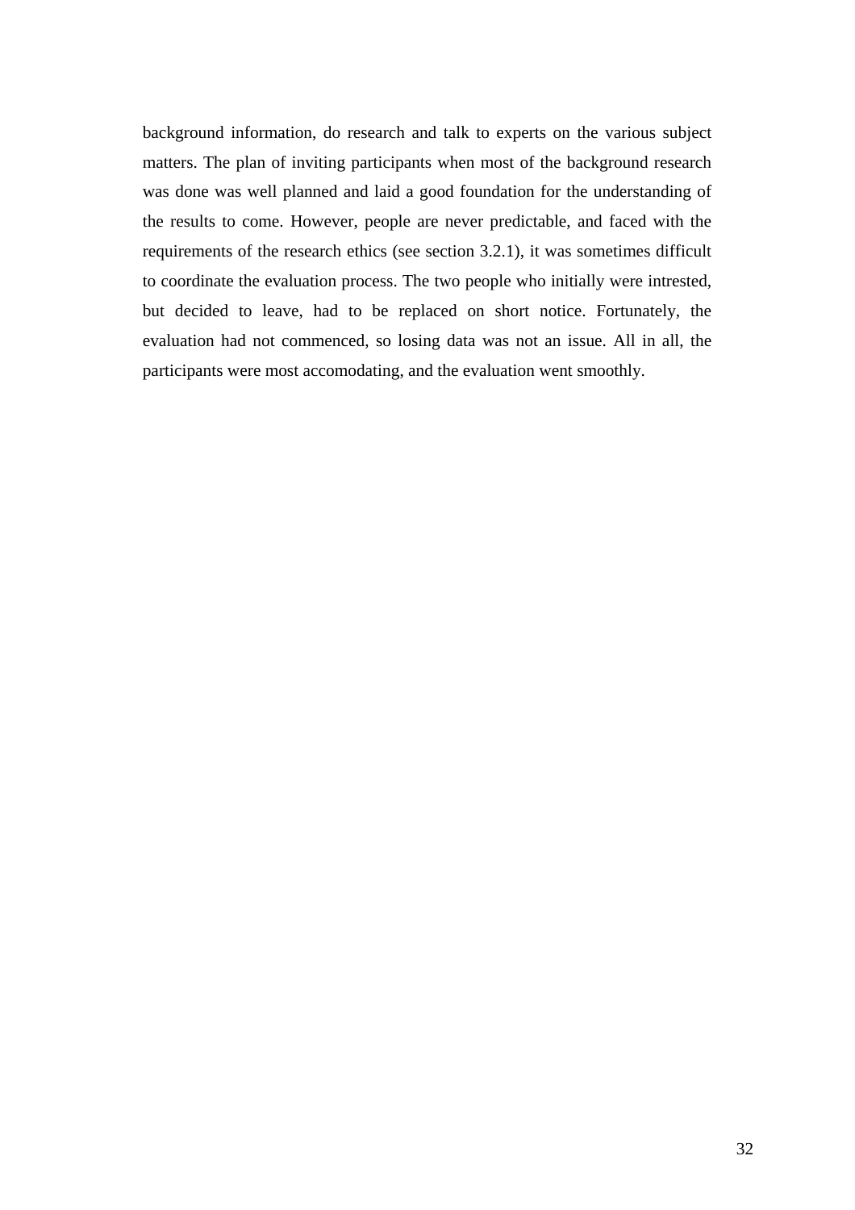background information, do research and talk to experts on the various subject matters. The plan of inviting participants when most of the background research was done was well planned and laid a good foundation for the understanding of the results to come. However, people are never predictable, and faced with the requirements of the research ethics (see section 3.2.1), it was sometimes difficult to coordinate the evaluation process. The two people who initially were intrested, but decided to leave, had to be replaced on short notice. Fortunately, the evaluation had not commenced, so losing data was not an issue. All in all, the participants were most accomodating, and the evaluation went smoothly.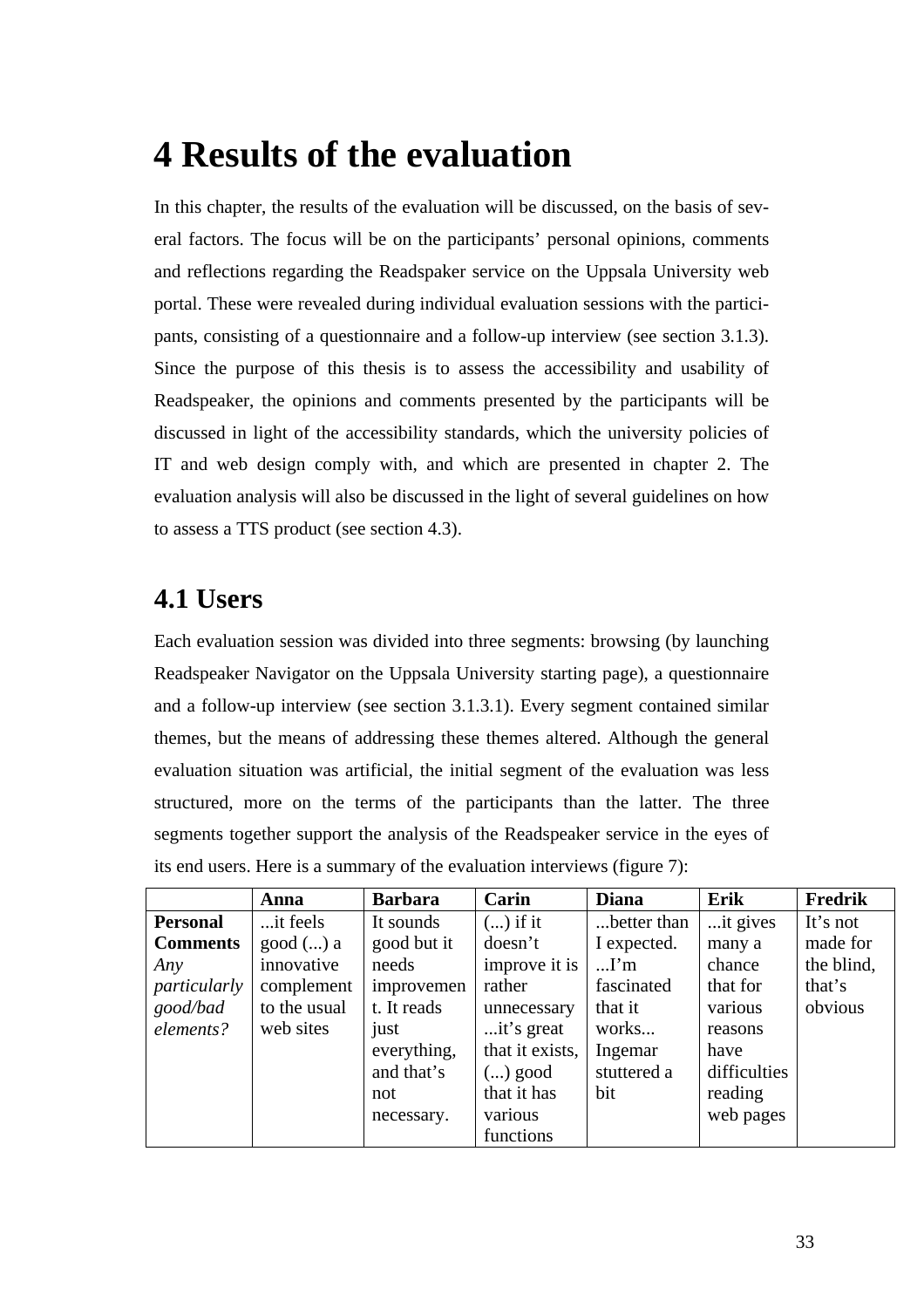# 4 Results of the evaluation

In this chapter, the results of the evaluation will be discussed, on the basis of several factors. The focus will be on the participants' personal opinions, comments and reflections regarding the Readspaker service on the Uppsala University web portal. These were revealed during individual evaluation sessions with the participants, consisting of a questionnaire and a follow-up interview (see section 3.1.3). Since the purpose of this thesis is to assess the accessibility and usability of Readspeaker, the opinions and comments presented by the participants will be discussed in light of the accessibility standards, which the university policies of IT and web design comply with, and which are presented in chapter 2. The evaluation analysis will also be discussed in the light of several guidelines on how to assess a TTS product (see section 4.3).

## 4.1 Users

Each evaluation session was divided into three segments: browsing (by launching Readspeaker Navigator on the Uppsala University starting page), a questionnaire and a follow-up interview (see section 3.1.3.1). Every segment contained similar themes, but the means of addressing these themes altered. Although the general evaluation situation was artificial, the initial segment of the evaluation was less structured, more on the terms of the participants than the latter. The three segments together support the analysis of the Readspeaker service in the eyes of its end users. Here is a summary of the evaluation interviews (figure 7):

| | **Anna** | **Barbara** | **Carin** | **Diana** | **Erik** | **Fredrik** |
|---|---|---|---|---|---|---|
| **Personal Comments** *Any particularly good/bad elements?* | ...it feels good (...) a innovative complement to the usual web sites | It sounds good but it needs improvement. It reads just everything, and that's not necessary. | (...) if it doesn't improve it is rather unnecessary ...it's great that it exists, (...) good that it has various functions | ...better than I expected. ...I'm fascinated that it works... Ingemar stuttered a bit | ...it gives many a chance that for various reasons have difficulties reading web pages | It's not made for the blind, that's obvious |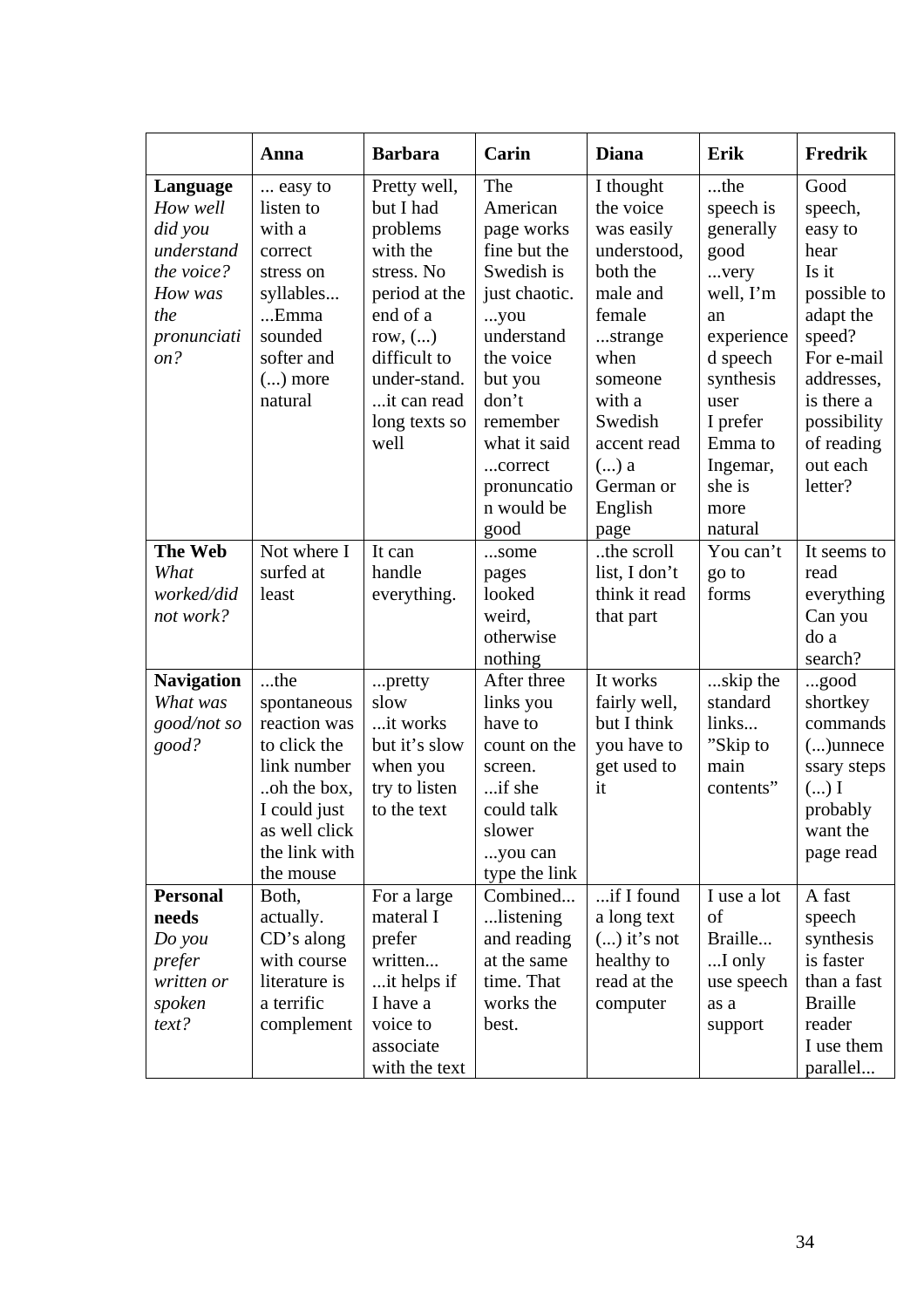|  | **Anna** | **Barbara** | **Carin** | **Diana** | **Erik** | **Fredrik** |
|---|---|---|---|---|---|---|
| **Language** *How well did you understand the voice? How was the pronunciation?* | ... easy to listen to with a correct stress on syllables... ...Emma sounded softer and (...) more natural | Pretty well, but I had problems with the stress. No period at the end of a row, (...) difficult to under-stand. ...it can read long texts so well | The American page works fine but the Swedish is just chaotic. ...you understand the voice but you don't remember what it said ...correct pronuncation would be good | I thought the voice was easily understood, both the male and female ...strange when someone with a Swedish accent read (...) a German or English page | ...the speech is generally good ...very well, I'm an experienced speech synthesis user I prefer Emma to Ingemar, she is more natural | Good speech, easy to hear Is it possible to adapt the speed? For e-mail addresses, is there a possibility of reading out each letter? |
| **The Web** *What worked/did not work?* | Not where I surfed at least | It can handle everything. | ...some pages looked weird, otherwise nothing | ..the scroll list, I don't think it read that part | You can't go to forms | It seems to read everything Can you do a search? |
| **Navigation** *What was good/not so good?* | ...the spontaneous reaction was to click the link number ..oh the box, I could just as well click the link with the mouse | ...pretty slow ...it works but it's slow when you try to listen to the text | After three links you have to count on the screen. ...if she could talk slower ...you can type the link | It works fairly well, but I think you have to get used to it | ...skip the standard links... "Skip to main contents" | ...good shortkey commands (...)unnecessary steps (...) I probably want the page read |
| **Personal needs** *Do you prefer written or spoken text?* | Both, actually. CD's along with course literature is a terrific complement | For a large materal I prefer written... ...it helps if I have a voice to associate with the text | Combined... ...listening and reading at the same time. That works the best. | ...if I found a long text (...) it's not healthy to read at the computer | I use a lot of Braille... ...I only use speech as a support | A fast speech synthesis is faster than a fast Braille reader I use them parallel... |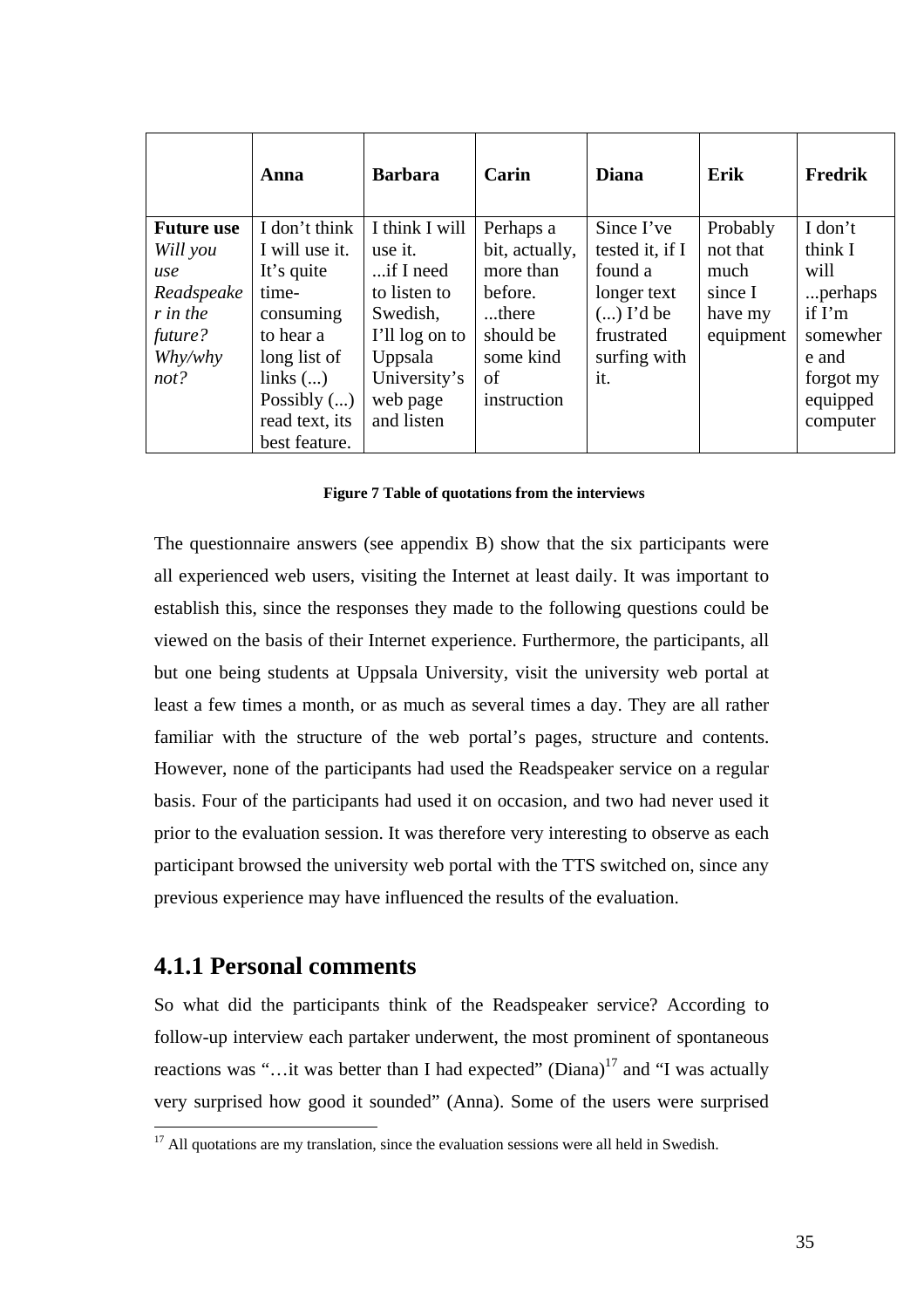| | Anna | Barbara | Carin | Diana | Erik | Fredrik |
|---|---|---|---|---|---|---|
| **Future use** *Will you use Readspeaker in the future? Why/why not?* | I don't think I will use it. It's quite time-consuming to hear a long list of links (...) Possibly (...) read text, its best feature. | I think I will use it. ...if I need to listen to Swedish, I'll log on to Uppsala University's web page and listen | Perhaps a bit, actually, more than before. ...there should be some kind of instruction | Since I've tested it, if I found a longer text (...) I'd be frustrated surfing with it. | Probably not that much since I have my equipment | I don't think I will ...perhaps if I'm somewhere and forgot my equipped computer |

**Figure 7 Table of quotations from the interviews**

The questionnaire answers (see appendix B) show that the six participants were all experienced web users, visiting the Internet at least daily. It was important to establish this, since the responses they made to the following questions could be viewed on the basis of their Internet experience. Furthermore, the participants, all but one being students at Uppsala University, visit the university web portal at least a few times a month, or as much as several times a day. They are all rather familiar with the structure of the web portal's pages, structure and contents. However, none of the participants had used the Readspeaker service on a regular basis. Four of the participants had used it on occasion, and two had never used it prior to the evaluation session. It was therefore very interesting to observe as each participant browsed the university web portal with the TTS switched on, since any previous experience may have influenced the results of the evaluation.

## 4.1.1 Personal comments

So what did the participants think of the Readspeaker service? According to follow-up interview each partaker underwent, the most prominent of spontaneous reactions was "…it was better than I had expected" (Diana)[17] and "I was actually very surprised how good it sounded" (Anna). Some of the users were surprised

[17] All quotations are my translation, since the evaluation sessions were all held in Swedish.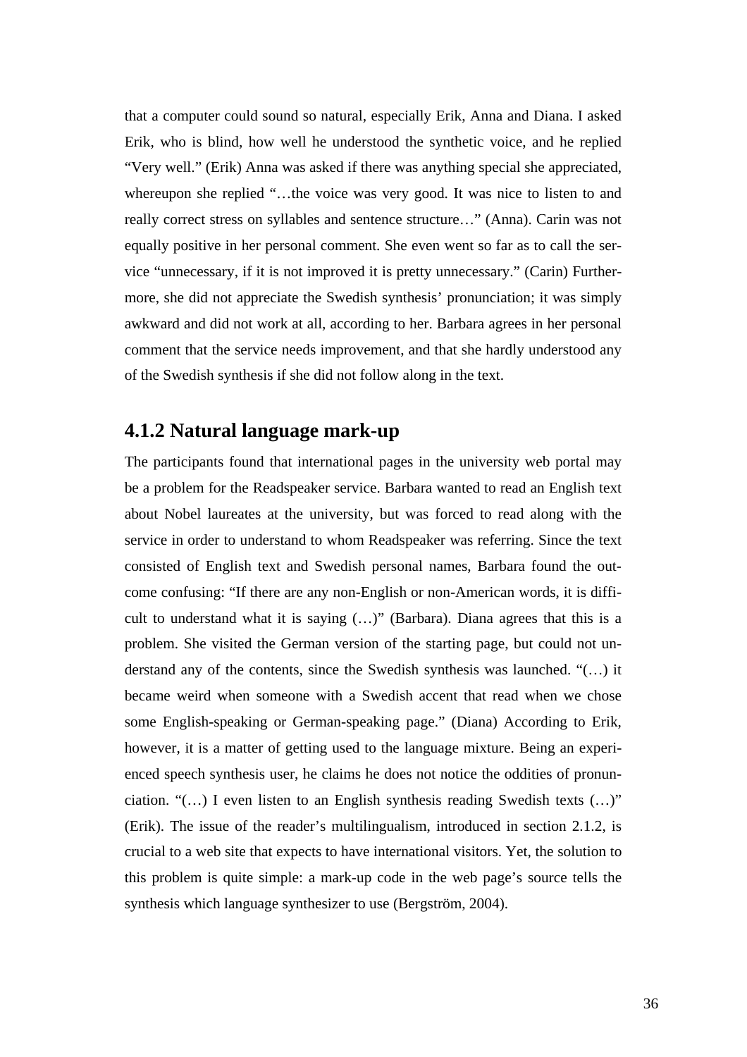that a computer could sound so natural, especially Erik, Anna and Diana. I asked Erik, who is blind, how well he understood the synthetic voice, and he replied "Very well." (Erik) Anna was asked if there was anything special she appreciated, whereupon she replied "…the voice was very good. It was nice to listen to and really correct stress on syllables and sentence structure…" (Anna). Carin was not equally positive in her personal comment. She even went so far as to call the service "unnecessary, if it is not improved it is pretty unnecessary." (Carin) Furthermore, she did not appreciate the Swedish synthesis' pronunciation; it was simply awkward and did not work at all, according to her. Barbara agrees in her personal comment that the service needs improvement, and that she hardly understood any of the Swedish synthesis if she did not follow along in the text.

### 4.1.2 Natural language mark-up

The participants found that international pages in the university web portal may be a problem for the Readspeaker service. Barbara wanted to read an English text about Nobel laureates at the university, but was forced to read along with the service in order to understand to whom Readspeaker was referring. Since the text consisted of English text and Swedish personal names, Barbara found the outcome confusing: "If there are any non-English or non-American words, it is difficult to understand what it is saying (…)" (Barbara). Diana agrees that this is a problem. She visited the German version of the starting page, but could not understand any of the contents, since the Swedish synthesis was launched. "(…) it became weird when someone with a Swedish accent that read when we chose some English-speaking or German-speaking page." (Diana) According to Erik, however, it is a matter of getting used to the language mixture. Being an experienced speech synthesis user, he claims he does not notice the oddities of pronunciation. "(…) I even listen to an English synthesis reading Swedish texts (…)" (Erik). The issue of the reader's multilingualism, introduced in section 2.1.2, is crucial to a web site that expects to have international visitors. Yet, the solution to this problem is quite simple: a mark-up code in the web page's source tells the synthesis which language synthesizer to use (Bergström, 2004).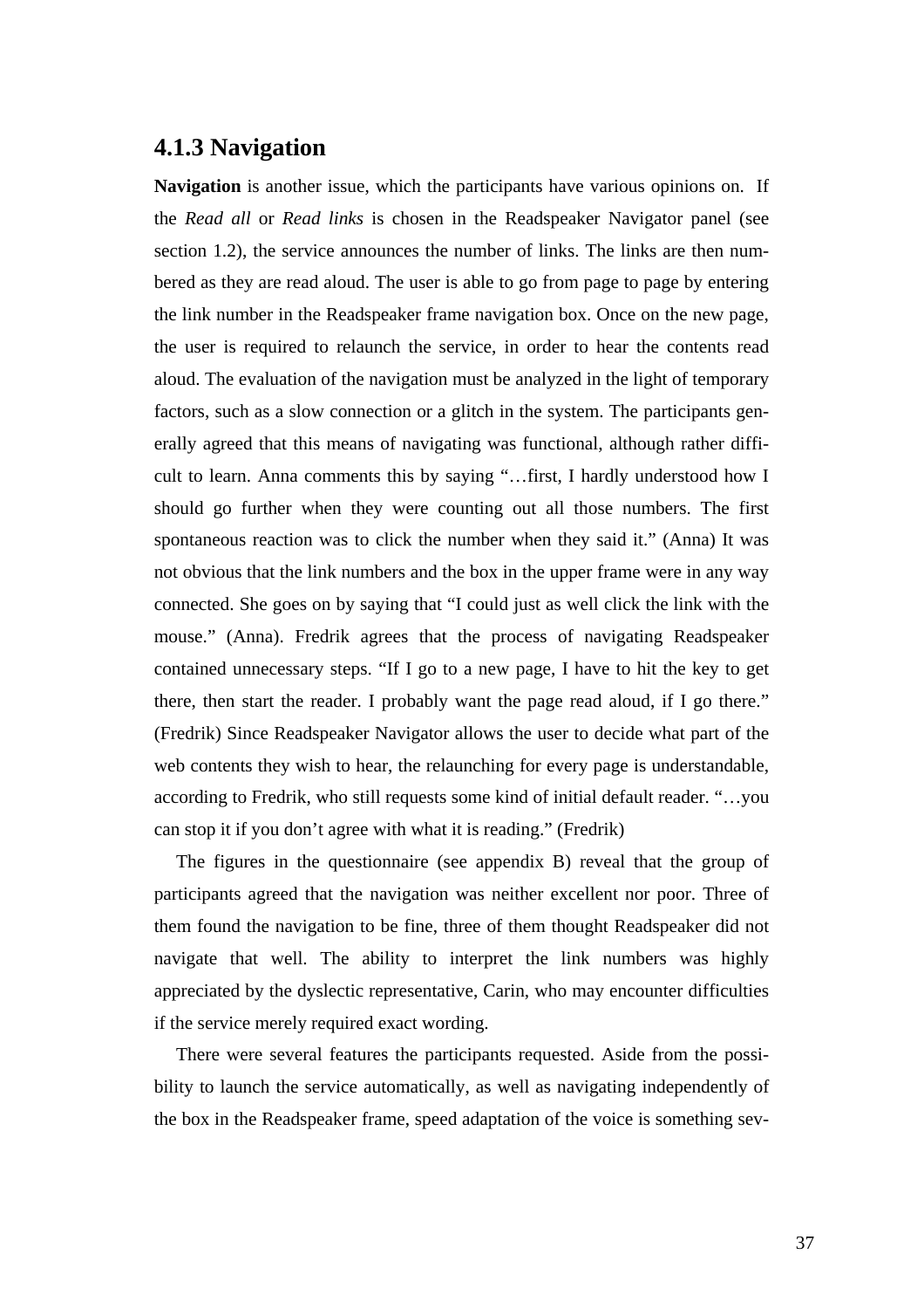### 4.1.3 Navigation

**Navigation** is another issue, which the participants have various opinions on. If the *Read all* or *Read links* is chosen in the Readspeaker Navigator panel (see section 1.2), the service announces the number of links. The links are then numbered as they are read aloud. The user is able to go from page to page by entering the link number in the Readspeaker frame navigation box. Once on the new page, the user is required to relaunch the service, in order to hear the contents read aloud. The evaluation of the navigation must be analyzed in the light of temporary factors, such as a slow connection or a glitch in the system. The participants generally agreed that this means of navigating was functional, although rather difficult to learn. Anna comments this by saying "…first, I hardly understood how I should go further when they were counting out all those numbers. The first spontaneous reaction was to click the number when they said it." (Anna) It was not obvious that the link numbers and the box in the upper frame were in any way connected. She goes on by saying that "I could just as well click the link with the mouse." (Anna). Fredrik agrees that the process of navigating Readspeaker contained unnecessary steps. "If I go to a new page, I have to hit the key to get there, then start the reader. I probably want the page read aloud, if I go there." (Fredrik) Since Readspeaker Navigator allows the user to decide what part of the web contents they wish to hear, the relaunching for every page is understandable, according to Fredrik, who still requests some kind of initial default reader. "…you can stop it if you don't agree with what it is reading." (Fredrik)

The figures in the questionnaire (see appendix B) reveal that the group of participants agreed that the navigation was neither excellent nor poor. Three of them found the navigation to be fine, three of them thought Readspeaker did not navigate that well. The ability to interpret the link numbers was highly appreciated by the dyslectic representative, Carin, who may encounter difficulties if the service merely required exact wording.

There were several features the participants requested. Aside from the possibility to launch the service automatically, as well as navigating independently of the box in the Readspeaker frame, speed adaptation of the voice is something sev-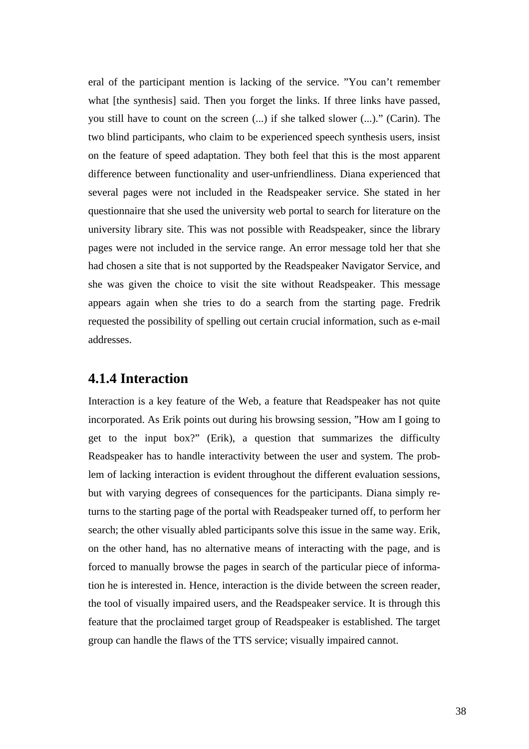eral of the participant mention is lacking of the service. ”You can’t remember what [the synthesis] said. Then you forget the links. If three links have passed, you still have to count on the screen (...) if she talked slower (...).” (Carin). The two blind participants, who claim to be experienced speech synthesis users, insist on the feature of speed adaptation. They both feel that this is the most apparent difference between functionality and user-unfriendliness. Diana experienced that several pages were not included in the Readspeaker service. She stated in her questionnaire that she used the university web portal to search for literature on the university library site. This was not possible with Readspeaker, since the library pages were not included in the service range. An error message told her that she had chosen a site that is not supported by the Readspeaker Navigator Service, and she was given the choice to visit the site without Readspeaker. This message appears again when she tries to do a search from the starting page. Fredrik requested the possibility of spelling out certain crucial information, such as e-mail addresses.

### 4.1.4 Interaction

Interaction is a key feature of the Web, a feature that Readspeaker has not quite incorporated. As Erik points out during his browsing session, ”How am I going to get to the input box?” (Erik), a question that summarizes the difficulty Readspeaker has to handle interactivity between the user and system. The problem of lacking interaction is evident throughout the different evaluation sessions, but with varying degrees of consequences for the participants. Diana simply returns to the starting page of the portal with Readspeaker turned off, to perform her search; the other visually abled participants solve this issue in the same way. Erik, on the other hand, has no alternative means of interacting with the page, and is forced to manually browse the pages in search of the particular piece of information he is interested in. Hence, interaction is the divide between the screen reader, the tool of visually impaired users, and the Readspeaker service. It is through this feature that the proclaimed target group of Readspeaker is established. The target group can handle the flaws of the TTS service; visually impaired cannot.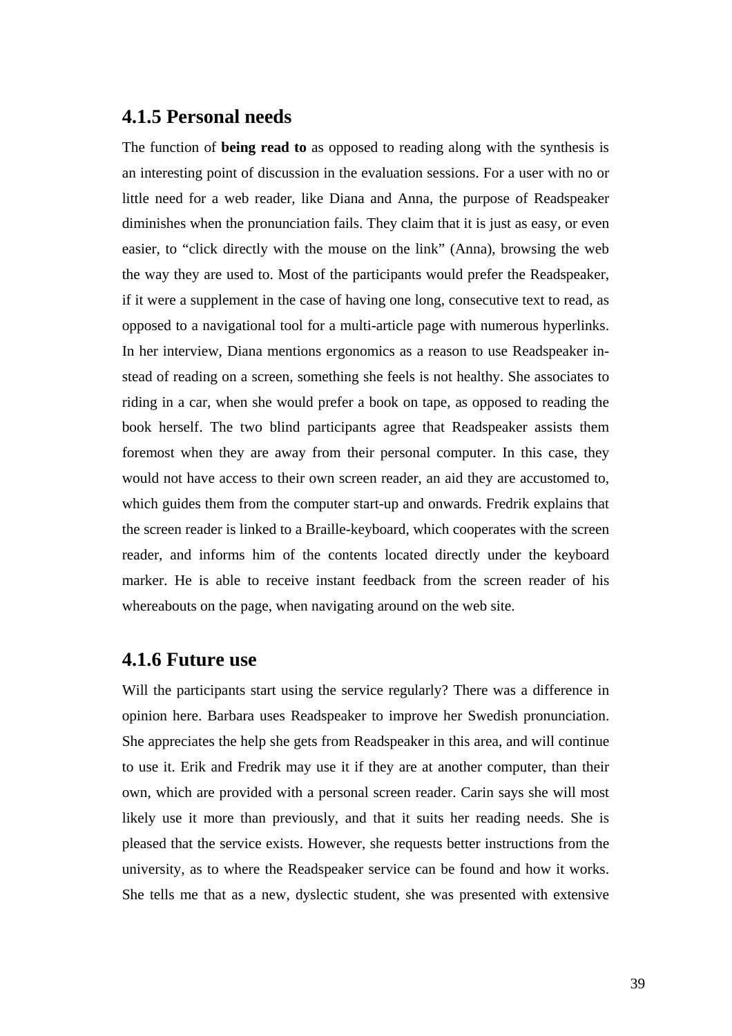### 4.1.5 Personal needs

The function of **being read to** as opposed to reading along with the synthesis is an interesting point of discussion in the evaluation sessions. For a user with no or little need for a web reader, like Diana and Anna, the purpose of Readspeaker diminishes when the pronunciation fails. They claim that it is just as easy, or even easier, to "click directly with the mouse on the link" (Anna), browsing the web the way they are used to. Most of the participants would prefer the Readspeaker, if it were a supplement in the case of having one long, consecutive text to read, as opposed to a navigational tool for a multi-article page with numerous hyperlinks. In her interview, Diana mentions ergonomics as a reason to use Readspeaker instead of reading on a screen, something she feels is not healthy. She associates to riding in a car, when she would prefer a book on tape, as opposed to reading the book herself. The two blind participants agree that Readspeaker assists them foremost when they are away from their personal computer. In this case, they would not have access to their own screen reader, an aid they are accustomed to, which guides them from the computer start-up and onwards. Fredrik explains that the screen reader is linked to a Braille-keyboard, which cooperates with the screen reader, and informs him of the contents located directly under the keyboard marker. He is able to receive instant feedback from the screen reader of his whereabouts on the page, when navigating around on the web site.

### 4.1.6 Future use

Will the participants start using the service regularly? There was a difference in opinion here. Barbara uses Readspeaker to improve her Swedish pronunciation. She appreciates the help she gets from Readspeaker in this area, and will continue to use it. Erik and Fredrik may use it if they are at another computer, than their own, which are provided with a personal screen reader. Carin says she will most likely use it more than previously, and that it suits her reading needs. She is pleased that the service exists. However, she requests better instructions from the university, as to where the Readspeaker service can be found and how it works. She tells me that as a new, dyslectic student, she was presented with extensive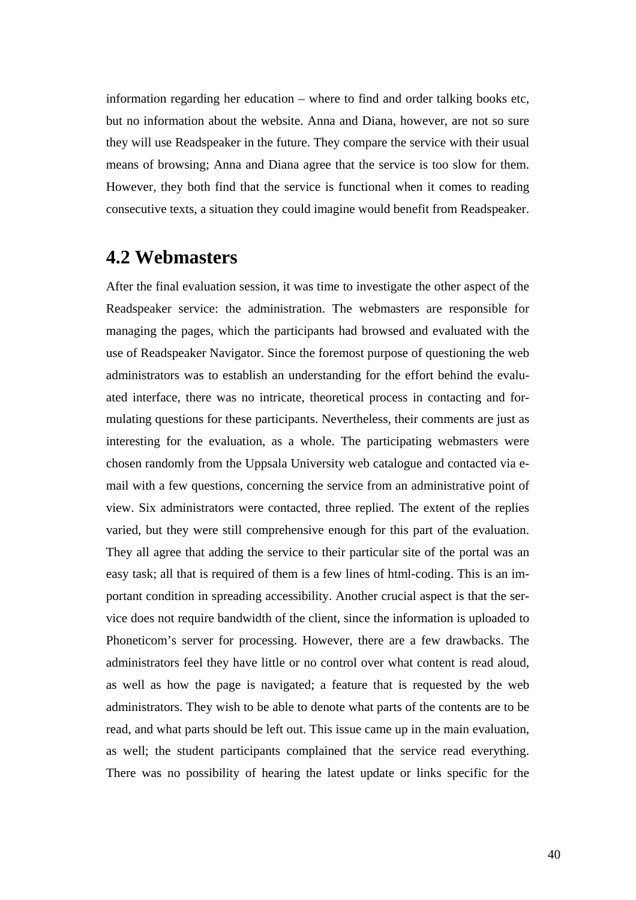information regarding her education – where to find and order talking books etc, but no information about the website. Anna and Diana, however, are not so sure they will use Readspeaker in the future. They compare the service with their usual means of browsing; Anna and Diana agree that the service is too slow for them. However, they both find that the service is functional when it comes to reading consecutive texts, a situation they could imagine would benefit from Readspeaker.

## 4.2 Webmasters

After the final evaluation session, it was time to investigate the other aspect of the Readspeaker service: the administration. The webmasters are responsible for managing the pages, which the participants had browsed and evaluated with the use of Readspeaker Navigator. Since the foremost purpose of questioning the web administrators was to establish an understanding for the effort behind the evaluated interface, there was no intricate, theoretical process in contacting and formulating questions for these participants. Nevertheless, their comments are just as interesting for the evaluation, as a whole. The participating webmasters were chosen randomly from the Uppsala University web catalogue and contacted via e-mail with a few questions, concerning the service from an administrative point of view. Six administrators were contacted, three replied. The extent of the replies varied, but they were still comprehensive enough for this part of the evaluation. They all agree that adding the service to their particular site of the portal was an easy task; all that is required of them is a few lines of html-coding. This is an important condition in spreading accessibility. Another crucial aspect is that the service does not require bandwidth of the client, since the information is uploaded to Phoneticom's server for processing. However, there are a few drawbacks. The administrators feel they have little or no control over what content is read aloud, as well as how the page is navigated; a feature that is requested by the web administrators. They wish to be able to denote what parts of the contents are to be read, and what parts should be left out. This issue came up in the main evaluation, as well; the student participants complained that the service read everything. There was no possibility of hearing the latest update or links specific for the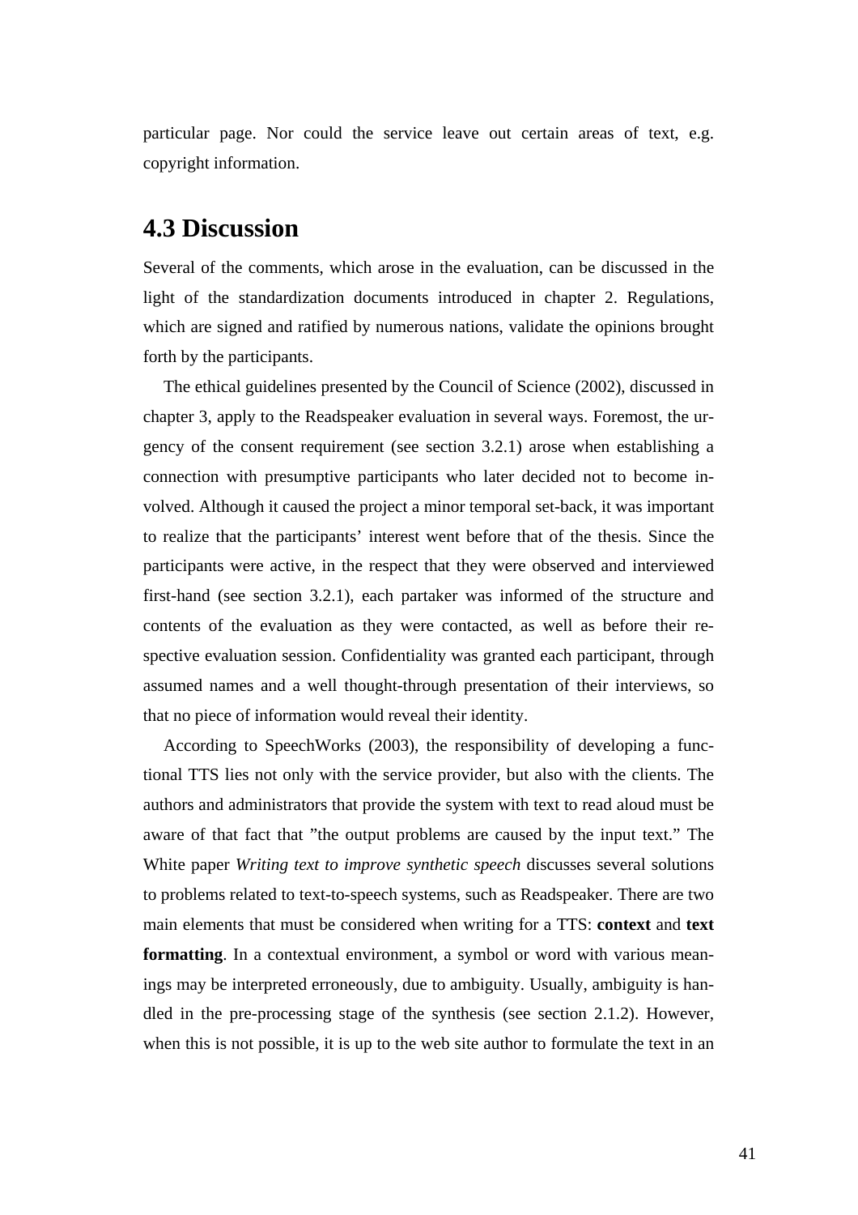particular page. Nor could the service leave out certain areas of text, e.g. copyright information.

## 4.3 Discussion

Several of the comments, which arose in the evaluation, can be discussed in the light of the standardization documents introduced in chapter 2. Regulations, which are signed and ratified by numerous nations, validate the opinions brought forth by the participants.

The ethical guidelines presented by the Council of Science (2002), discussed in chapter 3, apply to the Readspeaker evaluation in several ways. Foremost, the urgency of the consent requirement (see section 3.2.1) arose when establishing a connection with presumptive participants who later decided not to become involved. Although it caused the project a minor temporal set-back, it was important to realize that the participants' interest went before that of the thesis. Since the participants were active, in the respect that they were observed and interviewed first-hand (see section 3.2.1), each partaker was informed of the structure and contents of the evaluation as they were contacted, as well as before their respective evaluation session. Confidentiality was granted each participant, through assumed names and a well thought-through presentation of their interviews, so that no piece of information would reveal their identity.

According to SpeechWorks (2003), the responsibility of developing a functional TTS lies not only with the service provider, but also with the clients. The authors and administrators that provide the system with text to read aloud must be aware of that fact that "the output problems are caused by the input text." The White paper *Writing text to improve synthetic speech* discusses several solutions to problems related to text-to-speech systems, such as Readspeaker. There are two main elements that must be considered when writing for a TTS: **context** and **text formatting**. In a contextual environment, a symbol or word with various meanings may be interpreted erroneously, due to ambiguity. Usually, ambiguity is handled in the pre-processing stage of the synthesis (see section 2.1.2). However, when this is not possible, it is up to the web site author to formulate the text in an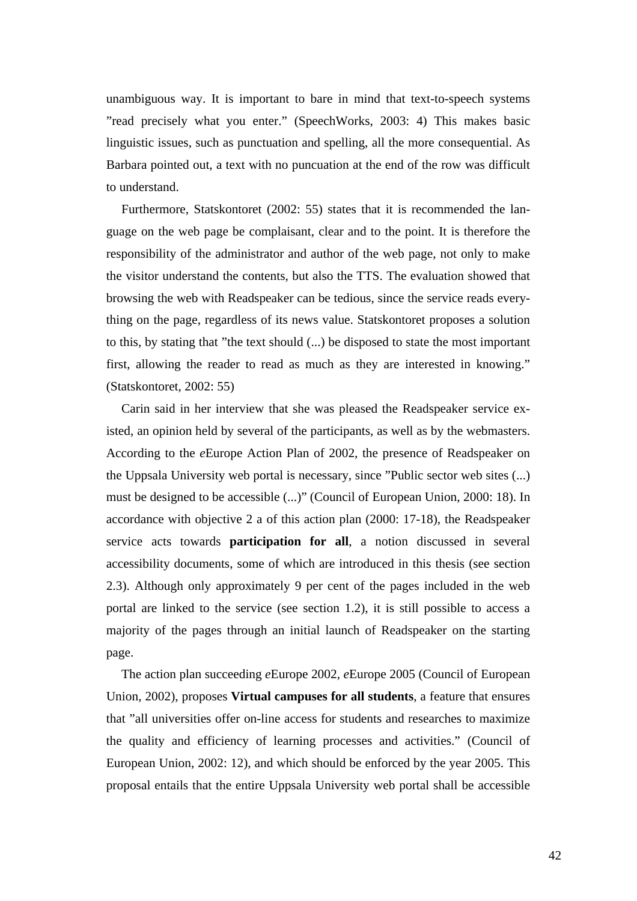unambiguous way. It is important to bare in mind that text-to-speech systems ”read precisely what you enter.” (SpeechWorks, 2003: 4) This makes basic linguistic issues, such as punctuation and spelling, all the more consequential. As Barbara pointed out, a text with no puncuation at the end of the row was difficult to understand.

Furthermore, Statskontoret (2002: 55) states that it is recommended the language on the web page be complaisant, clear and to the point. It is therefore the responsibility of the administrator and author of the web page, not only to make the visitor understand the contents, but also the TTS. The evaluation showed that browsing the web with Readspeaker can be tedious, since the service reads everything on the page, regardless of its news value. Statskontoret proposes a solution to this, by stating that ”the text should (...) be disposed to state the most important first, allowing the reader to read as much as they are interested in knowing.” (Statskontoret, 2002: 55)

Carin said in her interview that she was pleased the Readspeaker service existed, an opinion held by several of the participants, as well as by the webmasters. According to the *e*Europe Action Plan of 2002, the presence of Readspeaker on the Uppsala University web portal is necessary, since ”Public sector web sites (...) must be designed to be accessible (...)” (Council of European Union, 2000: 18). In accordance with objective 2 a of this action plan (2000: 17-18), the Readspeaker service acts towards **participation for all**, a notion discussed in several accessibility documents, some of which are introduced in this thesis (see section 2.3). Although only approximately 9 per cent of the pages included in the web portal are linked to the service (see section 1.2), it is still possible to access a majority of the pages through an initial launch of Readspeaker on the starting page.

The action plan succeeding *e*Europe 2002, *e*Europe 2005 (Council of European Union, 2002), proposes **Virtual campuses for all students**, a feature that ensures that ”all universities offer on-line access for students and researches to maximize the quality and efficiency of learning processes and activities.” (Council of European Union, 2002: 12), and which should be enforced by the year 2005. This proposal entails that the entire Uppsala University web portal shall be accessible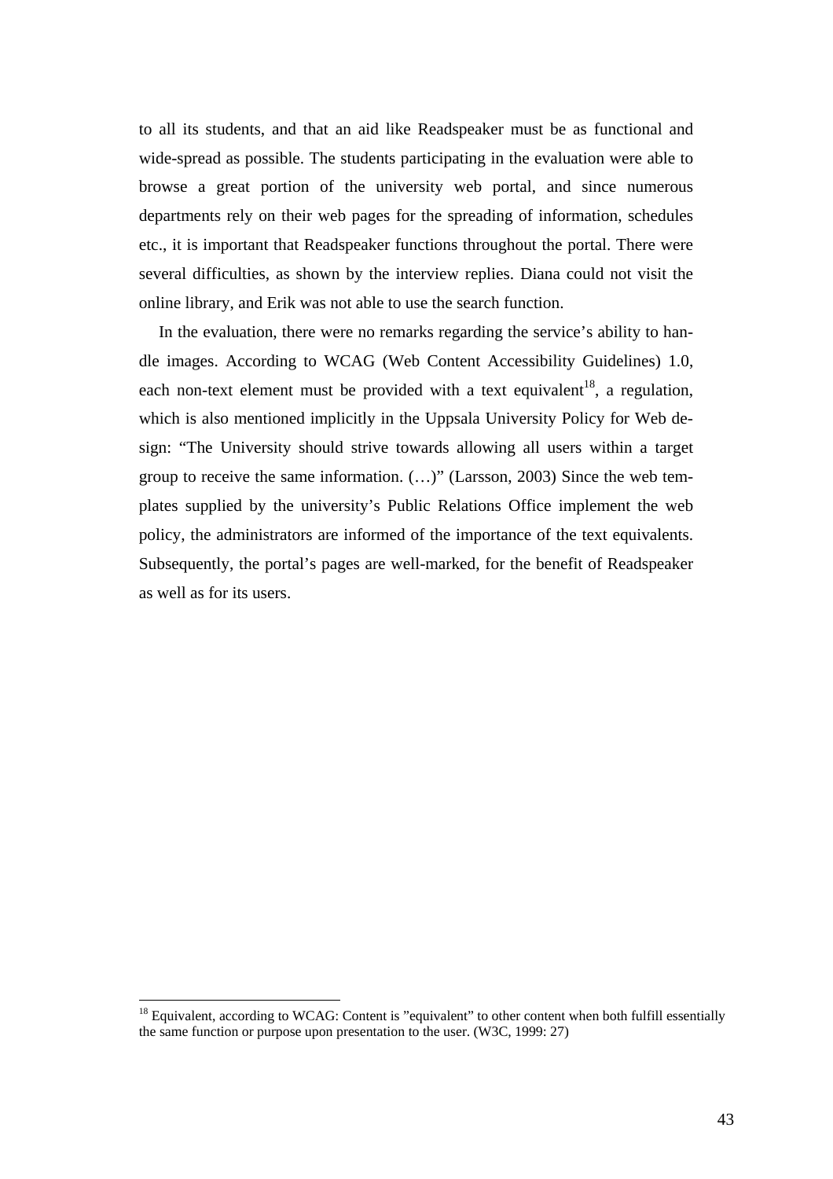to all its students, and that an aid like Readspeaker must be as functional and wide-spread as possible. The students participating in the evaluation were able to browse a great portion of the university web portal, and since numerous departments rely on their web pages for the spreading of information, schedules etc., it is important that Readspeaker functions throughout the portal. There were several difficulties, as shown by the interview replies. Diana could not visit the online library, and Erik was not able to use the search function.

In the evaluation, there were no remarks regarding the service's ability to handle images. According to WCAG (Web Content Accessibility Guidelines) 1.0, each non-text element must be provided with a text equivalent[18], a regulation, which is also mentioned implicitly in the Uppsala University Policy for Web design: "The University should strive towards allowing all users within a target group to receive the same information. (…)" (Larsson, 2003) Since the web templates supplied by the university's Public Relations Office implement the web policy, the administrators are informed of the importance of the text equivalents. Subsequently, the portal's pages are well-marked, for the benefit of Readspeaker as well as for its users.

---

[18] Equivalent, according to WCAG: Content is "equivalent" to other content when both fulfill essentially the same function or purpose upon presentation to the user. (W3C, 1999: 27)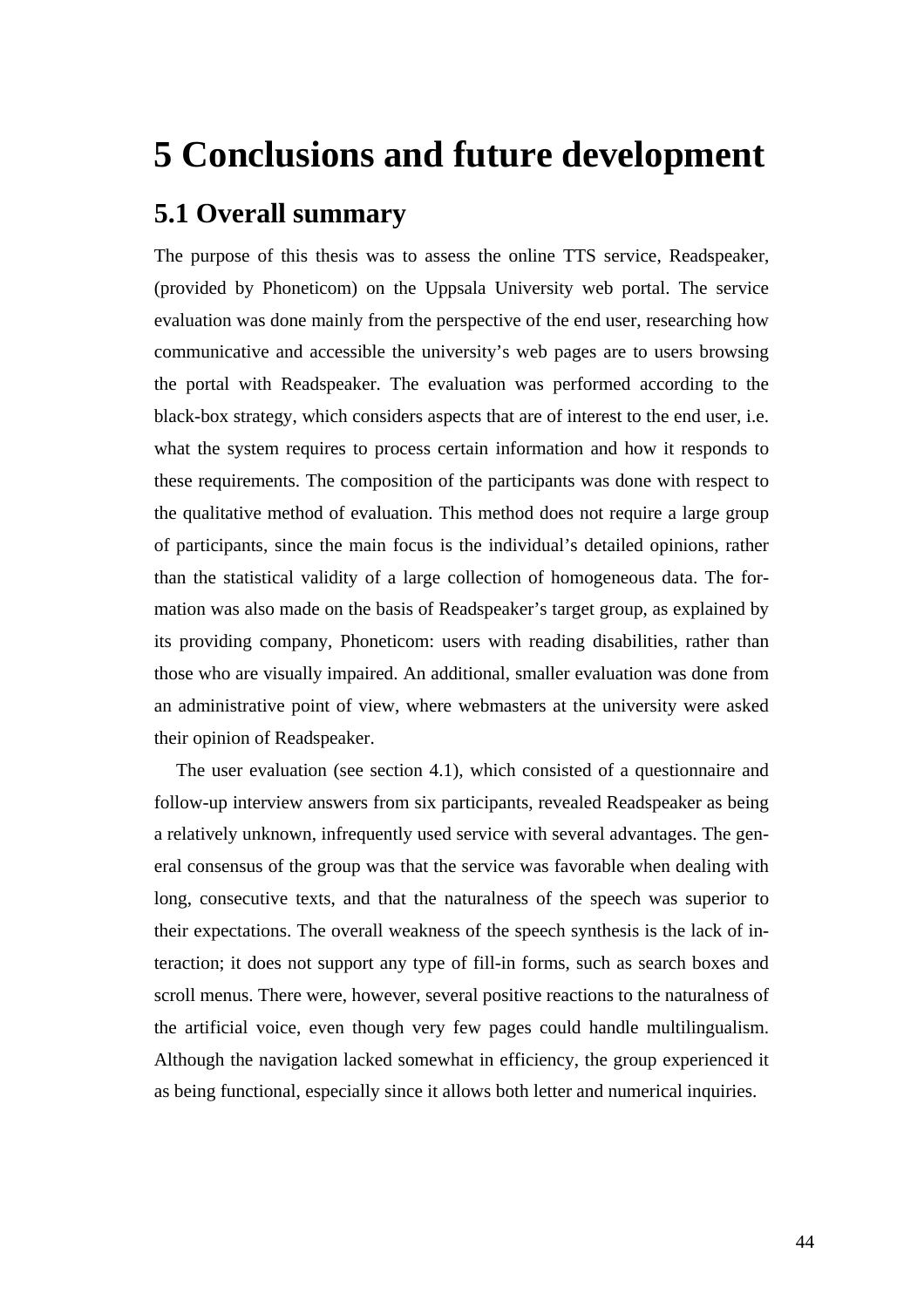# 5 Conclusions and future development

## 5.1 Overall summary

The purpose of this thesis was to assess the online TTS service, Readspeaker, (provided by Phoneticom) on the Uppsala University web portal. The service evaluation was done mainly from the perspective of the end user, researching how communicative and accessible the university's web pages are to users browsing the portal with Readspeaker. The evaluation was performed according to the black-box strategy, which considers aspects that are of interest to the end user, i.e. what the system requires to process certain information and how it responds to these requirements. The composition of the participants was done with respect to the qualitative method of evaluation. This method does not require a large group of participants, since the main focus is the individual's detailed opinions, rather than the statistical validity of a large collection of homogeneous data. The formation was also made on the basis of Readspeaker's target group, as explained by its providing company, Phoneticom: users with reading disabilities, rather than those who are visually impaired. An additional, smaller evaluation was done from an administrative point of view, where webmasters at the university were asked their opinion of Readspeaker.

The user evaluation (see section 4.1), which consisted of a questionnaire and follow-up interview answers from six participants, revealed Readspeaker as being a relatively unknown, infrequently used service with several advantages. The general consensus of the group was that the service was favorable when dealing with long, consecutive texts, and that the naturalness of the speech was superior to their expectations. The overall weakness of the speech synthesis is the lack of interaction; it does not support any type of fill-in forms, such as search boxes and scroll menus. There were, however, several positive reactions to the naturalness of the artificial voice, even though very few pages could handle multilingualism. Although the navigation lacked somewhat in efficiency, the group experienced it as being functional, especially since it allows both letter and numerical inquiries.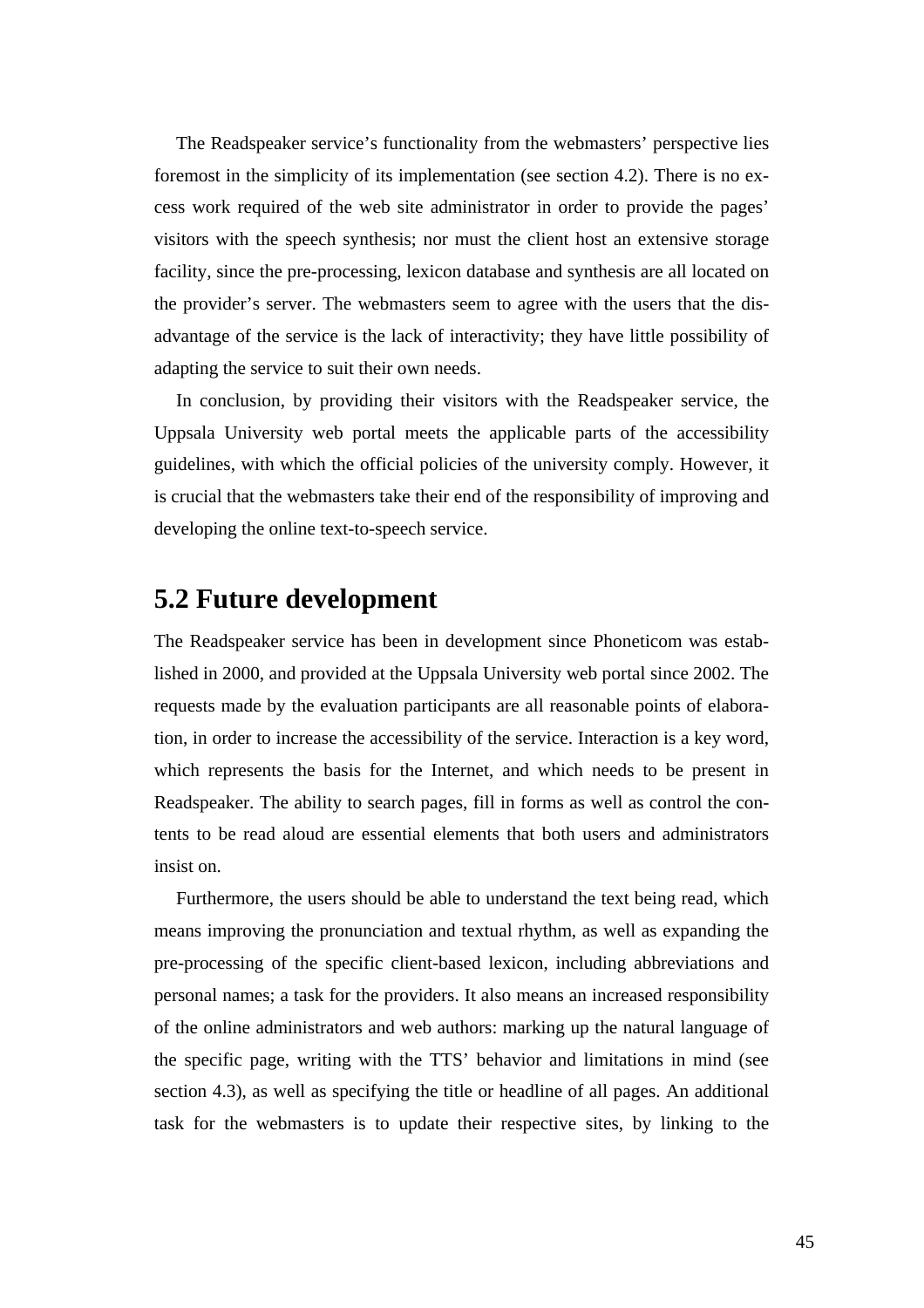The Readspeaker service's functionality from the webmasters' perspective lies foremost in the simplicity of its implementation (see section 4.2). There is no excess work required of the web site administrator in order to provide the pages' visitors with the speech synthesis; nor must the client host an extensive storage facility, since the pre-processing, lexicon database and synthesis are all located on the provider's server. The webmasters seem to agree with the users that the disadvantage of the service is the lack of interactivity; they have little possibility of adapting the service to suit their own needs.

In conclusion, by providing their visitors with the Readspeaker service, the Uppsala University web portal meets the applicable parts of the accessibility guidelines, with which the official policies of the university comply. However, it is crucial that the webmasters take their end of the responsibility of improving and developing the online text-to-speech service.

## 5.2 Future development

The Readspeaker service has been in development since Phoneticom was established in 2000, and provided at the Uppsala University web portal since 2002. The requests made by the evaluation participants are all reasonable points of elaboration, in order to increase the accessibility of the service. Interaction is a key word, which represents the basis for the Internet, and which needs to be present in Readspeaker. The ability to search pages, fill in forms as well as control the contents to be read aloud are essential elements that both users and administrators insist on.

Furthermore, the users should be able to understand the text being read, which means improving the pronunciation and textual rhythm, as well as expanding the pre-processing of the specific client-based lexicon, including abbreviations and personal names; a task for the providers. It also means an increased responsibility of the online administrators and web authors: marking up the natural language of the specific page, writing with the TTS' behavior and limitations in mind (see section 4.3), as well as specifying the title or headline of all pages. An additional task for the webmasters is to update their respective sites, by linking to the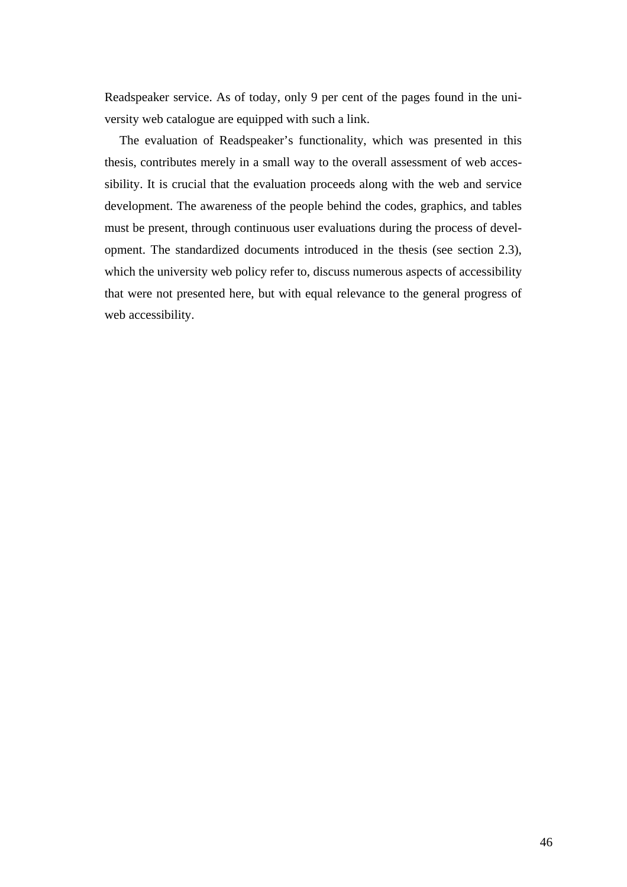Readspeaker service. As of today, only 9 per cent of the pages found in the university web catalogue are equipped with such a link.

The evaluation of Readspeaker's functionality, which was presented in this thesis, contributes merely in a small way to the overall assessment of web accessibility. It is crucial that the evaluation proceeds along with the web and service development. The awareness of the people behind the codes, graphics, and tables must be present, through continuous user evaluations during the process of development. The standardized documents introduced in the thesis (see section 2.3), which the university web policy refer to, discuss numerous aspects of accessibility that were not presented here, but with equal relevance to the general progress of web accessibility.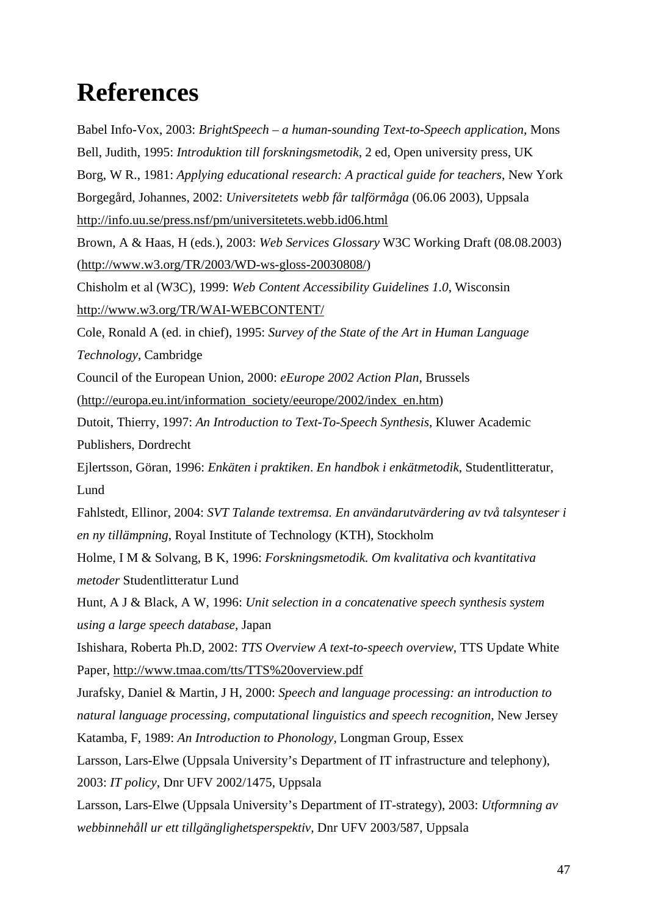# References

Babel Info-Vox, 2003: *BrightSpeech – a human-sounding Text-to-Speech application*, Mons

Bell, Judith, 1995: *Introduktion till forskningsmetodik*, 2 ed, Open university press, UK

Borg, W R., 1981: *Applying educational research: A practical guide for teachers*, New York

Borgegård, Johannes, 2002: *Universitetets webb får talförmåga* (06.06 2003), Uppsala http://info.uu.se/press.nsf/pm/universitetets.webb.id06.html

Brown, A & Haas, H (eds.), 2003: *Web Services Glossary* W3C Working Draft (08.08.2003) (http://www.w3.org/TR/2003/WD-ws-gloss-20030808/)

Chisholm et al (W3C), 1999: *Web Content Accessibility Guidelines 1.0*, Wisconsin http://www.w3.org/TR/WAI-WEBCONTENT/

Cole, Ronald A (ed. in chief), 1995: *Survey of the State of the Art in Human Language Technology*, Cambridge

Council of the European Union, 2000: *eEurope 2002 Action Plan*, Brussels (http://europa.eu.int/information_society/eeurope/2002/index_en.htm)

Dutoit, Thierry, 1997: *An Introduction to Text-To-Speech Synthesis*, Kluwer Academic Publishers, Dordrecht

Ejlertsson, Göran, 1996: *Enkäten i praktiken*. *En handbok i enkätmetodik*, Studentlitteratur, Lund

Fahlstedt, Ellinor, 2004: *SVT Talande textremsa. En användarutvärdering av två talsynteser i en ny tillämpning*, Royal Institute of Technology (KTH), Stockholm

Holme, I M & Solvang, B K, 1996: *Forskningsmetodik. Om kvalitativa och kvantitativa metoder* Studentlitteratur Lund

Hunt, A J & Black, A W, 1996: *Unit selection in a concatenative speech synthesis system using a large speech database*, Japan

Ishishara, Roberta Ph.D, 2002: *TTS Overview A text-to-speech overview*, TTS Update White Paper, http://www.tmaa.com/tts/TTS%20overview.pdf

Jurafsky, Daniel & Martin, J H, 2000: *Speech and language processing: an introduction to natural language processing, computational linguistics and speech recognition*, New Jersey

Katamba, F, 1989: *An Introduction to Phonology*, Longman Group, Essex

Larsson, Lars-Elwe (Uppsala University's Department of IT infrastructure and telephony), 2003: *IT policy*, Dnr UFV 2002/1475, Uppsala

Larsson, Lars-Elwe (Uppsala University's Department of IT-strategy), 2003: *Utformning av webbinnehåll ur ett tillgänglighetsperspektiv*, Dnr UFV 2003/587, Uppsala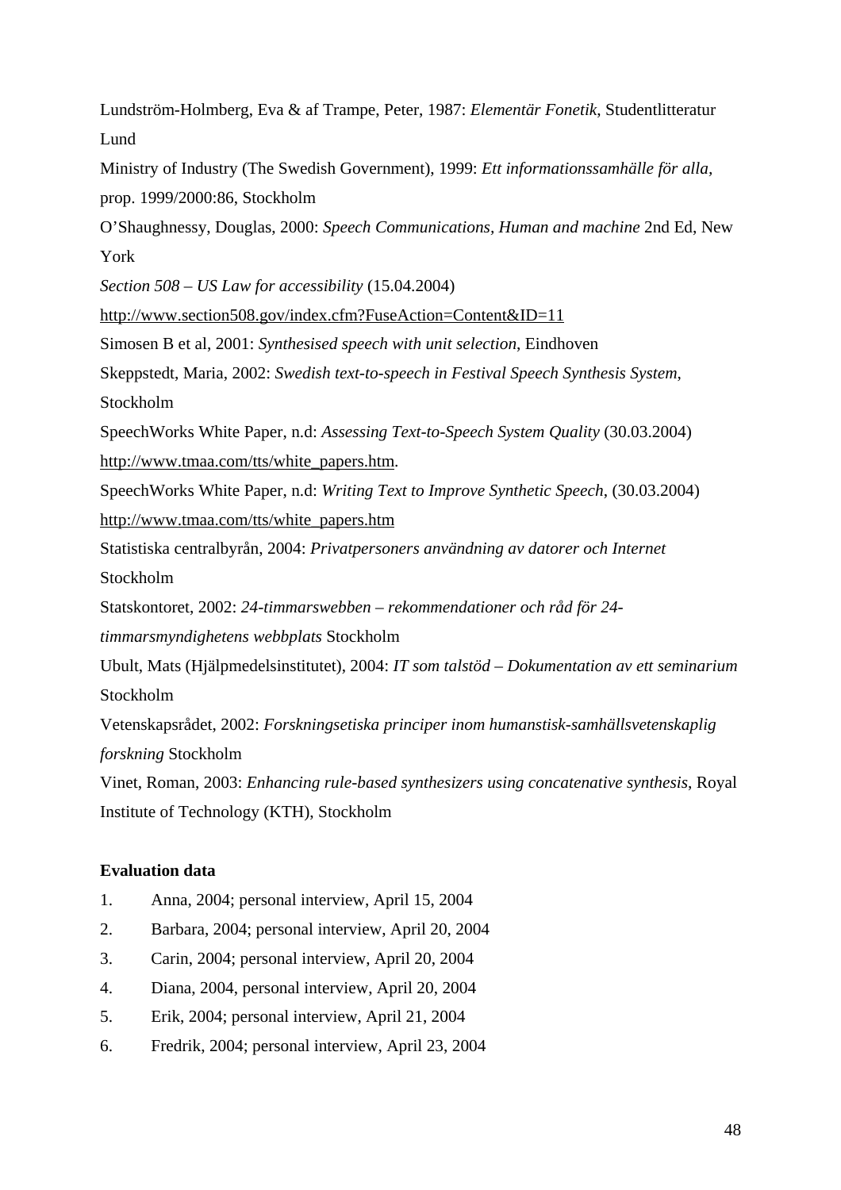Lundström-Holmberg, Eva & af Trampe, Peter, 1987: *Elementär Fonetik*, Studentlitteratur Lund

Ministry of Industry (The Swedish Government), 1999: *Ett informationssamhälle för alla*, prop. 1999/2000:86, Stockholm

O'Shaughnessy, Douglas, 2000: *Speech Communications, Human and machine* 2nd Ed, New York

*Section 508 – US Law for accessibility* (15.04.2004) http://www.section508.gov/index.cfm?FuseAction=Content&ID=11

Simosen B et al, 2001: *Synthesised speech with unit selection*, Eindhoven

Skeppstedt, Maria, 2002: *Swedish text-to-speech in Festival Speech Synthesis System*, Stockholm

SpeechWorks White Paper, n.d: *Assessing Text-to-Speech System Quality* (30.03.2004) http://www.tmaa.com/tts/white_papers.htm.

SpeechWorks White Paper, n.d: *Writing Text to Improve Synthetic Speech*, (30.03.2004) http://www.tmaa.com/tts/white_papers.htm

Statistiska centralbyrån, 2004: *Privatpersoners användning av datorer och Internet* Stockholm

Statskontoret, 2002: *24-timmarswebben – rekommendationer och råd för 24-timmarsmyndighetens webbplats* Stockholm

Ubult, Mats (Hjälpmedelsinstitutet), 2004: *IT som talstöd – Dokumentation av ett seminarium* Stockholm

Vetenskapsrådet, 2002: *Forskningsetiska principer inom humanstisk-samhällsvetenskaplig forskning* Stockholm

Vinet, Roman, 2003: *Enhancing rule-based synthesizers using concatenative synthesis*, Royal Institute of Technology (KTH), Stockholm

**Evaluation data**

1. Anna, 2004; personal interview, April 15, 2004
2. Barbara, 2004; personal interview, April 20, 2004
3. Carin, 2004; personal interview, April 20, 2004
4. Diana, 2004, personal interview, April 20, 2004
5. Erik, 2004; personal interview, April 21, 2004
6. Fredrik, 2004; personal interview, April 23, 2004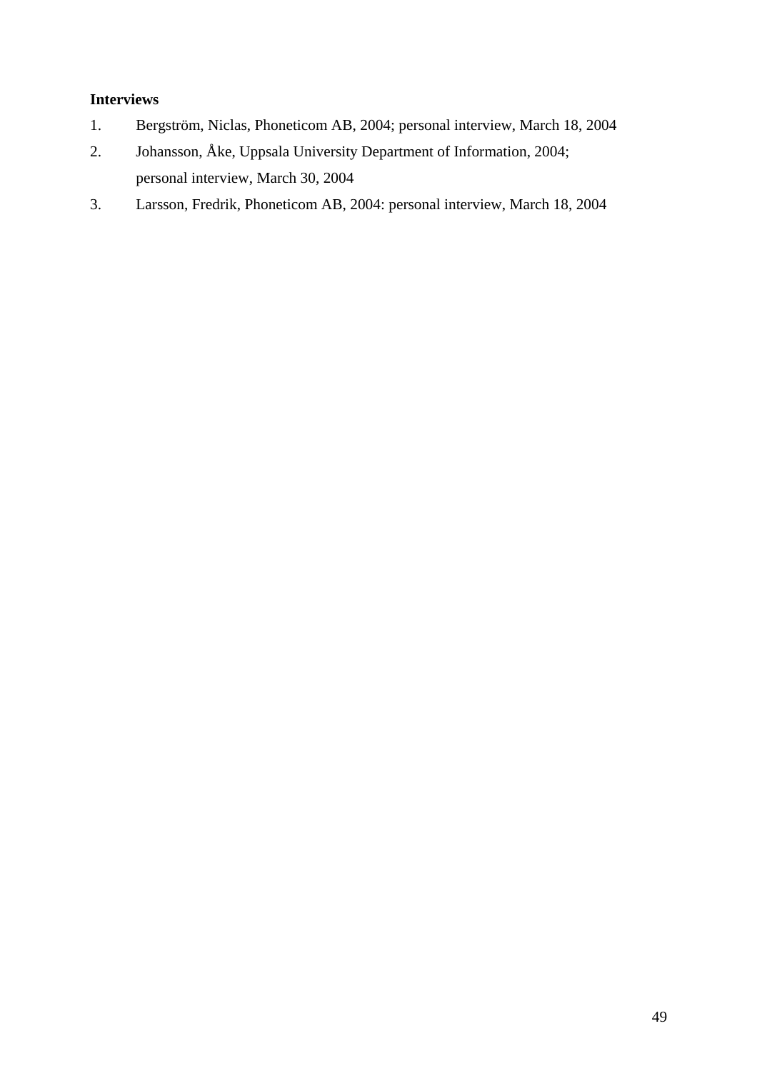**Interviews**

1. Bergström, Niclas, Phoneticom AB, 2004; personal interview, March 18, 2004
2. Johansson, Åke, Uppsala University Department of Information, 2004; personal interview, March 30, 2004
3. Larsson, Fredrik, Phoneticom AB, 2004: personal interview, March 18, 2004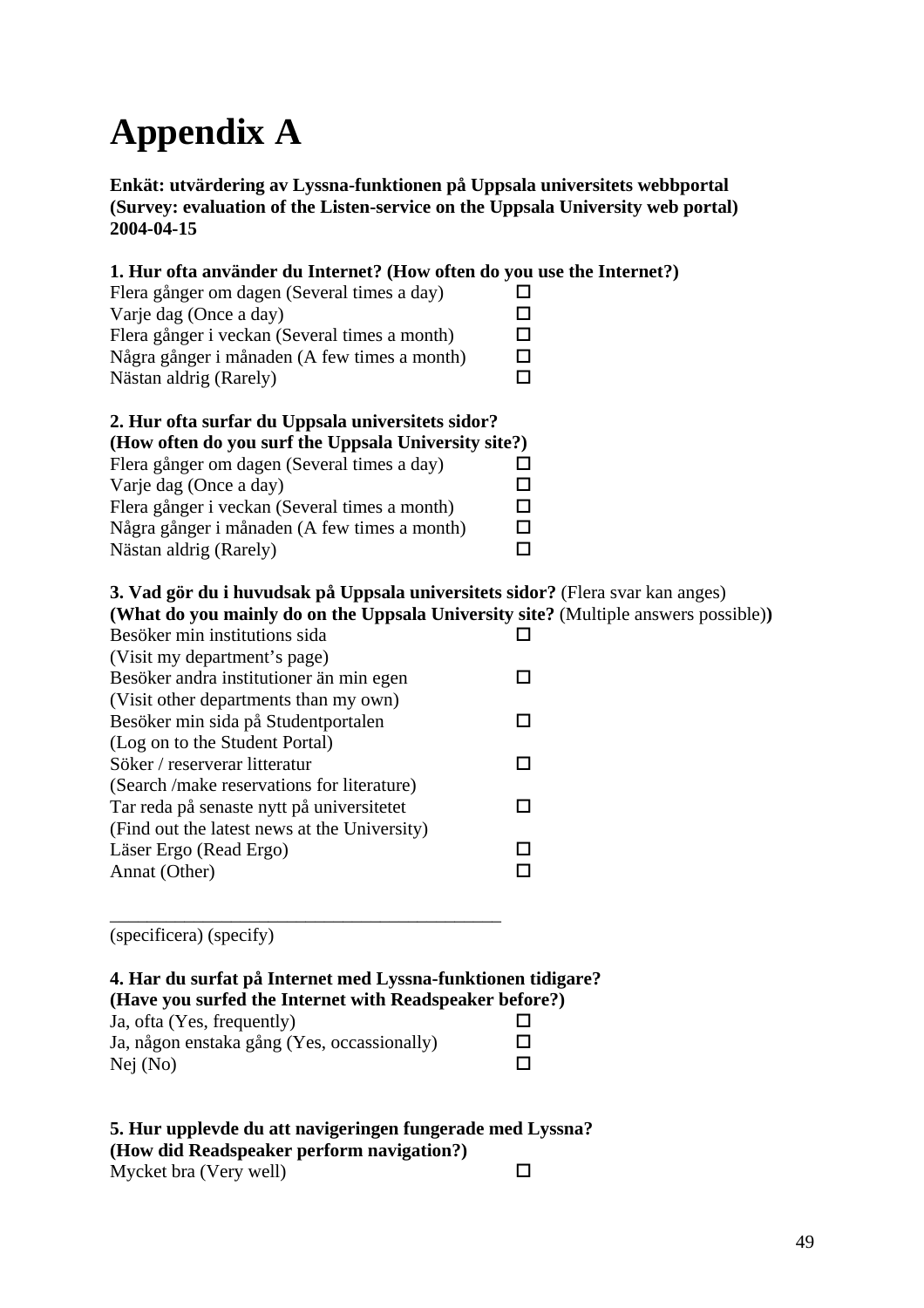# Appendix A

**Enkät: utvärdering av Lyssna-funktionen på Uppsala universitets webbportal**
**(Survey: evaluation of the Listen-service on the Uppsala University web portal)**
**2004-04-15**

**1. Hur ofta använder du Internet? (How often do you use the Internet?)**

Flera gånger om dagen (Several times a day) ☐
Varje dag (Once a day) ☐
Flera gånger i veckan (Several times a month) ☐
Några gånger i månaden (A few times a month) ☐
Nästan aldrig (Rarely) ☐

**2. Hur ofta surfar du Uppsala universitets sidor?**
**(How often do you surf the Uppsala University site?)**

Flera gånger om dagen (Several times a day) ☐
Varje dag (Once a day) ☐
Flera gånger i veckan (Several times a month) ☐
Några gånger i månaden (A few times a month) ☐
Nästan aldrig (Rarely) ☐

**3. Vad gör du i huvudsak på Uppsala universitets sidor?** (Flera svar kan anges)
**(What do you mainly do on the Uppsala University site?** (Multiple answers possible)**)**

Besöker min institutions sida ☐
(Visit my department's page)
Besöker andra institutioner än min egen ☐
(Visit other departments than my own)
Besöker min sida på Studentportalen ☐
(Log on to the Student Portal)
Söker / reserverar litteratur ☐
(Search /make reservations for literature)
Tar reda på senaste nytt på universitetet ☐
(Find out the latest news at the University)
Läser Ergo (Read Ergo) ☐
Annat (Other) ☐

_____________________________________________
(specificera) (specify)

**4. Har du surfat på Internet med Lyssna-funktionen tidigare?**
**(Have you surfed the Internet with Readspeaker before?)**

Ja, ofta (Yes, frequently) ☐
Ja, någon enstaka gång (Yes, occassionally) ☐
Nej (No) ☐

**5. Hur upplevde du att navigeringen fungerade med Lyssna?**
**(How did Readspeaker perform navigation?)**

Mycket bra (Very well) ☐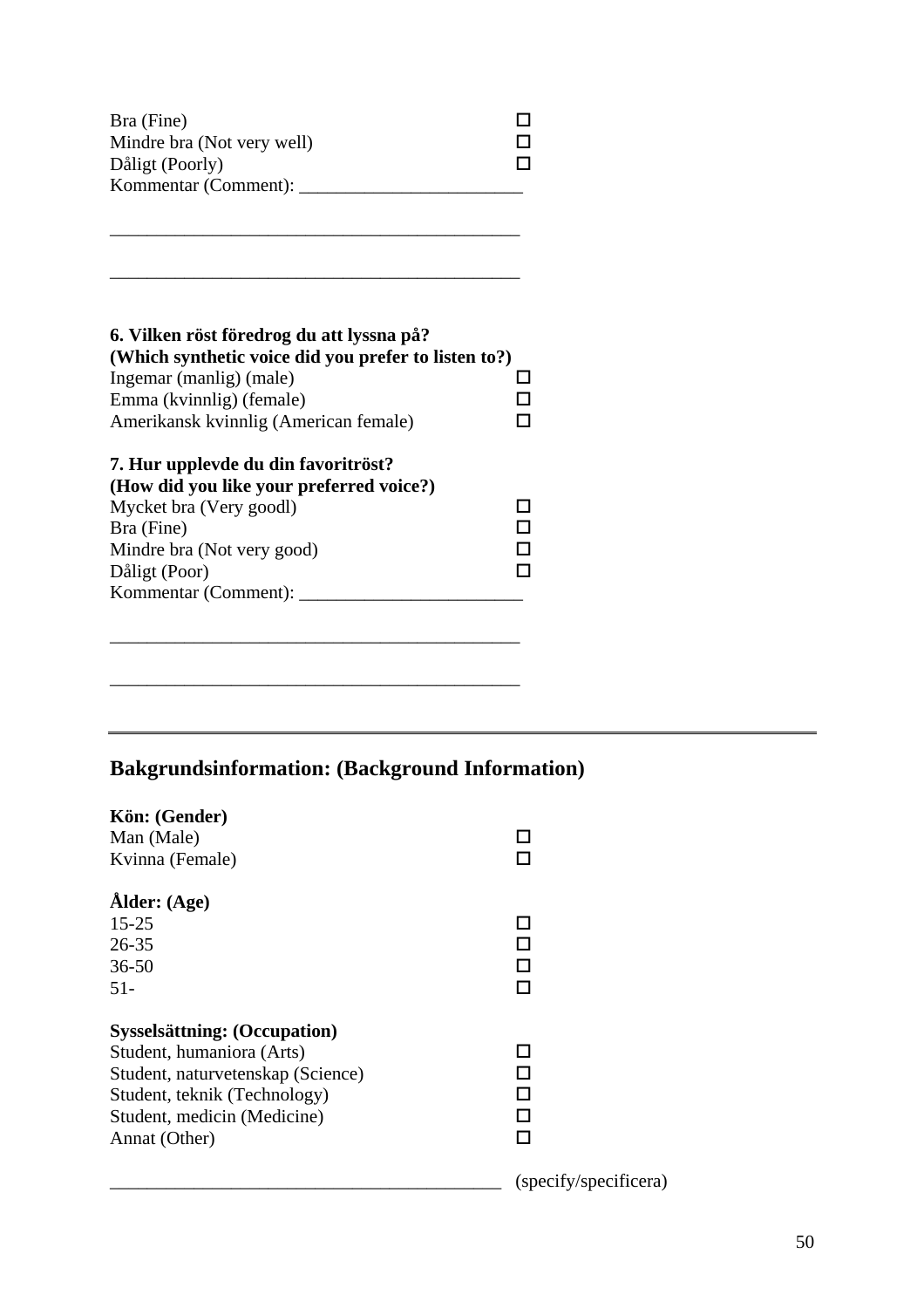Bra (Fine) ☐
Mindre bra (Not very well) ☐
Dåligt (Poorly) ☐
Kommentar (Comment): ________________________

____________________________________________

____________________________________________

**6. Vilken röst föredrog du att lyssna på?**
**(Which synthetic voice did you prefer to listen to?)**

Ingemar (manlig) (male) ☐
Emma (kvinnlig) (female) ☐
Amerikansk kvinnlig (American female) ☐

**7. Hur upplevde du din favoritröst?**
**(How did you like your preferred voice?)**

Mycket bra (Very goodl) ☐
Bra (Fine) ☐
Mindre bra (Not very good) ☐
Dåligt (Poor) ☐
Kommentar (Comment): ________________________

____________________________________________

____________________________________________

---

## Bakgrundsinformation: (Background Information)

**Kön: (Gender)**

Man (Male) ☐
Kvinna (Female) ☐

**Ålder: (Age)**

15-25 ☐
26-35 ☐
36-50 ☐
51- ☐

**Sysselsättning: (Occupation)**

Student, humaniora (Arts) ☐
Student, naturvetenskap (Science) ☐
Student, teknik (Technology) ☐
Student, medicin (Medicine) ☐
Annat (Other) ☐

__________________________________________ (specify/specificera)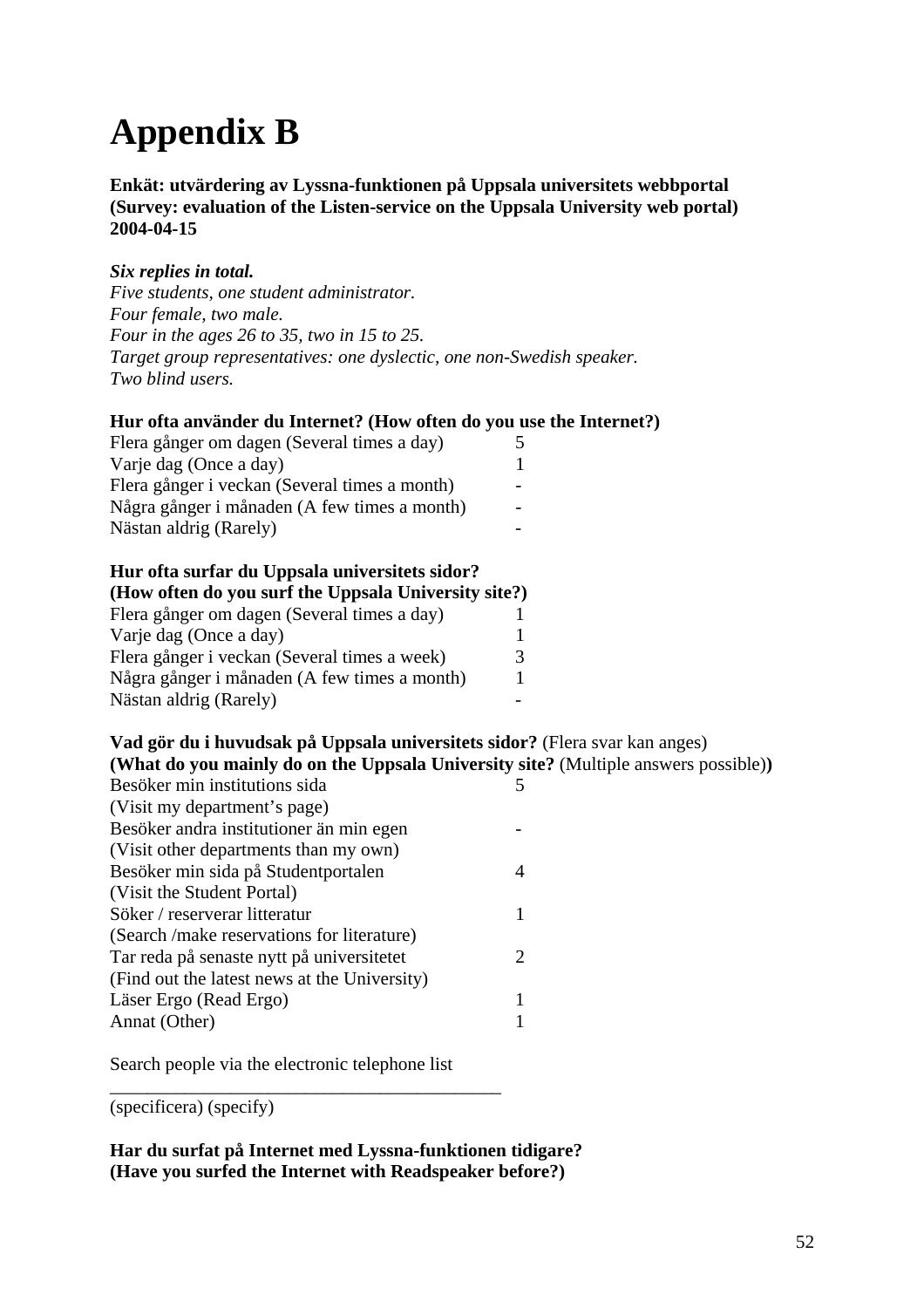# Appendix B

**Enkät: utvärdering av Lyssna-funktionen på Uppsala universitets webbportal (Survey: evaluation of the Listen-service on the Uppsala University web portal) 2004-04-15**

***Six replies in total.***
*Five students, one student administrator.*
*Four female, two male.*
*Four in the ages 26 to 35, two in 15 to 25.*
*Target group representatives: one dyslectic, one non-Swedish speaker.*
*Two blind users.*

**Hur ofta använder du Internet? (How often do you use the Internet?)**

| | |
|---|---|
| Flera gånger om dagen (Several times a day) | 5 |
| Varje dag (Once a day) | 1 |
| Flera gånger i veckan (Several times a month) | - |
| Några gånger i månaden (A few times a month) | - |
| Nästan aldrig (Rarely) | - |

**Hur ofta surfar du Uppsala universitets sidor? (How often do you surf the Uppsala University site?)**

| | |
|---|---|
| Flera gånger om dagen (Several times a day) | 1 |
| Varje dag (Once a day) | 1 |
| Flera gånger i veckan (Several times a week) | 3 |
| Några gånger i månaden (A few times a month) | 1 |
| Nästan aldrig (Rarely) | - |

**Vad gör du i huvudsak på Uppsala universitets sidor?** (Flera svar kan anges)
**(What do you mainly do on the Uppsala University site?** (Multiple answers possible)**)**

| | |
|---|---|
| Besöker min institutions sida (Visit my department's page) | 5 |
| Besöker andra institutioner än min egen (Visit other departments than my own) | - |
| Besöker min sida på Studentportalen (Visit the Student Portal) | 4 |
| Söker / reserverar litteratur (Search /make reservations for literature) | 1 |
| Tar reda på senaste nytt på universitetet (Find out the latest news at the University) | 2 |
| Läser Ergo (Read Ergo) | 1 |
| Annat (Other) | 1 |

Search people via the electronic telephone list
\_\_\_\_\_\_\_\_\_\_\_\_\_\_\_\_\_\_\_\_\_\_\_\_\_\_\_\_\_\_\_\_\_\_\_\_\_\_\_\_\_\_
(specificera) (specify)

**Har du surfat på Internet med Lyssna-funktionen tidigare?**
**(Have you surfed the Internet with Readspeaker before?)**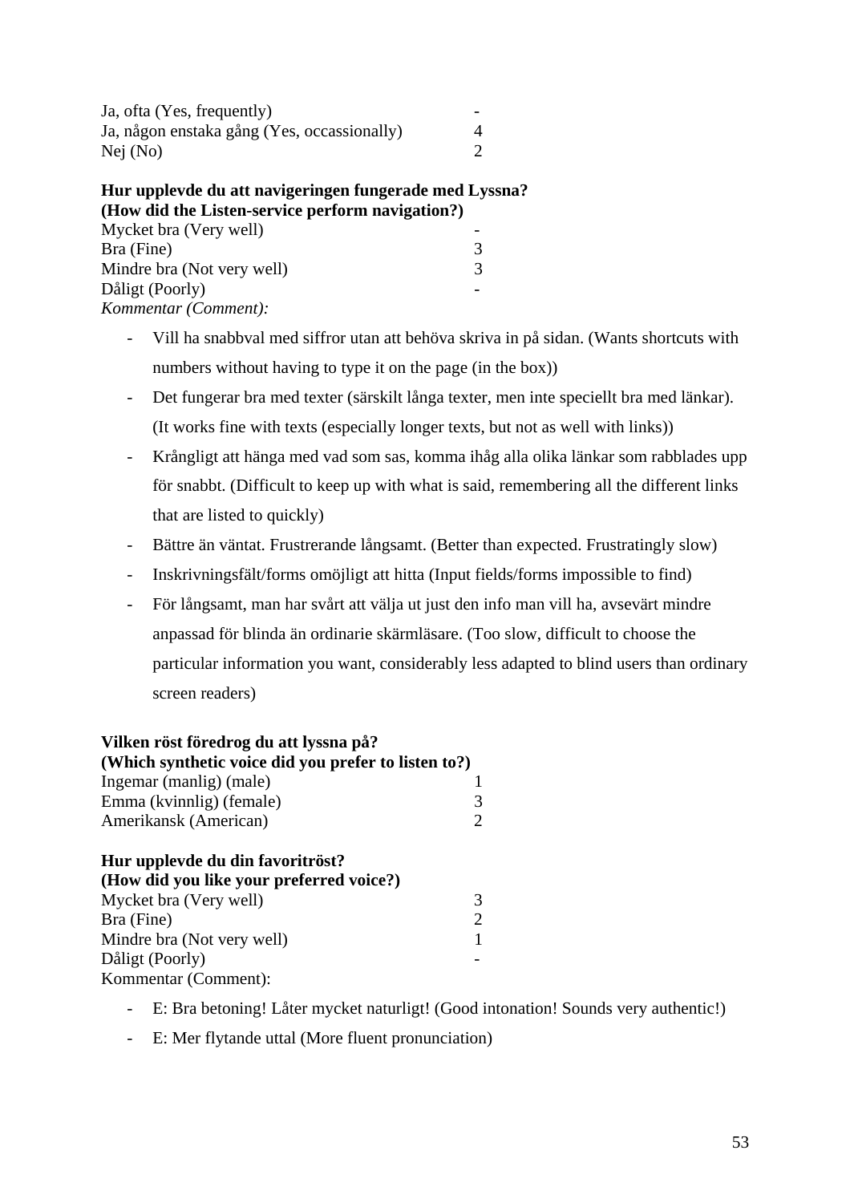| | |
|---|---|
| Ja, ofta (Yes, frequently) | - |
| Ja, någon enstaka gång (Yes, occassionally) | 4 |
| Nej (No) | 2 |

**Hur upplevde du att navigeringen fungerade med Lyssna?**
**(How did the Listen-service perform navigation?)**

| | |
|---|---|
| Mycket bra (Very well) | - |
| Bra (Fine) | 3 |
| Mindre bra (Not very well) | 3 |
| Dåligt (Poorly) | - |

*Kommentar (Comment):*

- Vill ha snabbval med siffror utan att behöva skriva in på sidan. (Wants shortcuts with numbers without having to type it on the page (in the box))
- Det fungerar bra med texter (särskilt långa texter, men inte speciellt bra med länkar). (It works fine with texts (especially longer texts, but not as well with links))
- Krångligt att hänga med vad som sas, komma ihåg alla olika länkar som rabblades upp för snabbt. (Difficult to keep up with what is said, remembering all the different links that are listed to quickly)
- Bättre än väntat. Frustrerande långsamt. (Better than expected. Frustratingly slow)
- Inskrivningsfält/forms omöjligt att hitta (Input fields/forms impossible to find)
- För långsamt, man har svårt att välja ut just den info man vill ha, avsevärt mindre anpassad för blinda än ordinarie skärmläsare. (Too slow, difficult to choose the particular information you want, considerably less adapted to blind users than ordinary screen readers)

**Vilken röst föredrog du att lyssna på?**
**(Which synthetic voice did you prefer to listen to?)**

| | |
|---|---|
| Ingemar (manlig) (male) | 1 |
| Emma (kvinnlig) (female) | 3 |
| Amerikansk (American) | 2 |

**Hur upplevde du din favoritröst?**
**(How did you like your preferred voice?)**

| | |
|---|---|
| Mycket bra (Very well) | 3 |
| Bra (Fine) | 2 |
| Mindre bra (Not very well) | 1 |
| Dåligt (Poorly) | - |

Kommentar (Comment):

- E: Bra betoning! Låter mycket naturligt! (Good intonation! Sounds very authentic!)
- E: Mer flytande uttal (More fluent pronunciation)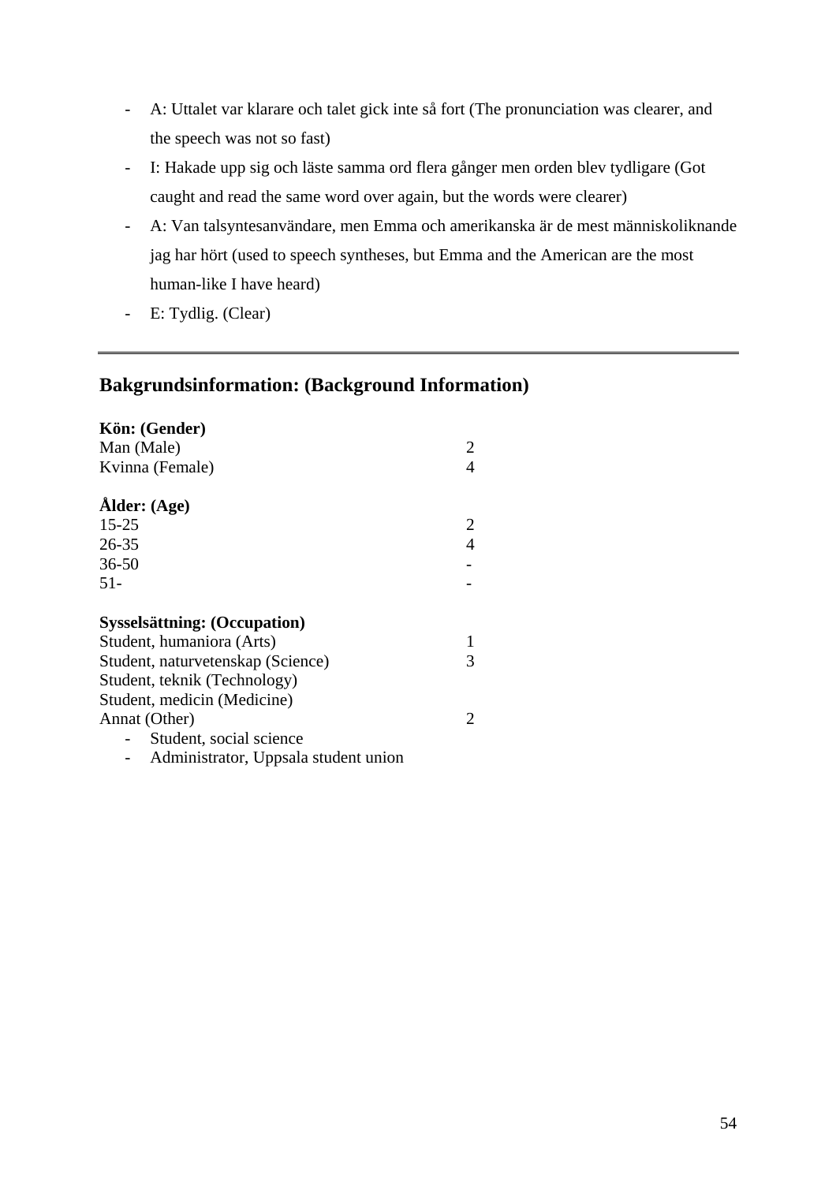- A: Uttalet var klarare och talet gick inte så fort (The pronunciation was clearer, and the speech was not so fast)
- I: Hakade upp sig och läste samma ord flera gånger men orden blev tydligare (Got caught and read the same word over again, but the words were clearer)
- A: Van talsyntesanvändare, men Emma och amerikanska är de mest människoliknande jag har hört (used to speech syntheses, but Emma and the American are the most human-like I have heard)
- E: Tydlig. (Clear)

---

## Bakgrundsinformation: (Background Information)

| **Kön: (Gender)** | |
|---|---|
| Man (Male) | 2 |
| Kvinna (Female) | 4 |

| **Ålder: (Age)** | |
|---|---|
| 15-25 | 2 |
| 26-35 | 4 |
| 36-50 | - |
| 51- | - |

| **Sysselsättning: (Occupation)** | |
|---|---|
| Student, humaniora (Arts) | 1 |
| Student, naturvetenskap (Science) | 3 |
| Student, teknik (Technology) | |
| Student, medicin (Medicine) | |
| Annat (Other) | 2 |

- Student, social science
- Administrator, Uppsala student union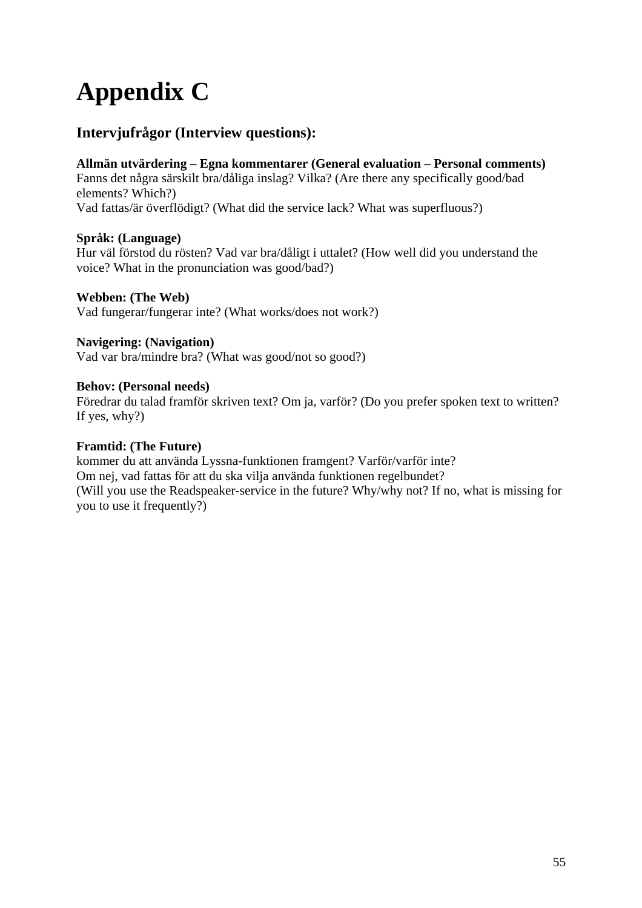# Appendix C

## Intervjufrågor (Interview questions):

**Allmän utvärdering – Egna kommentarer (General evaluation – Personal comments)**
Fanns det några särskilt bra/dåliga inslag? Vilka? (Are there any specifically good/bad elements? Which?)
Vad fattas/är överflödigt? (What did the service lack? What was superfluous?)

**Språk: (Language)**
Hur väl förstod du rösten? Vad var bra/dåligt i uttalet? (How well did you understand the voice? What in the pronunciation was good/bad?)

**Webben: (The Web)**
Vad fungerar/fungerar inte? (What works/does not work?)

**Navigering: (Navigation)**
Vad var bra/mindre bra? (What was good/not so good?)

**Behov: (Personal needs)**
Föredrar du talad framför skriven text? Om ja, varför? (Do you prefer spoken text to written? If yes, why?)

**Framtid: (The Future)**
kommer du att använda Lyssna-funktionen framgent? Varför/varför inte?
Om nej, vad fattas för att du ska vilja använda funktionen regelbundet?
(Will you use the Readspeaker-service in the future? Why/why not? If no, what is missing for you to use it frequently?)